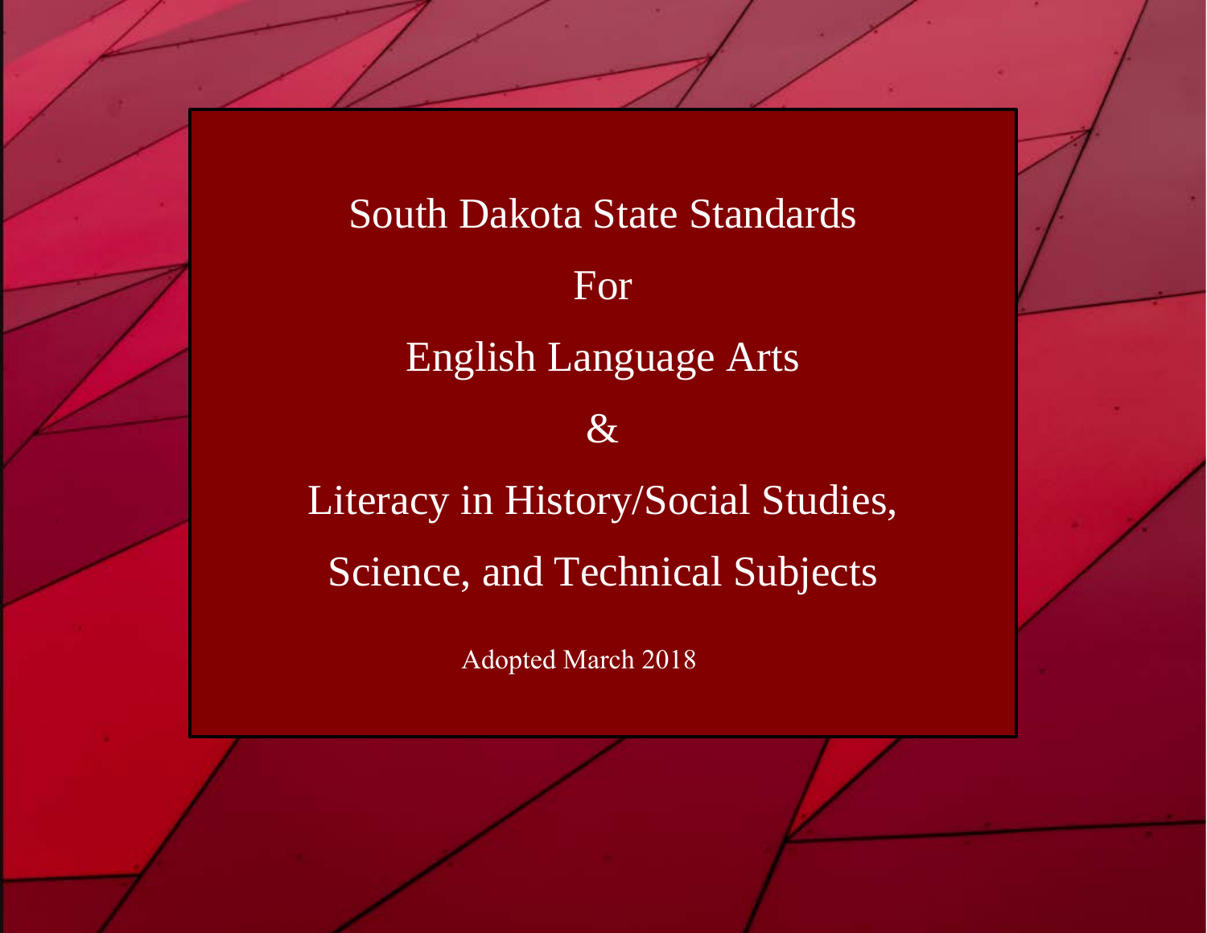# South Dakota State Standards

# For

# English Language Arts

# &

# Literacy in History/Social Studies, Science, and Technical Subjects

Adopted March 2018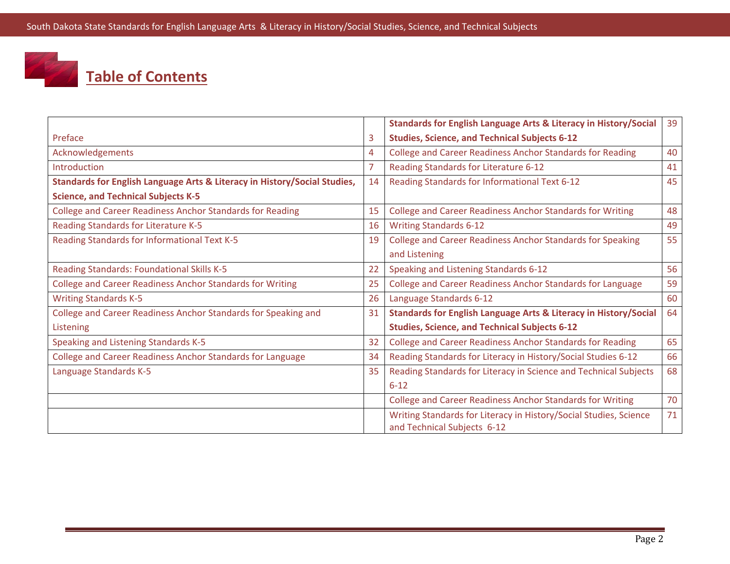# Table of Contents

| | | | |
|---|---|---|---|
| Preface | 3 | **Standards for English Language Arts & Literacy in History/Social Studies, Science, and Technical Subjects 6-12** | 39 |
| Acknowledgements | 4 | College and Career Readiness Anchor Standards for Reading | 40 |
| Introduction | 7 | Reading Standards for Literature 6-12 | 41 |
| **Standards for English Language Arts & Literacy in History/Social Studies, Science, and Technical Subjects K-5** | 14 | Reading Standards for Informational Text 6-12 | 45 |
| College and Career Readiness Anchor Standards for Reading | 15 | College and Career Readiness Anchor Standards for Writing | 48 |
| Reading Standards for Literature K-5 | 16 | Writing Standards 6-12 | 49 |
| Reading Standards for Informational Text K-5 | 19 | College and Career Readiness Anchor Standards for Speaking and Listening | 55 |
| Reading Standards: Foundational Skills K-5 | 22 | Speaking and Listening Standards 6-12 | 56 |
| College and Career Readiness Anchor Standards for Writing | 25 | College and Career Readiness Anchor Standards for Language | 59 |
| Writing Standards K-5 | 26 | Language Standards 6-12 | 60 |
| College and Career Readiness Anchor Standards for Speaking and Listening | 31 | **Standards for English Language Arts & Literacy in History/Social Studies, Science, and Technical Subjects 6-12** | 64 |
| Speaking and Listening Standards K-5 | 32 | College and Career Readiness Anchor Standards for Reading | 65 |
| College and Career Readiness Anchor Standards for Language | 34 | Reading Standards for Literacy in History/Social Studies 6-12 | 66 |
| Language Standards K-5 | 35 | Reading Standards for Literacy in Science and Technical Subjects 6-12 | 68 |
| | | College and Career Readiness Anchor Standards for Writing | 70 |
| | | Writing Standards for Literacy in History/Social Studies, Science and Technical Subjects 6-12 | 71 |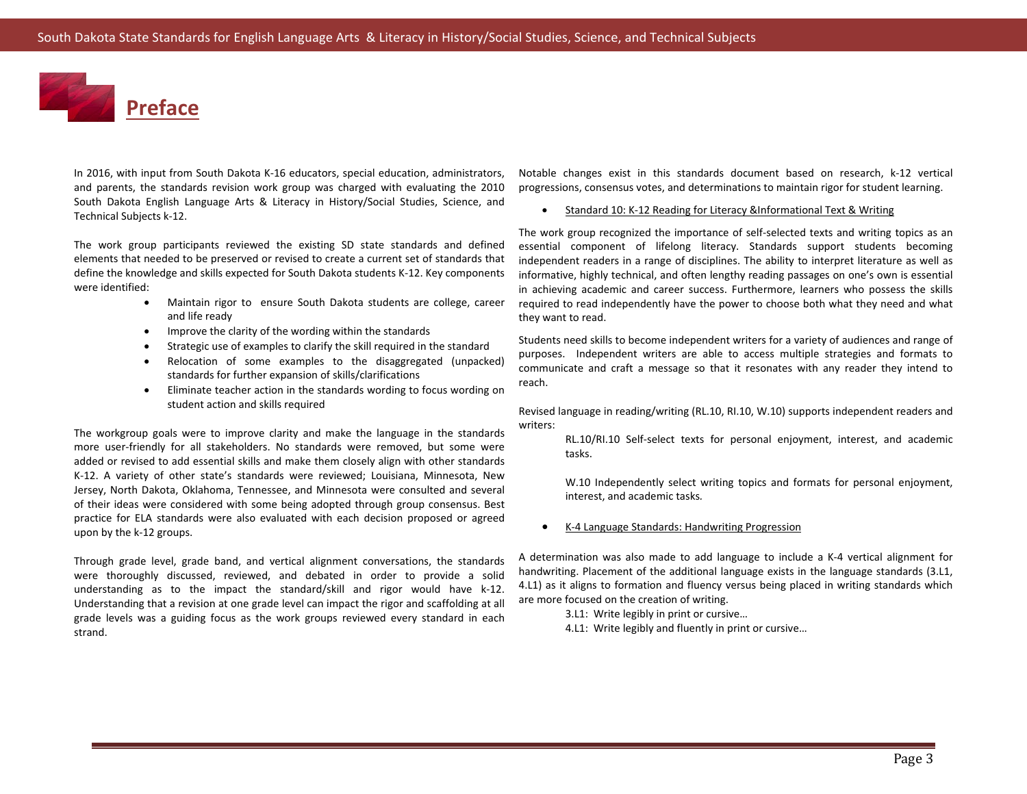# Preface

In 2016, with input from South Dakota K-16 educators, special education, administrators, and parents, the standards revision work group was charged with evaluating the 2010 South Dakota English Language Arts & Literacy in History/Social Studies, Science, and Technical Subjects k-12.

The work group participants reviewed the existing SD state standards and defined elements that needed to be preserved or revised to create a current set of standards that define the knowledge and skills expected for South Dakota students K-12. Key components were identified:

- Maintain rigor to ensure South Dakota students are college, career and life ready
- Improve the clarity of the wording within the standards
- Strategic use of examples to clarify the skill required in the standard
- Relocation of some examples to the disaggregated (unpacked) standards for further expansion of skills/clarifications
- Eliminate teacher action in the standards wording to focus wording on student action and skills required

The workgroup goals were to improve clarity and make the language in the standards more user-friendly for all stakeholders. No standards were removed, but some were added or revised to add essential skills and make them closely align with other standards K-12. A variety of other state's standards were reviewed; Louisiana, Minnesota, New Jersey, North Dakota, Oklahoma, Tennessee, and Minnesota were consulted and several of their ideas were considered with some being adopted through group consensus. Best practice for ELA standards were also evaluated with each decision proposed or agreed upon by the k-12 groups.

Through grade level, grade band, and vertical alignment conversations, the standards were thoroughly discussed, reviewed, and debated in order to provide a solid understanding as to the impact the standard/skill and rigor would have k-12. Understanding that a revision at one grade level can impact the rigor and scaffolding at all grade levels was a guiding focus as the work groups reviewed every standard in each strand.

Notable changes exist in this standards document based on research, k-12 vertical progressions, consensus votes, and determinations to maintain rigor for student learning.

- Standard 10: K-12 Reading for Literacy &Informational Text & Writing

The work group recognized the importance of self-selected texts and writing topics as an essential component of lifelong literacy. Standards support students becoming independent readers in a range of disciplines. The ability to interpret literature as well as informative, highly technical, and often lengthy reading passages on one's own is essential in achieving academic and career success. Furthermore, learners who possess the skills required to read independently have the power to choose both what they need and what they want to read.

Students need skills to become independent writers for a variety of audiences and range of purposes. Independent writers are able to access multiple strategies and formats to communicate and craft a message so that it resonates with any reader they intend to reach.

Revised language in reading/writing (RL.10, RI.10, W.10) supports independent readers and writers:

> RL.10/RI.10 Self-select texts for personal enjoyment, interest, and academic tasks.
>
> W.10 Independently select writing topics and formats for personal enjoyment, interest, and academic tasks.

- K-4 Language Standards: Handwriting Progression

A determination was also made to add language to include a K-4 vertical alignment for handwriting. Placement of the additional language exists in the language standards (3.L1, 4.L1) as it aligns to formation and fluency versus being placed in writing standards which are more focused on the creation of writing.

> 3.L1: Write legibly in print or cursive…
>
> 4.L1: Write legibly and fluently in print or cursive…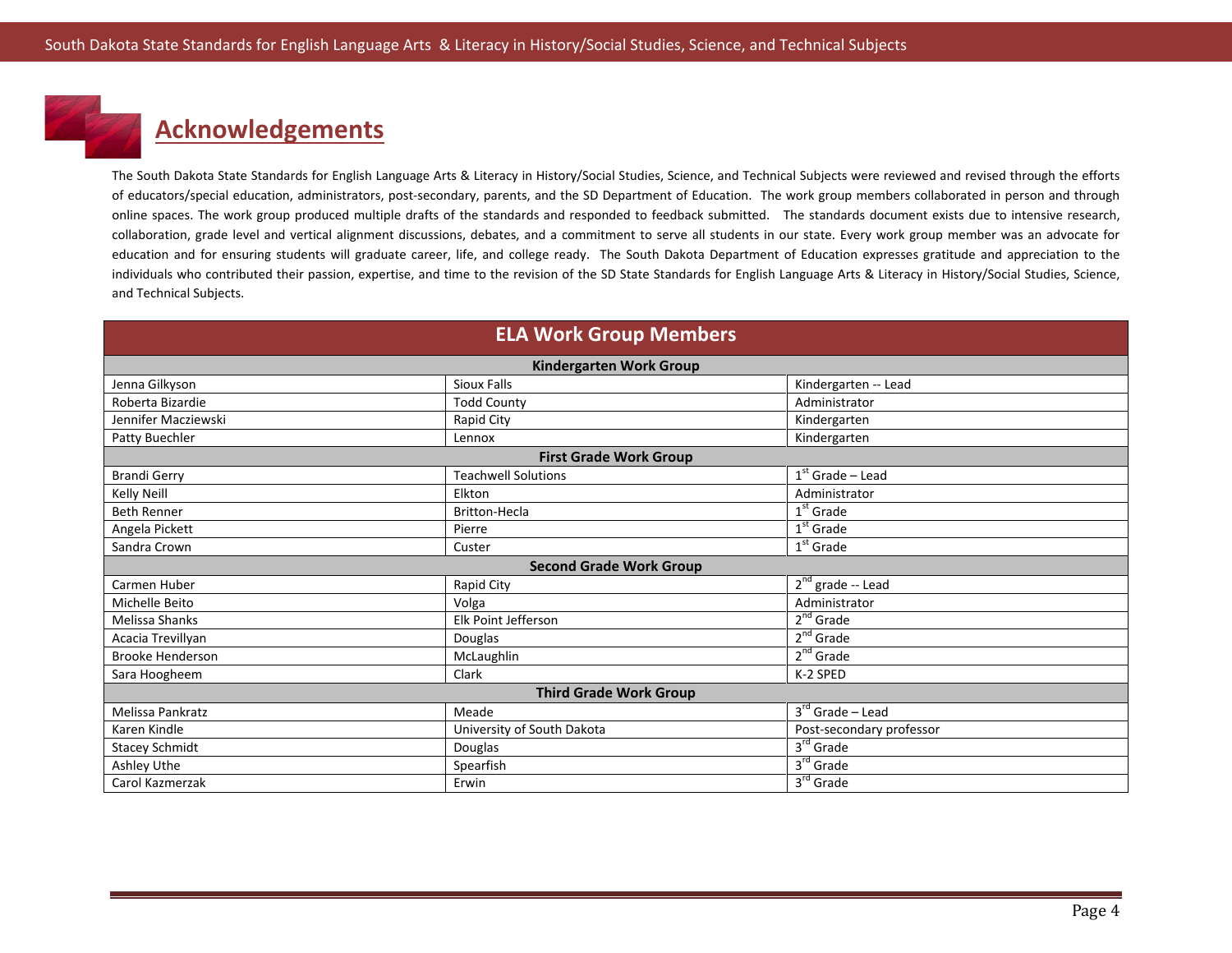# Acknowledgements

The South Dakota State Standards for English Language Arts & Literacy in History/Social Studies, Science, and Technical Subjects were reviewed and revised through the efforts of educators/special education, administrators, post-secondary, parents, and the SD Department of Education. The work group members collaborated in person and through online spaces. The work group produced multiple drafts of the standards and responded to feedback submitted. The standards document exists due to intensive research, collaboration, grade level and vertical alignment discussions, debates, and a commitment to serve all students in our state. Every work group member was an advocate for education and for ensuring students will graduate career, life, and college ready. The South Dakota Department of Education expresses gratitude and appreciation to the individuals who contributed their passion, expertise, and time to the revision of the SD State Standards for English Language Arts & Literacy in History/Social Studies, Science, and Technical Subjects.

| ELA Work Group Members | | |
|---|---|---|
| **Kindergarten Work Group** | | |
| Jenna Gilkyson | Sioux Falls | Kindergarten -- Lead |
| Roberta Bizardie | Todd County | Administrator |
| Jennifer Macziewski | Rapid City | Kindergarten |
| Patty Buechler | Lennox | Kindergarten |
| **First Grade Work Group** | | |
| Brandi Gerry | Teachwell Solutions | 1st Grade – Lead |
| Kelly Neill | Elkton | Administrator |
| Beth Renner | Britton-Hecla | 1st Grade |
| Angela Pickett | Pierre | 1st Grade |
| Sandra Crown | Custer | 1st Grade |
| **Second Grade Work Group** | | |
| Carmen Huber | Rapid City | 2nd grade -- Lead |
| Michelle Beito | Volga | Administrator |
| Melissa Shanks | Elk Point Jefferson | 2nd Grade |
| Acacia Trevillyan | Douglas | 2nd Grade |
| Brooke Henderson | McLaughlin | 2nd Grade |
| Sara Hoogheem | Clark | K-2 SPED |
| **Third Grade Work Group** | | |
| Melissa Pankratz | Meade | 3rd Grade – Lead |
| Karen Kindle | University of South Dakota | Post-secondary professor |
| Stacey Schmidt | Douglas | 3rd Grade |
| Ashley Uthe | Spearfish | 3rd Grade |
| Carol Kazmerzak | Erwin | 3rd Grade |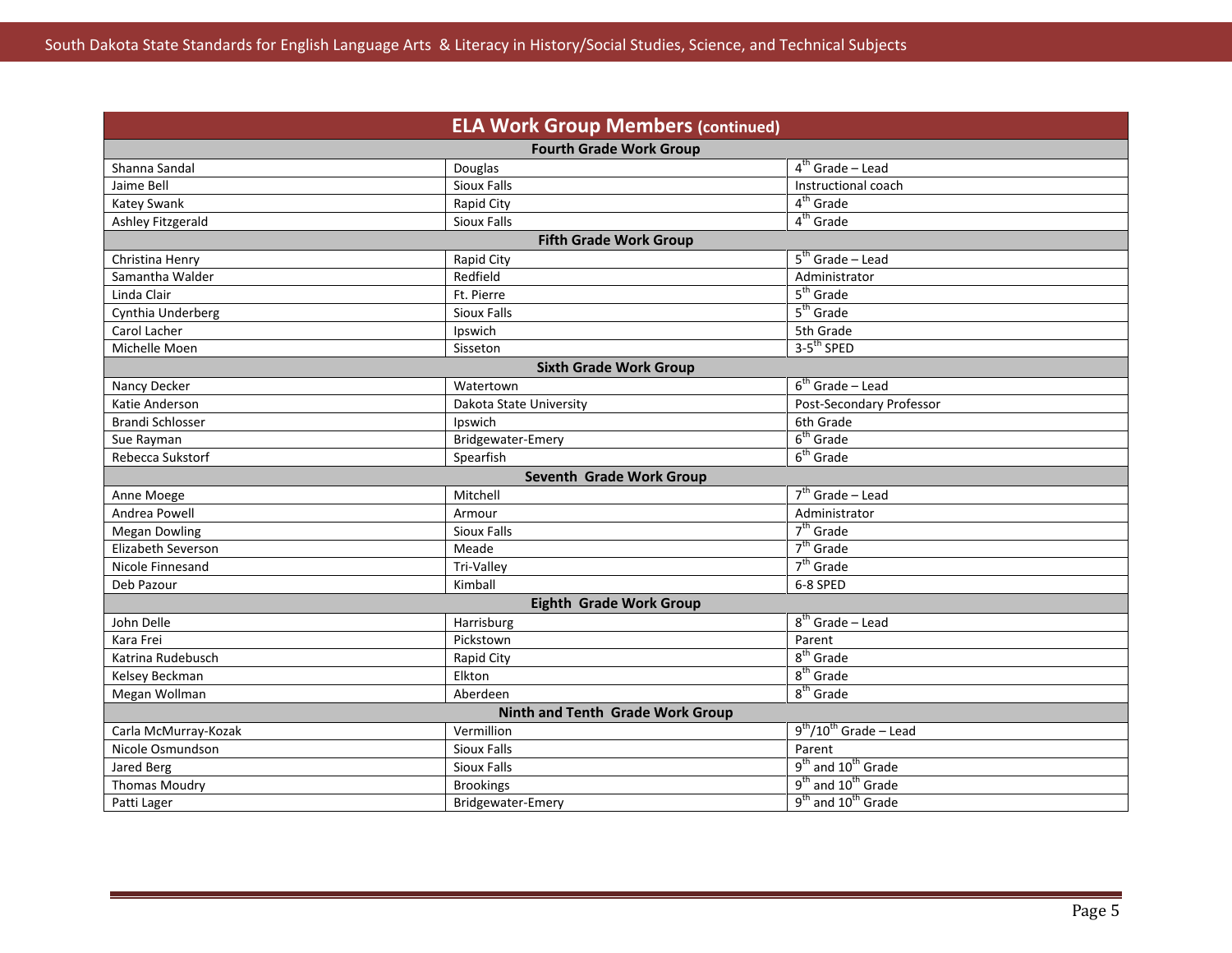| ELA Work Group Members (continued) | | |
|---|---|---|
| **Fourth Grade Work Group** | | |
| Shanna Sandal | Douglas | 4th Grade – Lead |
| Jaime Bell | Sioux Falls | Instructional coach |
| Katey Swank | Rapid City | 4th Grade |
| Ashley Fitzgerald | Sioux Falls | 4th Grade |
| **Fifth Grade Work Group** | | |
| Christina Henry | Rapid City | 5th Grade – Lead |
| Samantha Walder | Redfield | Administrator |
| Linda Clair | Ft. Pierre | 5th Grade |
| Cynthia Underberg | Sioux Falls | 5th Grade |
| Carol Lacher | Ipswich | 5th Grade |
| Michelle Moen | Sisseton | 3-5th SPED |
| **Sixth Grade Work Group** | | |
| Nancy Decker | Watertown | 6th Grade – Lead |
| Katie Anderson | Dakota State University | Post-Secondary Professor |
| Brandi Schlosser | Ipswich | 6th Grade |
| Sue Rayman | Bridgewater-Emery | 6th Grade |
| Rebecca Sukstorf | Spearfish | 6th Grade |
| **Seventh Grade Work Group** | | |
| Anne Moege | Mitchell | 7th Grade – Lead |
| Andrea Powell | Armour | Administrator |
| Megan Dowling | Sioux Falls | 7th Grade |
| Elizabeth Severson | Meade | 7th Grade |
| Nicole Finnesand | Tri-Valley | 7th Grade |
| Deb Pazour | Kimball | 6-8 SPED |
| **Eighth Grade Work Group** | | |
| John Delle | Harrisburg | 8th Grade – Lead |
| Kara Frei | Pickstown | Parent |
| Katrina Rudebusch | Rapid City | 8th Grade |
| Kelsey Beckman | Elkton | 8th Grade |
| Megan Wollman | Aberdeen | 8th Grade |
| **Ninth and Tenth Grade Work Group** | | |
| Carla McMurray-Kozak | Vermillion | 9th/10th Grade – Lead |
| Nicole Osmundson | Sioux Falls | Parent |
| Jared Berg | Sioux Falls | 9th and 10th Grade |
| Thomas Moudry | Brookings | 9th and 10th Grade |
| Patti Lager | Bridgewater-Emery | 9th and 10th Grade |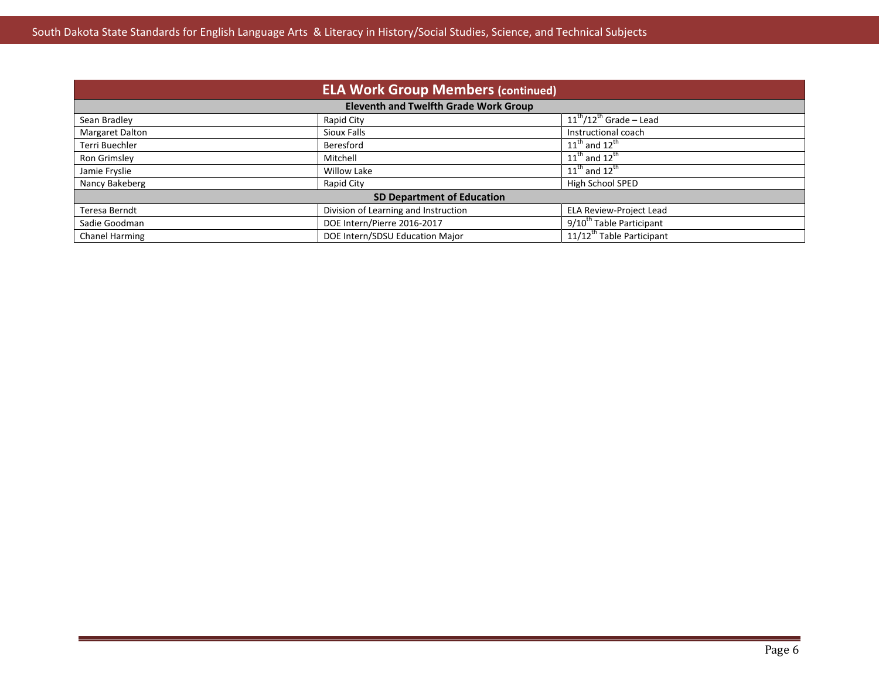| ELA Work Group Members (continued) | | |
|---|---|---|
| **Eleventh and Twelfth Grade Work Group** | | |
| Sean Bradley | Rapid City | $11^{th}/12^{th}$ Grade – Lead |
| Margaret Dalton | Sioux Falls | Instructional coach |
| Terri Buechler | Beresford | $11^{th}$ and $12^{th}$ |
| Ron Grimsley | Mitchell | $11^{th}$ and $12^{th}$ |
| Jamie Fryslie | Willow Lake | $11^{th}$ and $12^{th}$ |
| Nancy Bakeberg | Rapid City | High School SPED |
| **SD Department of Education** | | |
| Teresa Berndt | Division of Learning and Instruction | ELA Review-Project Lead |
| Sadie Goodman | DOE Intern/Pierre 2016-2017 | $9/10^{th}$ Table Participant |
| Chanel Harming | DOE Intern/SDSU Education Major | $11/12^{th}$ Table Participant |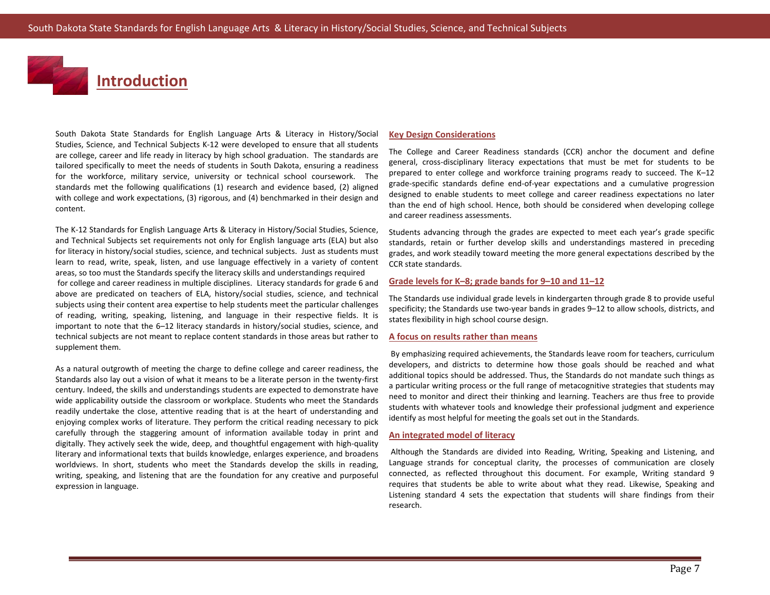# Introduction

South Dakota State Standards for English Language Arts & Literacy in History/Social Studies, Science, and Technical Subjects K-12 were developed to ensure that all students are college, career and life ready in literacy by high school graduation. The standards are tailored specifically to meet the needs of students in South Dakota, ensuring a readiness for the workforce, military service, university or technical school coursework. The standards met the following qualifications (1) research and evidence based, (2) aligned with college and work expectations, (3) rigorous, and (4) benchmarked in their design and content.

The K-12 Standards for English Language Arts & Literacy in History/Social Studies, Science, and Technical Subjects set requirements not only for English language arts (ELA) but also for literacy in history/social studies, science, and technical subjects. Just as students must learn to read, write, speak, listen, and use language effectively in a variety of content areas, so too must the Standards specify the literacy skills and understandings required for college and career readiness in multiple disciplines. Literacy standards for grade 6 and above are predicated on teachers of ELA, history/social studies, science, and technical subjects using their content area expertise to help students meet the particular challenges of reading, writing, speaking, listening, and language in their respective fields. It is important to note that the 6–12 literacy standards in history/social studies, science, and technical subjects are not meant to replace content standards in those areas but rather to supplement them.

As a natural outgrowth of meeting the charge to define college and career readiness, the Standards also lay out a vision of what it means to be a literate person in the twenty-first century. Indeed, the skills and understandings students are expected to demonstrate have wide applicability outside the classroom or workplace. Students who meet the Standards readily undertake the close, attentive reading that is at the heart of understanding and enjoying complex works of literature. They perform the critical reading necessary to pick carefully through the staggering amount of information available today in print and digitally. They actively seek the wide, deep, and thoughtful engagement with high-quality literary and informational texts that builds knowledge, enlarges experience, and broadens worldviews. In short, students who meet the Standards develop the skills in reading, writing, speaking, and listening that are the foundation for any creative and purposeful expression in language.

## Key Design Considerations

The College and Career Readiness standards (CCR) anchor the document and define general, cross-disciplinary literacy expectations that must be met for students to be prepared to enter college and workforce training programs ready to succeed. The K–12 grade-specific standards define end-of-year expectations and a cumulative progression designed to enable students to meet college and career readiness expectations no later than the end of high school. Hence, both should be considered when developing college and career readiness assessments.

Students advancing through the grades are expected to meet each year's grade specific standards, retain or further develop skills and understandings mastered in preceding grades, and work steadily toward meeting the more general expectations described by the CCR state standards.

## Grade levels for K–8; grade bands for 9–10 and 11–12

The Standards use individual grade levels in kindergarten through grade 8 to provide useful specificity; the Standards use two-year bands in grades 9–12 to allow schools, districts, and states flexibility in high school course design.

## A focus on results rather than means

By emphasizing required achievements, the Standards leave room for teachers, curriculum developers, and districts to determine how those goals should be reached and what additional topics should be addressed. Thus, the Standards do not mandate such things as a particular writing process or the full range of metacognitive strategies that students may need to monitor and direct their thinking and learning. Teachers are thus free to provide students with whatever tools and knowledge their professional judgment and experience identify as most helpful for meeting the goals set out in the Standards.

## An integrated model of literacy

Although the Standards are divided into Reading, Writing, Speaking and Listening, and Language strands for conceptual clarity, the processes of communication are closely connected, as reflected throughout this document. For example, Writing standard 9 requires that students be able to write about what they read. Likewise, Speaking and Listening standard 4 sets the expectation that students will share findings from their research.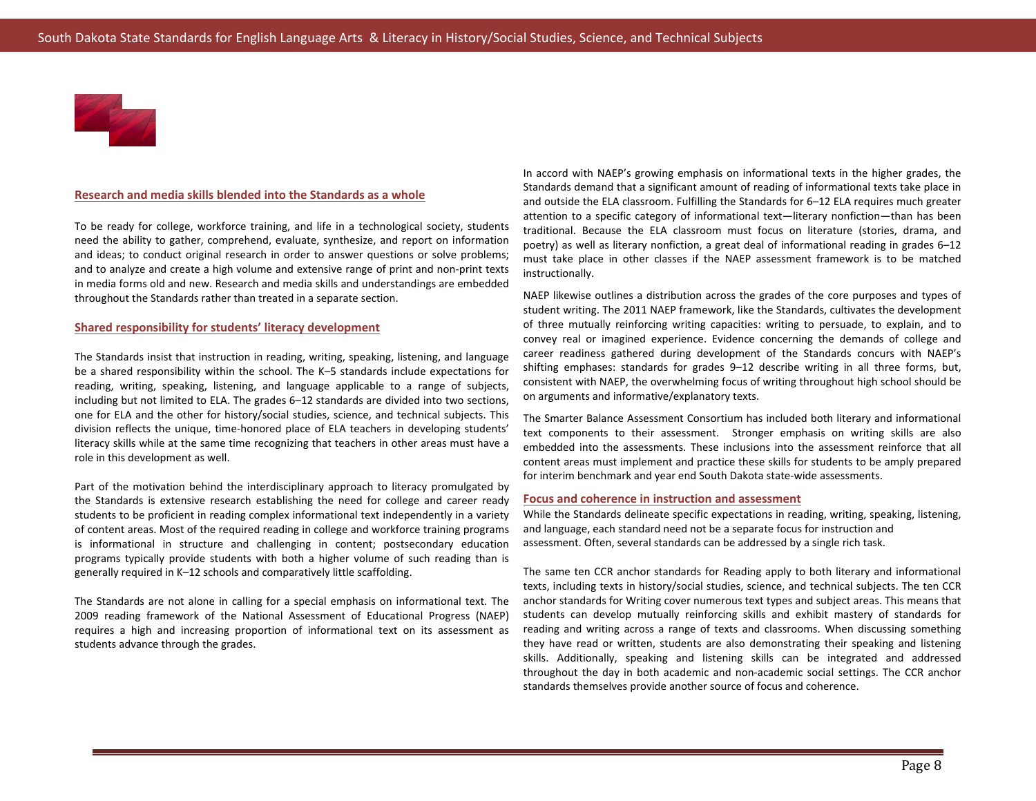## Research and media skills blended into the Standards as a whole

To be ready for college, workforce training, and life in a technological society, students need the ability to gather, comprehend, evaluate, synthesize, and report on information and ideas; to conduct original research in order to answer questions or solve problems; and to analyze and create a high volume and extensive range of print and non-print texts in media forms old and new. Research and media skills and understandings are embedded throughout the Standards rather than treated in a separate section.

## Shared responsibility for students' literacy development

The Standards insist that instruction in reading, writing, speaking, listening, and language be a shared responsibility within the school. The K–5 standards include expectations for reading, writing, speaking, listening, and language applicable to a range of subjects, including but not limited to ELA. The grades 6–12 standards are divided into two sections, one for ELA and the other for history/social studies, science, and technical subjects. This division reflects the unique, time-honored place of ELA teachers in developing students' literacy skills while at the same time recognizing that teachers in other areas must have a role in this development as well.

Part of the motivation behind the interdisciplinary approach to literacy promulgated by the Standards is extensive research establishing the need for college and career ready students to be proficient in reading complex informational text independently in a variety of content areas. Most of the required reading in college and workforce training programs is informational in structure and challenging in content; postsecondary education programs typically provide students with both a higher volume of such reading than is generally required in K–12 schools and comparatively little scaffolding.

The Standards are not alone in calling for a special emphasis on informational text. The 2009 reading framework of the National Assessment of Educational Progress (NAEP) requires a high and increasing proportion of informational text on its assessment as students advance through the grades.

In accord with NAEP's growing emphasis on informational texts in the higher grades, the Standards demand that a significant amount of reading of informational texts take place in and outside the ELA classroom. Fulfilling the Standards for 6–12 ELA requires much greater attention to a specific category of informational text—literary nonfiction—than has been traditional. Because the ELA classroom must focus on literature (stories, drama, and poetry) as well as literary nonfiction, a great deal of informational reading in grades 6–12 must take place in other classes if the NAEP assessment framework is to be matched instructionally.

NAEP likewise outlines a distribution across the grades of the core purposes and types of student writing. The 2011 NAEP framework, like the Standards, cultivates the development of three mutually reinforcing writing capacities: writing to persuade, to explain, and to convey real or imagined experience. Evidence concerning the demands of college and career readiness gathered during development of the Standards concurs with NAEP's shifting emphases: standards for grades 9–12 describe writing in all three forms, but, consistent with NAEP, the overwhelming focus of writing throughout high school should be on arguments and informative/explanatory texts.

The Smarter Balance Assessment Consortium has included both literary and informational text components to their assessment. Stronger emphasis on writing skills are also embedded into the assessments. These inclusions into the assessment reinforce that all content areas must implement and practice these skills for students to be amply prepared for interim benchmark and year end South Dakota state-wide assessments.

## Focus and coherence in instruction and assessment

While the Standards delineate specific expectations in reading, writing, speaking, listening, and language, each standard need not be a separate focus for instruction and assessment. Often, several standards can be addressed by a single rich task.

The same ten CCR anchor standards for Reading apply to both literary and informational texts, including texts in history/social studies, science, and technical subjects. The ten CCR anchor standards for Writing cover numerous text types and subject areas. This means that students can develop mutually reinforcing skills and exhibit mastery of standards for reading and writing across a range of texts and classrooms. When discussing something they have read or written, students are also demonstrating their speaking and listening skills. Additionally, speaking and listening skills can be integrated and addressed throughout the day in both academic and non-academic social settings. The CCR anchor standards themselves provide another source of focus and coherence.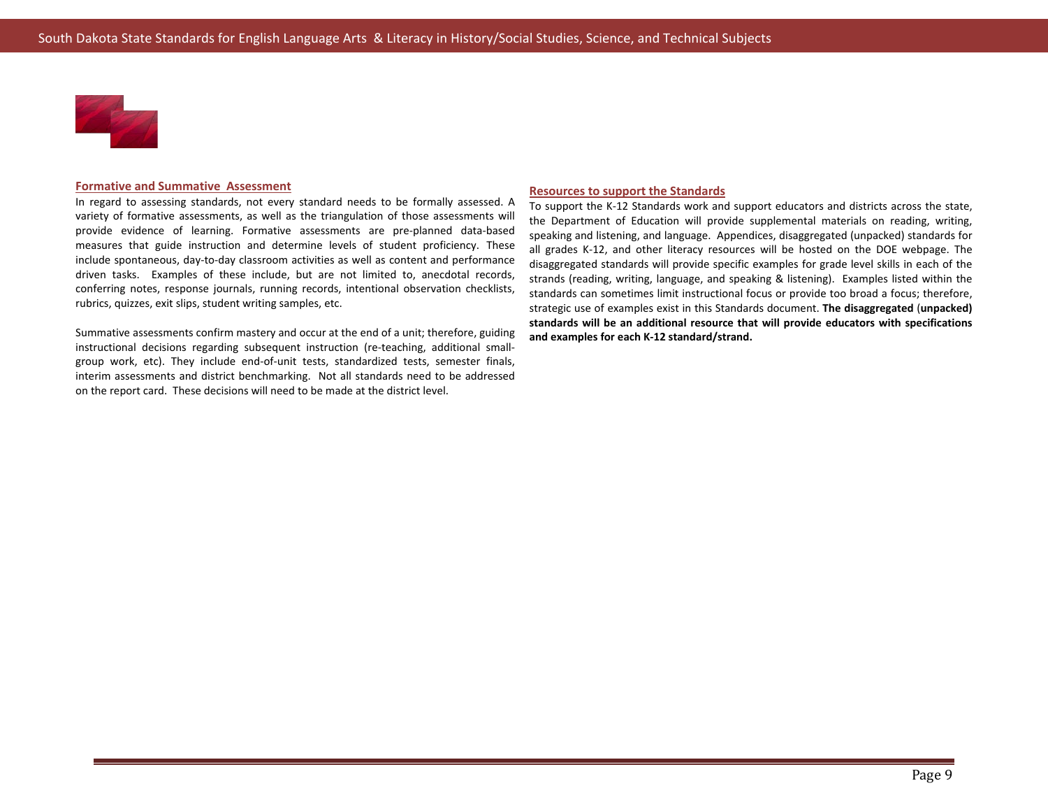## Formative and Summative Assessment

In regard to assessing standards, not every standard needs to be formally assessed. A variety of formative assessments, as well as the triangulation of those assessments will provide evidence of learning. Formative assessments are pre-planned data-based measures that guide instruction and determine levels of student proficiency. These include spontaneous, day-to-day classroom activities as well as content and performance driven tasks. Examples of these include, but are not limited to, anecdotal records, conferring notes, response journals, running records, intentional observation checklists, rubrics, quizzes, exit slips, student writing samples, etc.

Summative assessments confirm mastery and occur at the end of a unit; therefore, guiding instructional decisions regarding subsequent instruction (re-teaching, additional small-group work, etc). They include end-of-unit tests, standardized tests, semester finals, interim assessments and district benchmarking. Not all standards need to be addressed on the report card. These decisions will need to be made at the district level.

## Resources to support the Standards

To support the K-12 Standards work and support educators and districts across the state, the Department of Education will provide supplemental materials on reading, writing, speaking and listening, and language. Appendices, disaggregated (unpacked) standards for all grades K-12, and other literacy resources will be hosted on the DOE webpage. The disaggregated standards will provide specific examples for grade level skills in each of the strands (reading, writing, language, and speaking & listening). Examples listed within the standards can sometimes limit instructional focus or provide too broad a focus; therefore, strategic use of examples exist in this Standards document. **The disaggregated (unpacked) standards will be an additional resource that will provide educators with specifications and examples for each K-12 standard/strand.**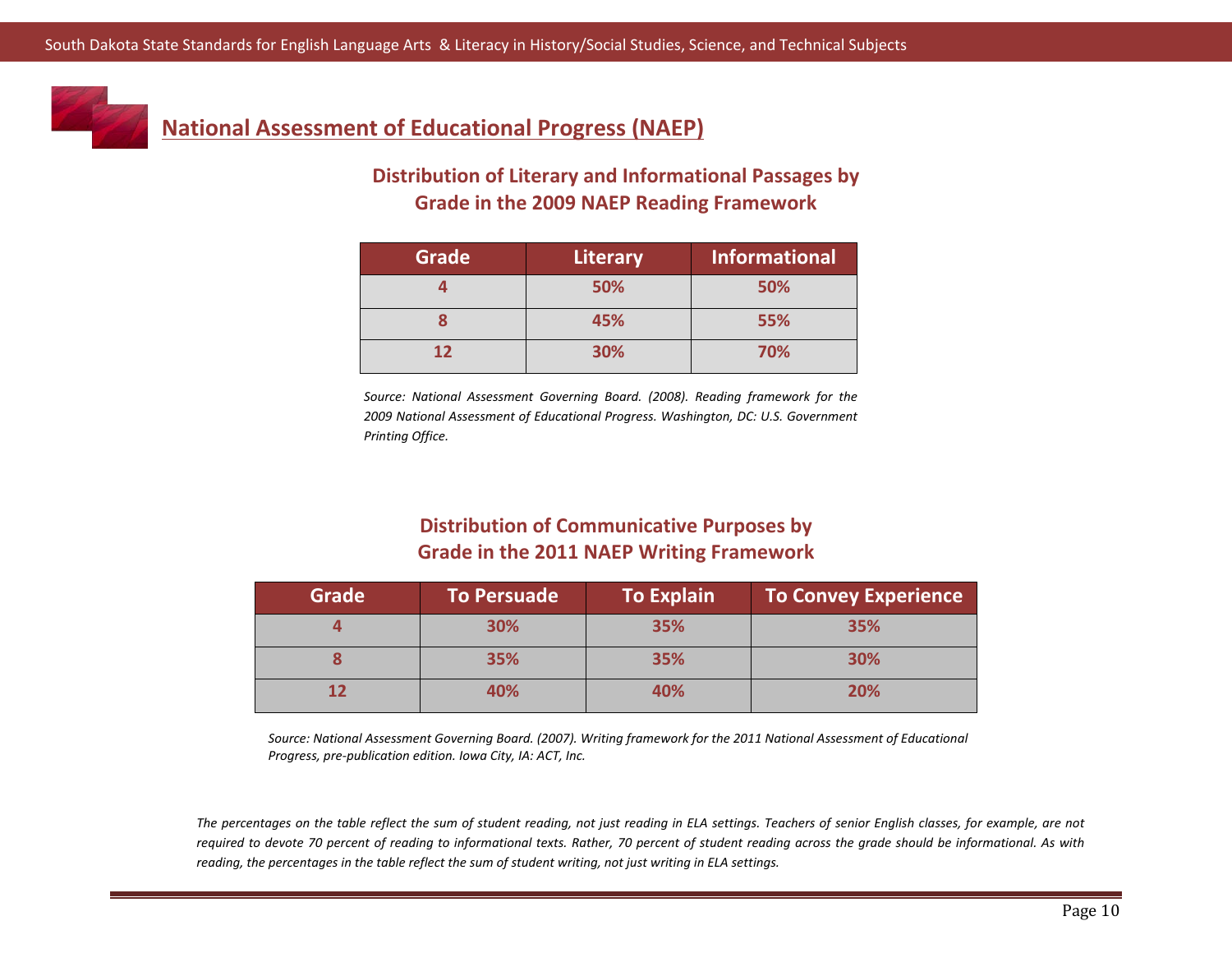## National Assessment of Educational Progress (NAEP)

### Distribution of Literary and Informational Passages by Grade in the 2009 NAEP Reading Framework

| Grade | Literary | Informational |
|---|---|---|
| 4 | 50% | 50% |
| 8 | 45% | 55% |
| 12 | 30% | 70% |

*Source: National Assessment Governing Board. (2008). Reading framework for the 2009 National Assessment of Educational Progress. Washington, DC: U.S. Government Printing Office.*

### Distribution of Communicative Purposes by Grade in the 2011 NAEP Writing Framework

| Grade | To Persuade | To Explain | To Convey Experience |
|---|---|---|---|
| 4 | 30% | 35% | 35% |
| 8 | 35% | 35% | 30% |
| 12 | 40% | 40% | 20% |

*Source: National Assessment Governing Board. (2007). Writing framework for the 2011 National Assessment of Educational Progress, pre-publication edition. Iowa City, IA: ACT, Inc.*

*The percentages on the table reflect the sum of student reading, not just reading in ELA settings. Teachers of senior English classes, for example, are not required to devote 70 percent of reading to informational texts. Rather, 70 percent of student reading across the grade should be informational. As with reading, the percentages in the table reflect the sum of student writing, not just writing in ELA settings.*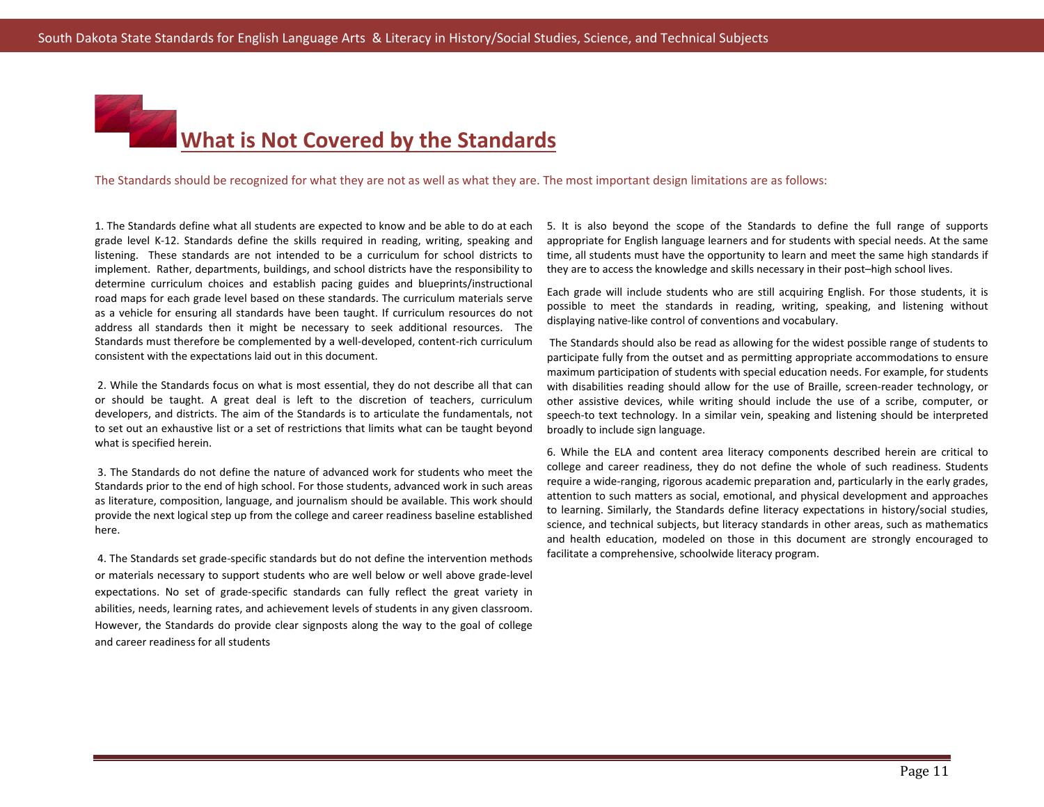## What is Not Covered by the Standards

The Standards should be recognized for what they are not as well as what they are. The most important design limitations are as follows:

1. The Standards define what all students are expected to know and be able to do at each grade level K-12. Standards define the skills required in reading, writing, speaking and listening. These standards are not intended to be a curriculum for school districts to implement. Rather, departments, buildings, and school districts have the responsibility to determine curriculum choices and establish pacing guides and blueprints/instructional road maps for each grade level based on these standards. The curriculum materials serve as a vehicle for ensuring all standards have been taught. If curriculum resources do not address all standards then it might be necessary to seek additional resources. The Standards must therefore be complemented by a well-developed, content-rich curriculum consistent with the expectations laid out in this document.

2. While the Standards focus on what is most essential, they do not describe all that can or should be taught. A great deal is left to the discretion of teachers, curriculum developers, and districts. The aim of the Standards is to articulate the fundamentals, not to set out an exhaustive list or a set of restrictions that limits what can be taught beyond what is specified herein.

3. The Standards do not define the nature of advanced work for students who meet the Standards prior to the end of high school. For those students, advanced work in such areas as literature, composition, language, and journalism should be available. This work should provide the next logical step up from the college and career readiness baseline established here.

4. The Standards set grade-specific standards but do not define the intervention methods or materials necessary to support students who are well below or well above grade-level expectations. No set of grade-specific standards can fully reflect the great variety in abilities, needs, learning rates, and achievement levels of students in any given classroom. However, the Standards do provide clear signposts along the way to the goal of college and career readiness for all students

5. It is also beyond the scope of the Standards to define the full range of supports appropriate for English language learners and for students with special needs. At the same time, all students must have the opportunity to learn and meet the same high standards if they are to access the knowledge and skills necessary in their post–high school lives.

Each grade will include students who are still acquiring English. For those students, it is possible to meet the standards in reading, writing, speaking, and listening without displaying native-like control of conventions and vocabulary.

The Standards should also be read as allowing for the widest possible range of students to participate fully from the outset and as permitting appropriate accommodations to ensure maximum participation of students with special education needs. For example, for students with disabilities reading should allow for the use of Braille, screen-reader technology, or other assistive devices, while writing should include the use of a scribe, computer, or speech-to text technology. In a similar vein, speaking and listening should be interpreted broadly to include sign language.

6. While the ELA and content area literacy components described herein are critical to college and career readiness, they do not define the whole of such readiness. Students require a wide-ranging, rigorous academic preparation and, particularly in the early grades, attention to such matters as social, emotional, and physical development and approaches to learning. Similarly, the Standards define literacy expectations in history/social studies, science, and technical subjects, but literacy standards in other areas, such as mathematics and health education, modeled on those in this document are strongly encouraged to facilitate a comprehensive, schoolwide literacy program.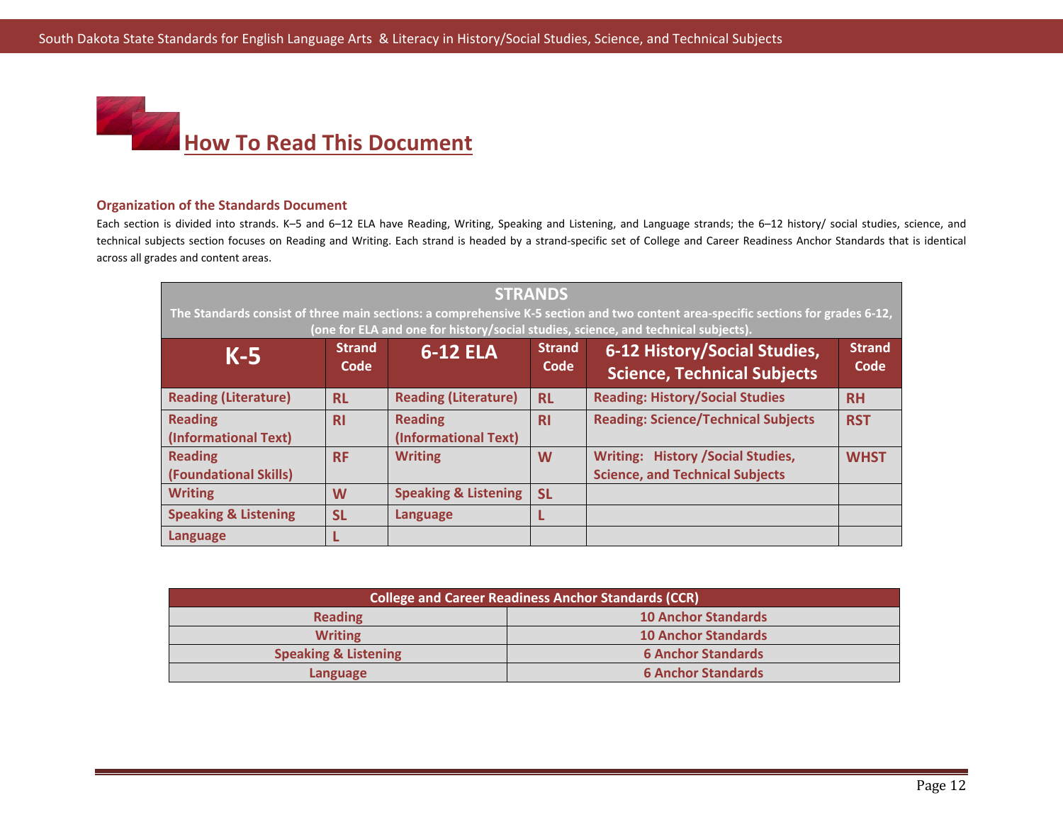# How To Read This Document

### Organization of the Standards Document

Each section is divided into strands. K–5 and 6–12 ELA have Reading, Writing, Speaking and Listening, and Language strands; the 6–12 history/ social studies, science, and technical subjects section focuses on Reading and Writing. Each strand is headed by a strand-specific set of College and Career Readiness Anchor Standards that is identical across all grades and content areas.

**STRANDS**

**The Standards consist of three main sections: a comprehensive K-5 section and two content area-specific sections for grades 6-12, (one for ELA and one for history/social studies, science, and technical subjects).**

| K-5 | Strand Code | 6-12 ELA | Strand Code | 6-12 History/Social Studies, Science, Technical Subjects | Strand Code |
|---|---|---|---|---|---|
| Reading (Literature) | RL | Reading (Literature) | RL | Reading: History/Social Studies | RH |
| Reading (Informational Text) | RI | Reading (Informational Text) | RI | Reading: Science/Technical Subjects | RST |
| Reading (Foundational Skills) | RF | Writing | W | Writing: History /Social Studies, Science, and Technical Subjects | WHST |
| Writing | W | Speaking & Listening | SL | | |
| Speaking & Listening | SL | Language | L | | |
| Language | L | | | | |

| College and Career Readiness Anchor Standards (CCR) | |
|---|---|
| Reading | 10 Anchor Standards |
| Writing | 10 Anchor Standards |
| Speaking & Listening | 6 Anchor Standards |
| Language | 6 Anchor Standards |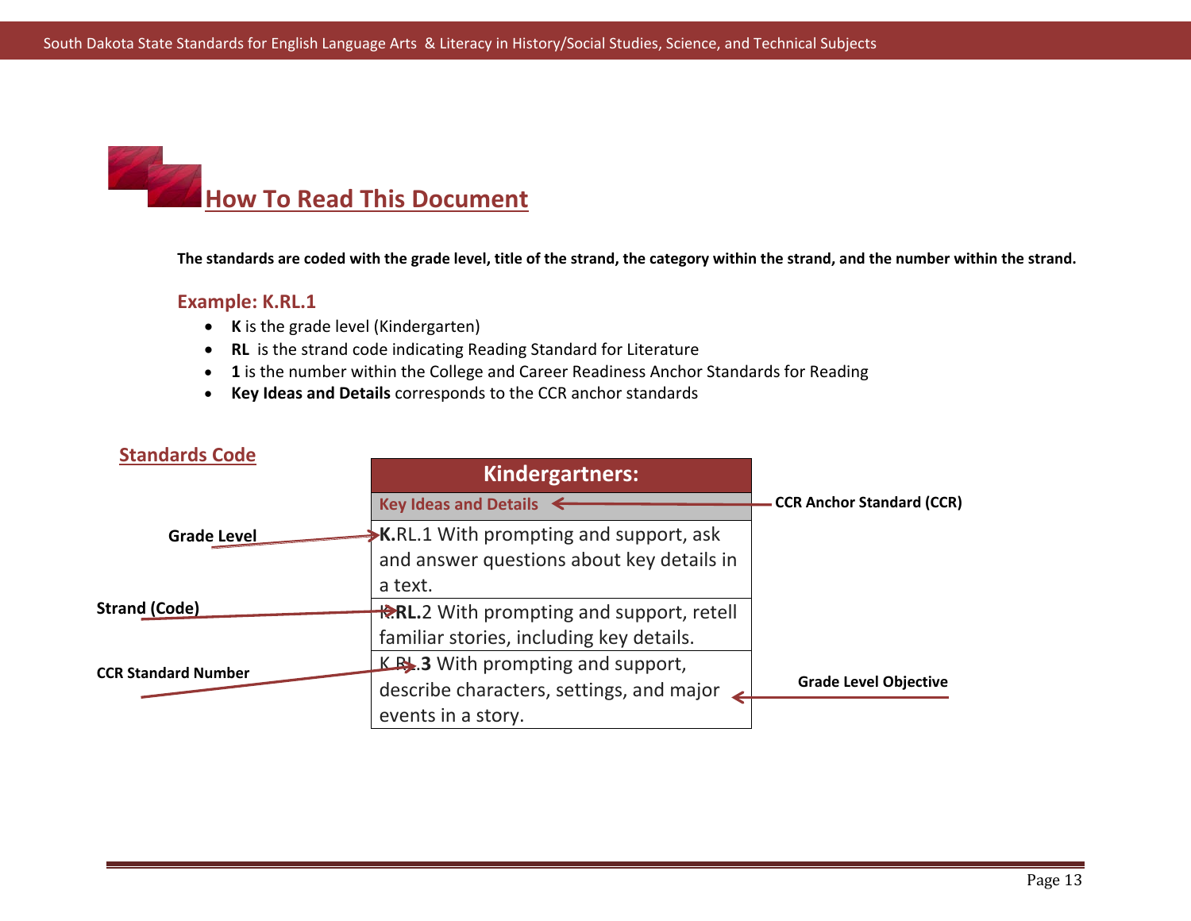## How To Read This Document

**The standards are coded with the grade level, title of the strand, the category within the strand, and the number within the strand.**

### Example: K.RL.1

- **K** is the grade level (Kindergarten)
- **RL** is the strand code indicating Reading Standard for Literature
- **1** is the number within the College and Career Readiness Anchor Standards for Reading
- **Key Ideas and Details** corresponds to the CCR anchor standards

### Standards Code

| Kindergartners: |
|---|
| **Key Ideas and Details** ← CCR Anchor Standard (CCR) |
| **K.**RL.1 With prompting and support, ask and answer questions about key details in a text. |
| K.**RL.**2 With prompting and support, retell familiar stories, including key details. |
| K.RL.**3** With prompting and support, describe characters, settings, and major events in a story. |

- **Grade Level** → K.
- **Strand (Code)** → RL.
- **CCR Standard Number** → 3
- **Grade Level Objective** → the standard text
- **CCR Anchor Standard (CCR)** → Key Ideas and Details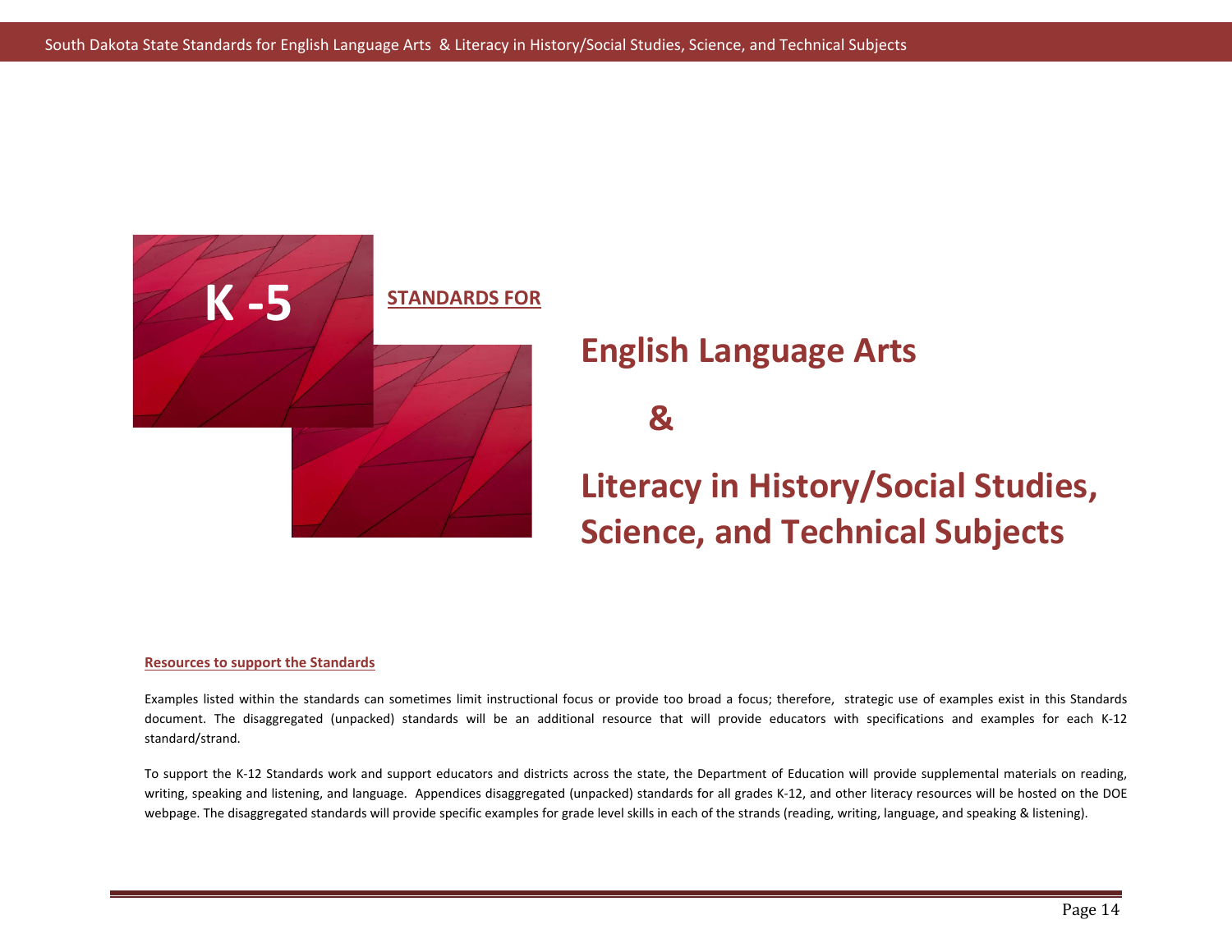# K -5

**STANDARDS FOR**

# English Language Arts

# &

# Literacy in History/Social Studies, Science, and Technical Subjects

**Resources to support the Standards**

Examples listed within the standards can sometimes limit instructional focus or provide too broad a focus; therefore, strategic use of examples exist in this Standards document. The disaggregated (unpacked) standards will be an additional resource that will provide educators with specifications and examples for each K-12 standard/strand.

To support the K-12 Standards work and support educators and districts across the state, the Department of Education will provide supplemental materials on reading, writing, speaking and listening, and language. Appendices disaggregated (unpacked) standards for all grades K-12, and other literacy resources will be hosted on the DOE webpage. The disaggregated standards will provide specific examples for grade level skills in each of the strands (reading, writing, language, and speaking & listening).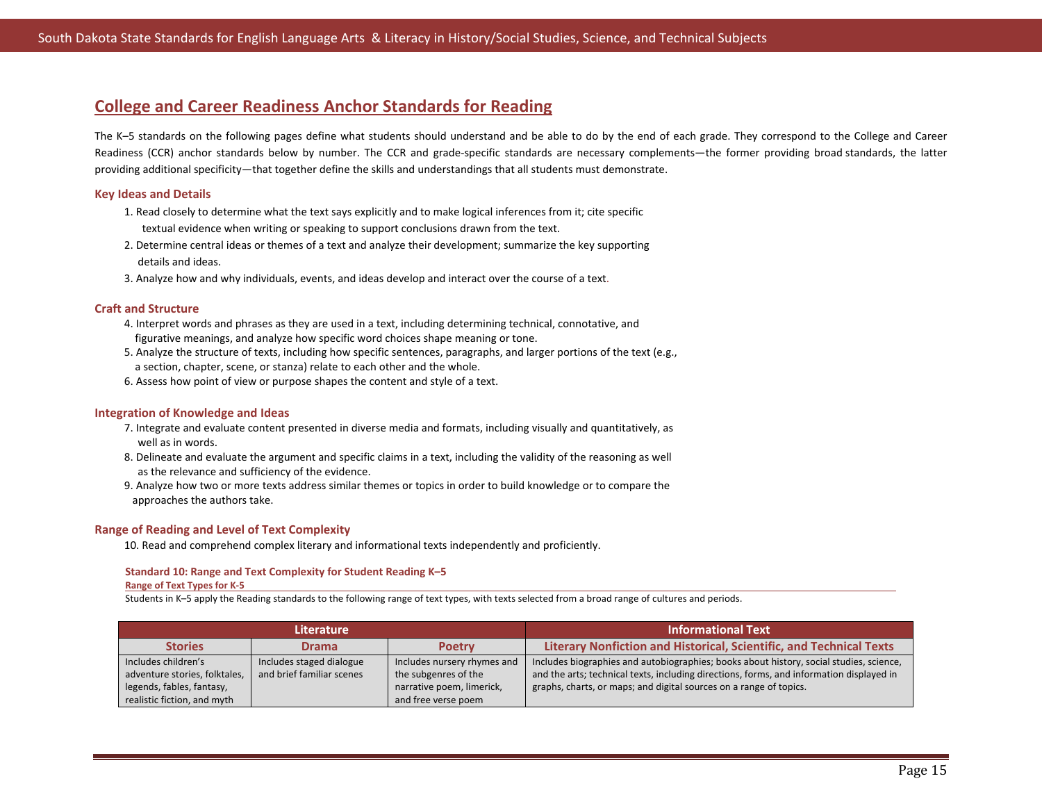## College and Career Readiness Anchor Standards for Reading

The K–5 standards on the following pages define what students should understand and be able to do by the end of each grade. They correspond to the College and Career Readiness (CCR) anchor standards below by number. The CCR and grade-specific standards are necessary complements—the former providing broad standards, the latter providing additional specificity—that together define the skills and understandings that all students must demonstrate.

### Key Ideas and Details

1. Read closely to determine what the text says explicitly and to make logical inferences from it; cite specific textual evidence when writing or speaking to support conclusions drawn from the text.
2. Determine central ideas or themes of a text and analyze their development; summarize the key supporting details and ideas.
3. Analyze how and why individuals, events, and ideas develop and interact over the course of a text.

### Craft and Structure

4. Interpret words and phrases as they are used in a text, including determining technical, connotative, and figurative meanings, and analyze how specific word choices shape meaning or tone.
5. Analyze the structure of texts, including how specific sentences, paragraphs, and larger portions of the text (e.g., a section, chapter, scene, or stanza) relate to each other and the whole.
6. Assess how point of view or purpose shapes the content and style of a text.

### Integration of Knowledge and Ideas

7. Integrate and evaluate content presented in diverse media and formats, including visually and quantitatively, as well as in words.
8. Delineate and evaluate the argument and specific claims in a text, including the validity of the reasoning as well as the relevance and sufficiency of the evidence.
9. Analyze how two or more texts address similar themes or topics in order to build knowledge or to compare the approaches the authors take.

### Range of Reading and Level of Text Complexity

10. Read and comprehend complex literary and informational texts independently and proficiently.

#### Standard 10: Range and Text Complexity for Student Reading K–5

**Range of Text Types for K-5**

Students in K–5 apply the Reading standards to the following range of text types, with texts selected from a broad range of cultures and periods.

| Literature | | | Informational Text |
|---|---|---|---|
| **Stories** | **Drama** | **Poetry** | **Literary Nonfiction and Historical, Scientific, and Technical Texts** |
| Includes children's adventure stories, folktales, legends, fables, fantasy, realistic fiction, and myth | Includes staged dialogue and brief familiar scenes | Includes nursery rhymes and the subgenres of the narrative poem, limerick, and free verse poem | Includes biographies and autobiographies; books about history, social studies, science, and the arts; technical texts, including directions, forms, and information displayed in graphs, charts, or maps; and digital sources on a range of topics. |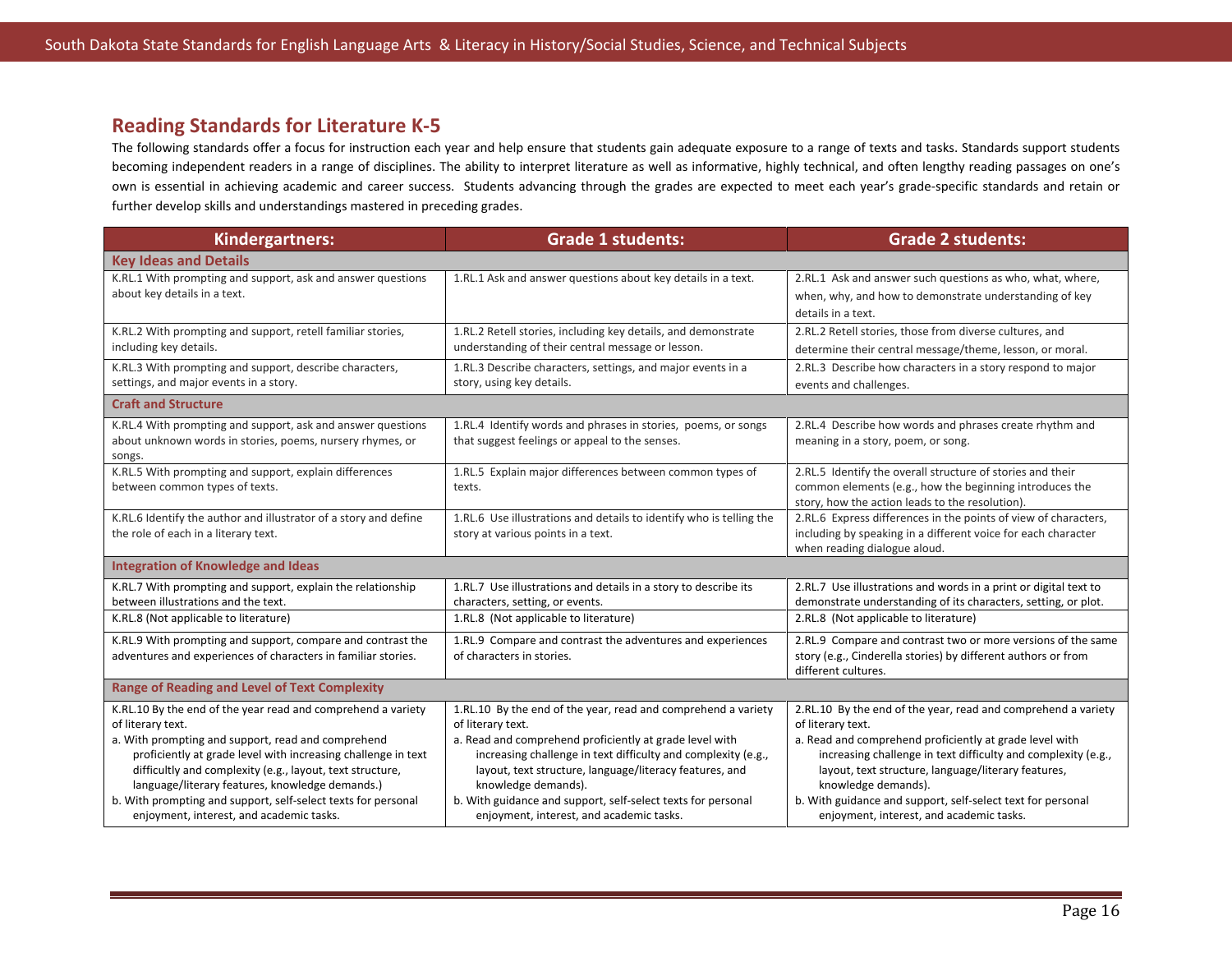## Reading Standards for Literature K-5

The following standards offer a focus for instruction each year and help ensure that students gain adequate exposure to a range of texts and tasks. Standards support students becoming independent readers in a range of disciplines. The ability to interpret literature as well as informative, highly technical, and often lengthy reading passages on one's own is essential in achieving academic and career success. Students advancing through the grades are expected to meet each year's grade-specific standards and retain or further develop skills and understandings mastered in preceding grades.

| Kindergartners: | Grade 1 students: | Grade 2 students: |
|---|---|---|
| **Key Ideas and Details** | | |
| K.RL.1 With prompting and support, ask and answer questions about key details in a text. | 1.RL.1 Ask and answer questions about key details in a text. | 2.RL.1 Ask and answer such questions as who, what, where, when, why, and how to demonstrate understanding of key details in a text. |
| K.RL.2 With prompting and support, retell familiar stories, including key details. | 1.RL.2 Retell stories, including key details, and demonstrate understanding of their central message or lesson. | 2.RL.2 Retell stories, those from diverse cultures, and determine their central message/theme, lesson, or moral. |
| K.RL.3 With prompting and support, describe characters, settings, and major events in a story. | 1.RL.3 Describe characters, settings, and major events in a story, using key details. | 2.RL.3 Describe how characters in a story respond to major events and challenges. |
| **Craft and Structure** | | |
| K.RL.4 With prompting and support, ask and answer questions about unknown words in stories, poems, nursery rhymes, or songs. | 1.RL.4 Identify words and phrases in stories, poems, or songs that suggest feelings or appeal to the senses. | 2.RL.4 Describe how words and phrases create rhythm and meaning in a story, poem, or song. |
| K.RL.5 With prompting and support, explain differences between common types of texts. | 1.RL.5 Explain major differences between common types of texts. | 2.RL.5 Identify the overall structure of stories and their common elements (e.g., how the beginning introduces the story, how the action leads to the resolution). |
| K.RL.6 Identify the author and illustrator of a story and define the role of each in a literary text. | 1.RL.6 Use illustrations and details to identify who is telling the story at various points in a text. | 2.RL.6 Express differences in the points of view of characters, including by speaking in a different voice for each character when reading dialogue aloud. |
| **Integration of Knowledge and Ideas** | | |
| K.RL.7 With prompting and support, explain the relationship between illustrations and the text. | 1.RL.7 Use illustrations and details in a story to describe its characters, setting, or events. | 2.RL.7 Use illustrations and words in a print or digital text to demonstrate understanding of its characters, setting, or plot. |
| K.RL.8 (Not applicable to literature) | 1.RL.8 (Not applicable to literature) | 2.RL.8 (Not applicable to literature) |
| K.RL.9 With prompting and support, compare and contrast the adventures and experiences of characters in familiar stories. | 1.RL.9 Compare and contrast the adventures and experiences of characters in stories. | 2.RL.9 Compare and contrast two or more versions of the same story (e.g., Cinderella stories) by different authors or from different cultures. |
| **Range of Reading and Level of Text Complexity** | | |
| K.RL.10 By the end of the year read and comprehend a variety of literary text.<br>a. With prompting and support, read and comprehend proficiently at grade level with increasing challenge in text difficultly and complexity (e.g., layout, text structure, language/literacy features, knowledge demands.)<br>b. With prompting and support, self-select texts for personal enjoyment, interest, and academic tasks. | 1.RL.10 By the end of the year, read and comprehend a variety of literary text.<br>a. Read and comprehend proficiently at grade level with increasing challenge in text difficulty and complexity (e.g., layout, text structure, language/literacy features, and knowledge demands).<br>b. With guidance and support, self-select texts for personal enjoyment, interest, and academic tasks. | 2.RL.10 By the end of the year, read and comprehend a variety of literary text.<br>a. Read and comprehend proficiently at grade level with increasing challenge in text difficulty and complexity (e.g., layout, text structure, language/literary features, knowledge demands).<br>b. With guidance and support, self-select text for personal enjoyment, interest, and academic tasks. |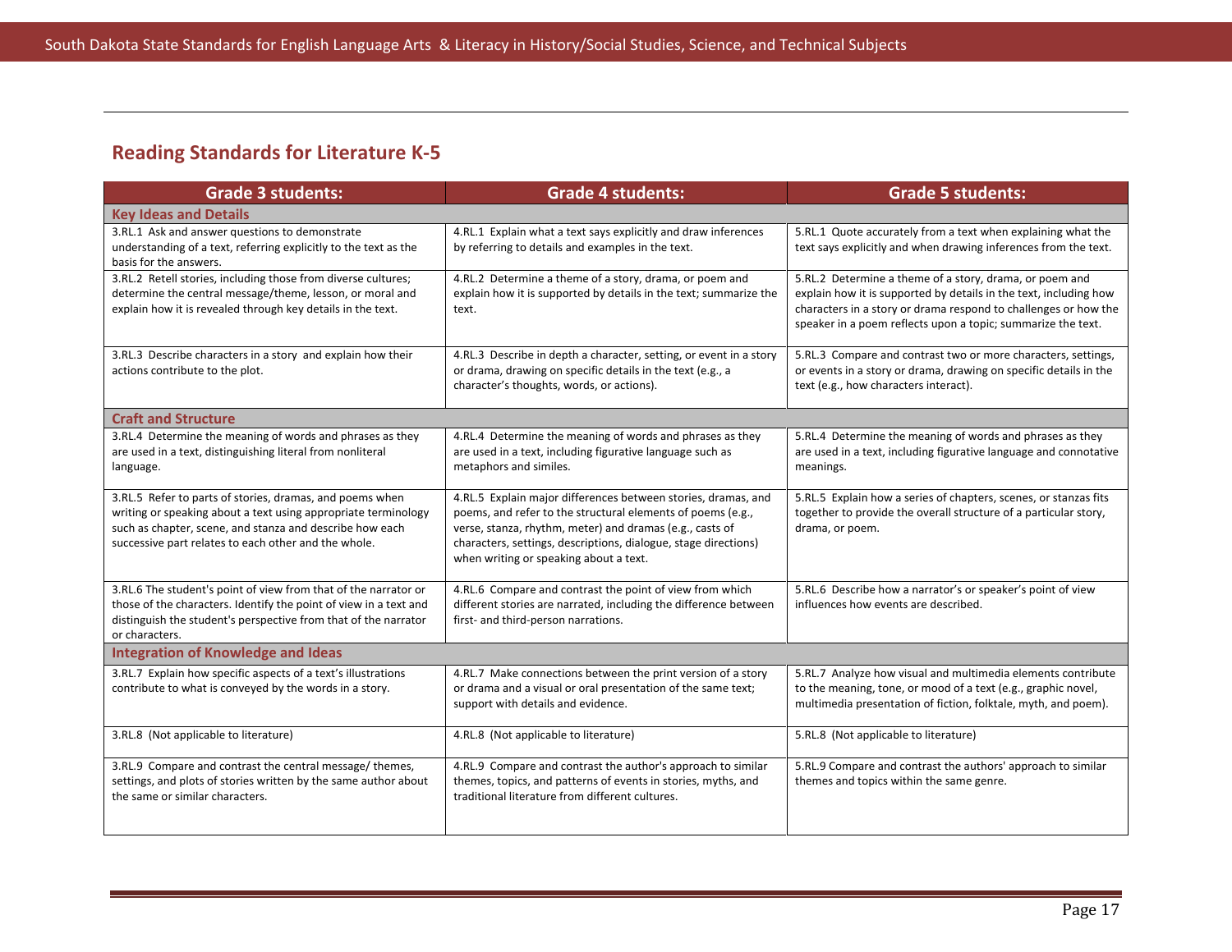## Reading Standards for Literature K-5

| Grade 3 students: | Grade 4 students: | Grade 5 students: |
|---|---|---|
| **Key Ideas and Details** | | |
| 3.RL.1 Ask and answer questions to demonstrate understanding of a text, referring explicitly to the text as the basis for the answers. | 4.RL.1 Explain what a text says explicitly and draw inferences by referring to details and examples in the text. | 5.RL.1 Quote accurately from a text when explaining what the text says explicitly and when drawing inferences from the text. |
| 3.RL.2 Retell stories, including those from diverse cultures; determine the central message/theme, lesson, or moral and explain how it is revealed through key details in the text. | 4.RL.2 Determine a theme of a story, drama, or poem and explain how it is supported by details in the text; summarize the text. | 5.RL.2 Determine a theme of a story, drama, or poem and explain how it is supported by details in the text, including how characters in a story or drama respond to challenges or how the speaker in a poem reflects upon a topic; summarize the text. |
| 3.RL.3 Describe characters in a story and explain how their actions contribute to the plot. | 4.RL.3 Describe in depth a character, setting, or event in a story or drama, drawing on specific details in the text (e.g., a character's thoughts, words, or actions). | 5.RL.3 Compare and contrast two or more characters, settings, or events in a story or drama, drawing on specific details in the text (e.g., how characters interact). |
| **Craft and Structure** | | |
| 3.RL.4 Determine the meaning of words and phrases as they are used in a text, distinguishing literal from nonliteral language. | 4.RL.4 Determine the meaning of words and phrases as they are used in a text, including figurative language such as metaphors and similes. | 5.RL.4 Determine the meaning of words and phrases as they are used in a text, including figurative language and connotative meanings. |
| 3.RL.5 Refer to parts of stories, dramas, and poems when writing or speaking about a text using appropriate terminology such as chapter, scene, and stanza and describe how each successive part relates to each other and the whole. | 4.RL.5 Explain major differences between stories, dramas, and poems, and refer to the structural elements of poems (e.g., verse, stanza, rhythm, meter) and dramas (e.g., casts of characters, settings, descriptions, dialogue, stage directions) when writing or speaking about a text. | 5.RL.5 Explain how a series of chapters, scenes, or stanzas fits together to provide the overall structure of a particular story, drama, or poem. |
| 3.RL.6 The student's point of view from that of the narrator or those of the characters. Identify the point of view in a text and distinguish the student's perspective from that of the narrator or characters. | 4.RL.6 Compare and contrast the point of view from which different stories are narrated, including the difference between first- and third-person narrations. | 5.RL.6 Describe how a narrator's or speaker's point of view influences how events are described. |
| **Integration of Knowledge and Ideas** | | |
| 3.RL.7 Explain how specific aspects of a text's illustrations contribute to what is conveyed by the words in a story. | 4.RL.7 Make connections between the print version of a story or drama and a visual or oral presentation of the same text; support with details and evidence. | 5.RL.7 Analyze how visual and multimedia elements contribute to the meaning, tone, or mood of a text (e.g., graphic novel, multimedia presentation of fiction, folktale, myth, and poem). |
| 3.RL.8 (Not applicable to literature) | 4.RL.8 (Not applicable to literature) | 5.RL.8 (Not applicable to literature) |
| 3.RL.9 Compare and contrast the central message/ themes, settings, and plots of stories written by the same author about the same or similar characters. | 4.RL.9 Compare and contrast the author's approach to similar themes, topics, and patterns of events in stories, myths, and traditional literature from different cultures. | 5.RL.9 Compare and contrast the authors' approach to similar themes and topics within the same genre. |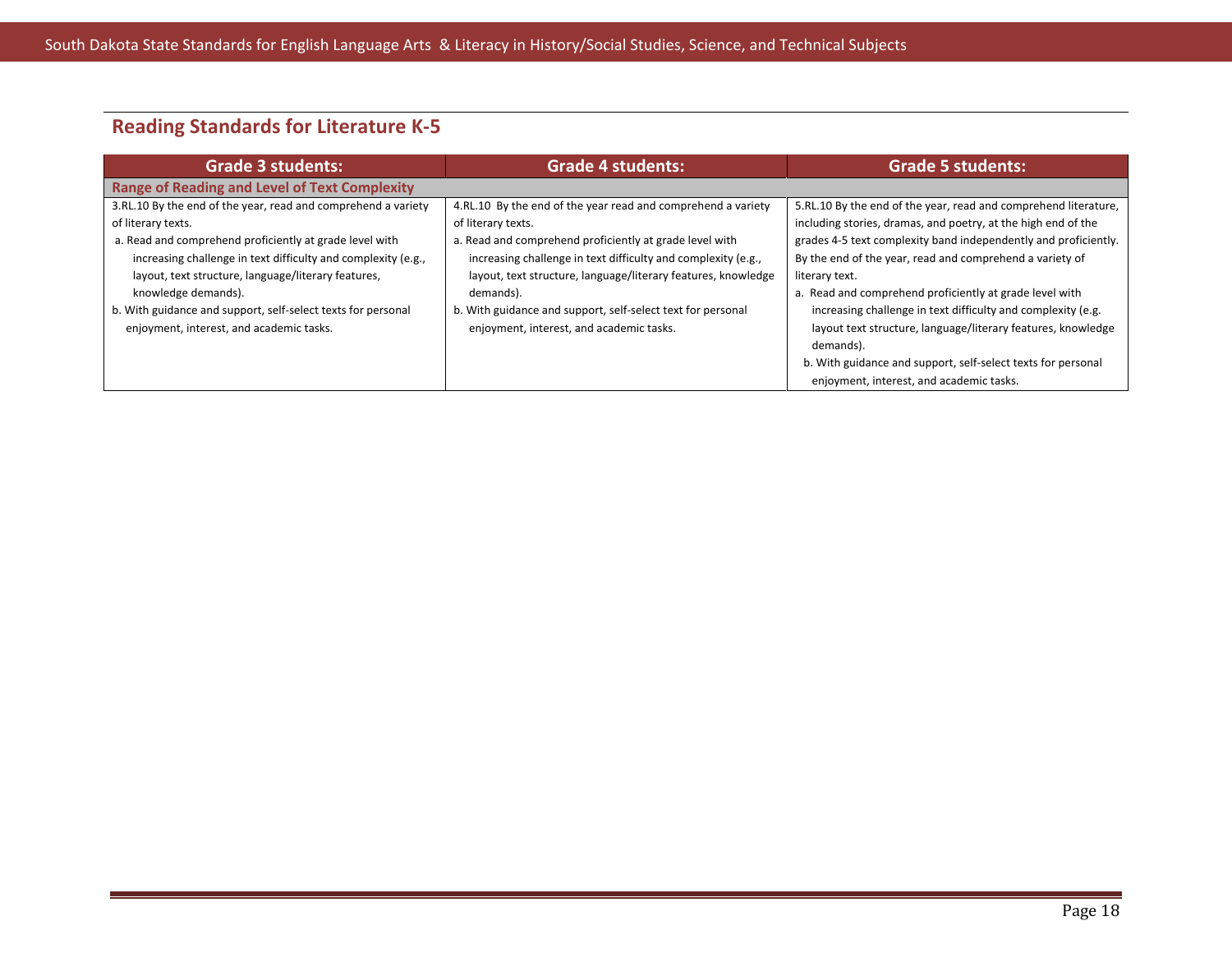## Reading Standards for Literature K-5

| Grade 3 students: | Grade 4 students: | Grade 5 students: |
|---|---|---|
| **Range of Reading and Level of Text Complexity** | | |
| 3.RL.10 By the end of the year, read and comprehend a variety of literary texts.<br>a. Read and comprehend proficiently at grade level with increasing challenge in text difficulty and complexity (e.g., layout, text structure, language/literary features, knowledge demands).<br>b. With guidance and support, self-select texts for personal enjoyment, interest, and academic tasks. | 4.RL.10 By the end of the year read and comprehend a variety of literary texts.<br>a. Read and comprehend proficiently at grade level with increasing challenge in text difficulty and complexity (e.g., layout, text structure, language/literary features, knowledge demands).<br>b. With guidance and support, self-select text for personal enjoyment, interest, and academic tasks. | 5.RL.10 By the end of the year, read and comprehend literature, including stories, dramas, and poetry, at the high end of the grades 4-5 text complexity band independently and proficiently. By the end of the year, read and comprehend a variety of literary text.<br>a. Read and comprehend proficiently at grade level with increasing challenge in text difficulty and complexity (e.g. layout text structure, language/literary features, knowledge demands).<br>b. With guidance and support, self-select texts for personal enjoyment, interest, and academic tasks. |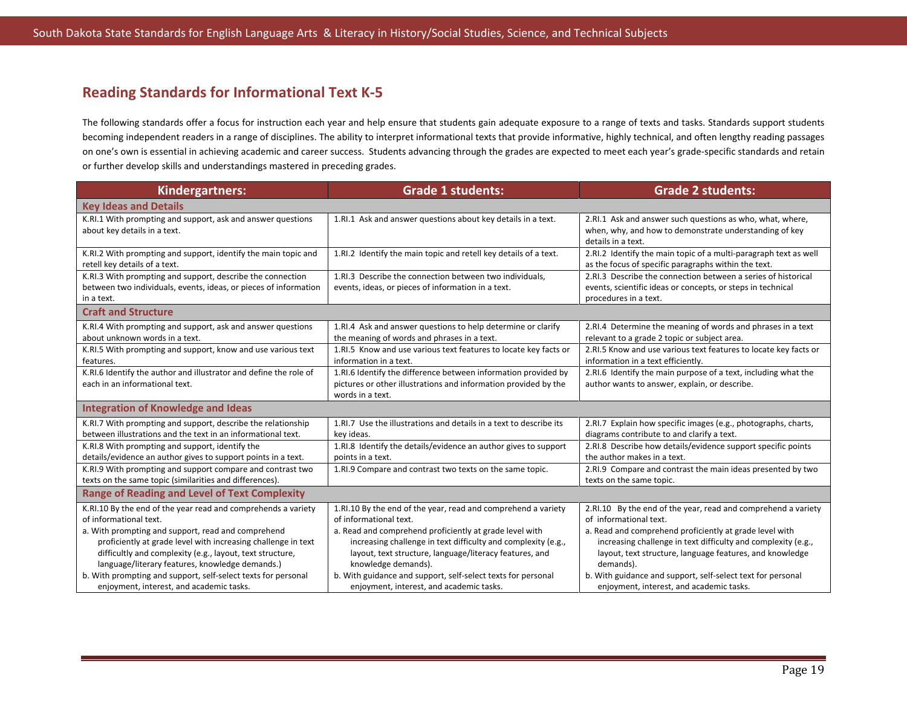## Reading Standards for Informational Text K-5

The following standards offer a focus for instruction each year and help ensure that students gain adequate exposure to a range of texts and tasks. Standards support students becoming independent readers in a range of disciplines. The ability to interpret informational texts that provide informative, highly technical, and often lengthy reading passages on one's own is essential in achieving academic and career success. Students advancing through the grades are expected to meet each year's grade-specific standards and retain or further develop skills and understandings mastered in preceding grades.

| Kindergartners: | Grade 1 students: | Grade 2 students: |
|---|---|---|
| **Key Ideas and Details** | | |
| K.RI.1 With prompting and support, ask and answer questions about key details in a text. | 1.RI.1 Ask and answer questions about key details in a text. | 2.RI.1 Ask and answer such questions as who, what, where, when, why, and how to demonstrate understanding of key details in a text. |
| K.RI.2 With prompting and support, identify the main topic and retell key details of a text. | 1.RI.2 Identify the main topic and retell key details of a text. | 2.RI.2 Identify the main topic of a multi-paragraph text as well as the focus of specific paragraphs within the text. |
| K.RI.3 With prompting and support, describe the connection between two individuals, events, ideas, or pieces of information in a text. | 1.RI.3 Describe the connection between two individuals, events, ideas, or pieces of information in a text. | 2.RI.3 Describe the connection between a series of historical events, scientific ideas or concepts, or steps in technical procedures in a text. |
| **Craft and Structure** | | |
| K.RI.4 With prompting and support, ask and answer questions about unknown words in a text. | 1.RI.4 Ask and answer questions to help determine or clarify the meaning of words and phrases in a text. | 2.RI.4 Determine the meaning of words and phrases in a text relevant to a grade 2 topic or subject area. |
| K.RI.5 With prompting and support, know and use various text features. | 1.RI.5 Know and use various text features to locate key facts or information in a text. | 2.RI.5 Know and use various text features to locate key facts or information in a text efficiently. |
| K.RI.6 Identify the author and illustrator and define the role of each in an informational text. | 1.RI.6 Identify the difference between information provided by pictures or other illustrations and information provided by the words in a text. | 2.RI.6 Identify the main purpose of a text, including what the author wants to answer, explain, or describe. |
| **Integration of Knowledge and Ideas** | | |
| K.RI.7 With prompting and support, describe the relationship between illustrations and the text in an informational text. | 1.RI.7 Use the illustrations and details in a text to describe its key ideas. | 2.RI.7 Explain how specific images (e.g., photographs, charts, diagrams contribute to and clarify a text. |
| K.RI.8 With prompting and support, identify the details/evidence an author gives to support points in a text. | 1.RI.8 Identify the details/evidence an author gives to support points in a text. | 2.RI.8 Describe how details/evidence support specific points the author makes in a text. |
| K.RI.9 With prompting and support compare and contrast two texts on the same topic (similarities and differences). | 1.RI.9 Compare and contrast two texts on the same topic. | 2.RI.9 Compare and contrast the main ideas presented by two texts on the same topic. |
| **Range of Reading and Level of Text Complexity** | | |
| K.RI.10 By the end of the year read and comprehends a variety of informational text.<br>a. With prompting and support, read and comprehend proficiently at grade level with increasing challenge in text difficultly and complexity (e.g., layout, text structure, language/literary features, knowledge demands.)<br>b. With prompting and support, self-select texts for personal enjoyment, interest, and academic tasks. | 1.RI.10 By the end of the year, read and comprehend a variety of informational text.<br>a. Read and comprehend proficiently at grade level with increasing challenge in text difficulty and complexity (e.g., layout, text structure, language/literacy features, and knowledge demands).<br>b. With guidance and support, self-select texts for personal enjoyment, interest, and academic tasks. | 2.RI.10 By the end of the year, read and comprehend a variety of informational text.<br>a. Read and comprehend proficiently at grade level with increasing challenge in text difficulty and complexity (e.g., layout, text structure, language features, and knowledge demands).<br>b. With guidance and support, self-select text for personal enjoyment, interest, and academic tasks. |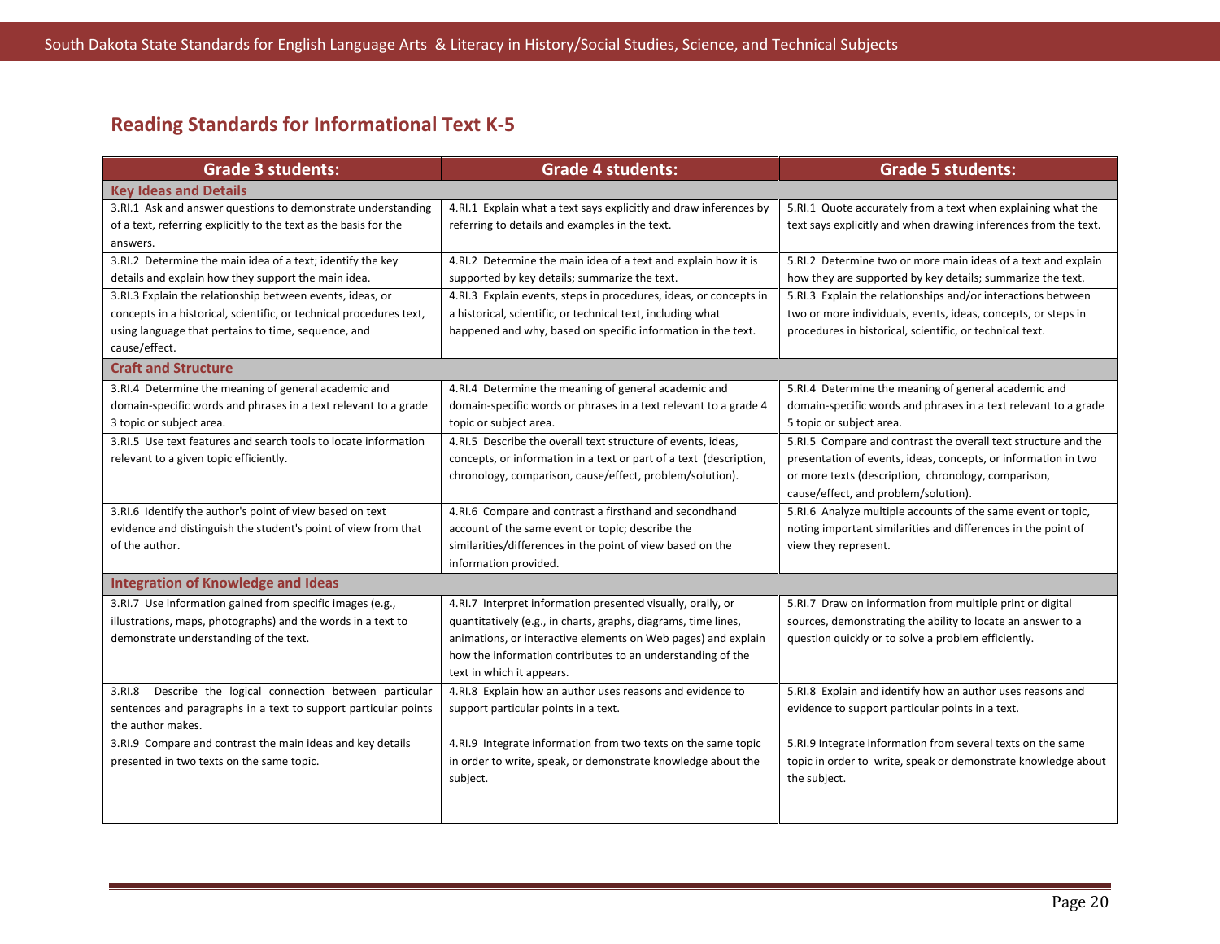## Reading Standards for Informational Text K-5

| Grade 3 students: | Grade 4 students: | Grade 5 students: |
|---|---|---|
| **Key Ideas and Details** | | |
| 3.RI.1 Ask and answer questions to demonstrate understanding of a text, referring explicitly to the text as the basis for the answers. | 4.RI.1 Explain what a text says explicitly and draw inferences by referring to details and examples in the text. | 5.RI.1 Quote accurately from a text when explaining what the text says explicitly and when drawing inferences from the text. |
| 3.RI.2 Determine the main idea of a text; identify the key details and explain how they support the main idea. | 4.RI.2 Determine the main idea of a text and explain how it is supported by key details; summarize the text. | 5.RI.2 Determine two or more main ideas of a text and explain how they are supported by key details; summarize the text. |
| 3.RI.3 Explain the relationship between events, ideas, or concepts in a historical, scientific, or technical procedures text, using language that pertains to time, sequence, and cause/effect. | 4.RI.3 Explain events, steps in procedures, ideas, or concepts in a historical, scientific, or technical text, including what happened and why, based on specific information in the text. | 5.RI.3 Explain the relationships and/or interactions between two or more individuals, events, ideas, concepts, or steps in procedures in historical, scientific, or technical text. |
| **Craft and Structure** | | |
| 3.RI.4 Determine the meaning of general academic and domain-specific words and phrases in a text relevant to a grade 3 topic or subject area. | 4.RI.4 Determine the meaning of general academic and domain-specific words or phrases in a text relevant to a grade 4 topic or subject area. | 5.RI.4 Determine the meaning of general academic and domain-specific words and phrases in a text relevant to a grade 5 topic or subject area. |
| 3.RI.5 Use text features and search tools to locate information relevant to a given topic efficiently. | 4.RI.5 Describe the overall text structure of events, ideas, concepts, or information in a text or part of a text (description, chronology, comparison, cause/effect, problem/solution). | 5.RI.5 Compare and contrast the overall text structure and the presentation of events, ideas, concepts, or information in two or more texts (description, chronology, comparison, cause/effect, and problem/solution). |
| 3.RI.6 Identify the author's point of view based on text evidence and distinguish the student's point of view from that of the author. | 4.RI.6 Compare and contrast a firsthand and secondhand account of the same event or topic; describe the similarities/differences in the point of view based on the information provided. | 5.RI.6 Analyze multiple accounts of the same event or topic, noting important similarities and differences in the point of view they represent. |
| **Integration of Knowledge and Ideas** | | |
| 3.RI.7 Use information gained from specific images (e.g., illustrations, maps, photographs) and the words in a text to demonstrate understanding of the text. | 4.RI.7 Interpret information presented visually, orally, or quantitatively (e.g., in charts, graphs, diagrams, time lines, animations, or interactive elements on Web pages) and explain how the information contributes to an understanding of the text in which it appears. | 5.RI.7 Draw on information from multiple print or digital sources, demonstrating the ability to locate an answer to a question quickly or to solve a problem efficiently. |
| 3.RI.8 Describe the logical connection between particular sentences and paragraphs in a text to support particular points the author makes. | 4.RI.8 Explain how an author uses reasons and evidence to support particular points in a text. | 5.RI.8 Explain and identify how an author uses reasons and evidence to support particular points in a text. |
| 3.RI.9 Compare and contrast the main ideas and key details presented in two texts on the same topic. | 4.RI.9 Integrate information from two texts on the same topic in order to write, speak, or demonstrate knowledge about the subject. | 5.RI.9 Integrate information from several texts on the same topic in order to write, speak or demonstrate knowledge about the subject. |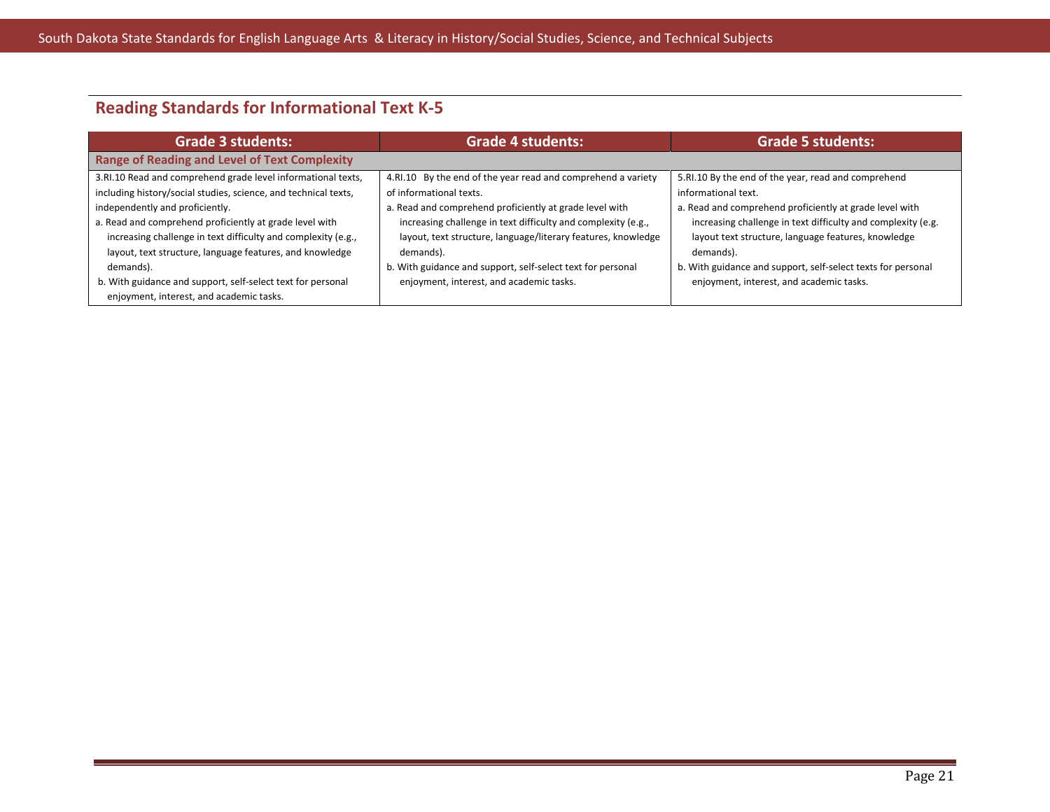## Reading Standards for Informational Text K-5

| Grade 3 students: | Grade 4 students: | Grade 5 students: |
|---|---|---|
| **Range of Reading and Level of Text Complexity** | | |
| 3.RI.10 Read and comprehend grade level informational texts, including history/social studies, science, and technical texts, independently and proficiently.<br>a. Read and comprehend proficiently at grade level with increasing challenge in text difficulty and complexity (e.g., layout, text structure, language features, and knowledge demands).<br>b. With guidance and support, self-select text for personal enjoyment, interest, and academic tasks. | 4.RI.10 By the end of the year read and comprehend a variety of informational texts.<br>a. Read and comprehend proficiently at grade level with increasing challenge in text difficulty and complexity (e.g., layout, text structure, language/literary features, knowledge demands).<br>b. With guidance and support, self-select text for personal enjoyment, interest, and academic tasks. | 5.RI.10 By the end of the year, read and comprehend informational text.<br>a. Read and comprehend proficiently at grade level with increasing challenge in text difficulty and complexity (e.g. layout text structure, language features, knowledge demands).<br>b. With guidance and support, self-select texts for personal enjoyment, interest, and academic tasks. |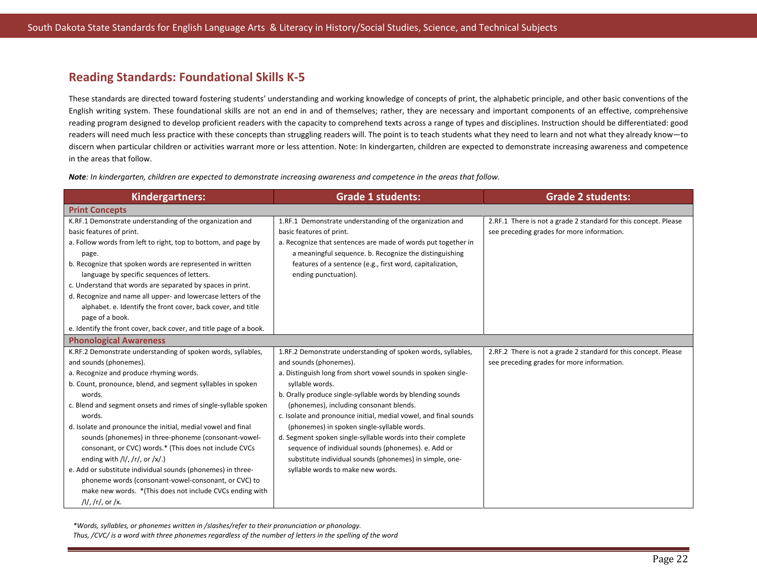## Reading Standards: Foundational Skills K-5

These standards are directed toward fostering students' understanding and working knowledge of concepts of print, the alphabetic principle, and other basic conventions of the English writing system. These foundational skills are not an end in and of themselves; rather, they are necessary and important components of an effective, comprehensive reading program designed to develop proficient readers with the capacity to comprehend texts across a range of types and disciplines. Instruction should be differentiated: good readers will need much less practice with these concepts than struggling readers will. The point is to teach students what they need to learn and not what they already know—to discern when particular children or activities warrant more or less attention. Note: In kindergarten, children are expected to demonstrate increasing awareness and competence in the areas that follow.

***Note****: In kindergarten, children are expected to demonstrate increasing awareness and competence in the areas that follow.*

| Kindergartners: | Grade 1 students: | Grade 2 students: |
|---|---|---|
| **Print Concepts** | | |
| K.RF.1 Demonstrate understanding of the organization and basic features of print.<br>a. Follow words from left to right, top to bottom, and page by page.<br>b. Recognize that spoken words are represented in written language by specific sequences of letters.<br>c. Understand that words are separated by spaces in print.<br>d. Recognize and name all upper- and lowercase letters of the alphabet. e. Identify the front cover, back cover, and title page of a book.<br>e. Identify the front cover, back cover, and title page of a book. | 1.RF.1 Demonstrate understanding of the organization and basic features of print.<br>a. Recognize that sentences are made of words put together in a meaningful sequence. b. Recognize the distinguishing features of a sentence (e.g., first word, capitalization, ending punctuation). | 2.RF.1 There is not a grade 2 standard for this concept. Please see preceding grades for more information. |
| **Phonological Awareness** | | |
| K.RF.2 Demonstrate understanding of spoken words, syllables, and sounds (phonemes).<br>a. Recognize and produce rhyming words.<br>b. Count, pronounce, blend, and segment syllables in spoken words.<br>c. Blend and segment onsets and rimes of single-syllable spoken words.<br>d. Isolate and pronounce the initial, medial vowel and final sounds (phonemes) in three-phoneme (consonant-vowel-consonant, or CVC) words.* (This does not include CVCs ending with /l/, /r/, or /x/.)<br>e. Add or substitute individual sounds (phonemes) in three-phoneme words (consonant-vowel-consonant, or CVC) to make new words. *(This does not include CVCs ending with /l/, /r/, or /x. | 1.RF.2 Demonstrate understanding of spoken words, syllables, and sounds (phonemes).<br>a. Distinguish long from short vowel sounds in spoken single-syllable words.<br>b. Orally produce single-syllable words by blending sounds (phonemes), including consonant blends.<br>c. Isolate and pronounce initial, medial vowel, and final sounds (phonemes) in spoken single-syllable words.<br>d. Segment spoken single-syllable words into their complete sequence of individual sounds (phonemes). e. Add or substitute individual sounds (phonemes) in simple, one-syllable words to make new words. | 2.RF.2 There is not a grade 2 standard for this concept. Please see preceding grades for more information. |

*\*Words, syllables, or phonemes written in /slashes/refer to their pronunciation or phonology. Thus, /CVC/ is a word with three phonemes regardless of the number of letters in the spelling of the word*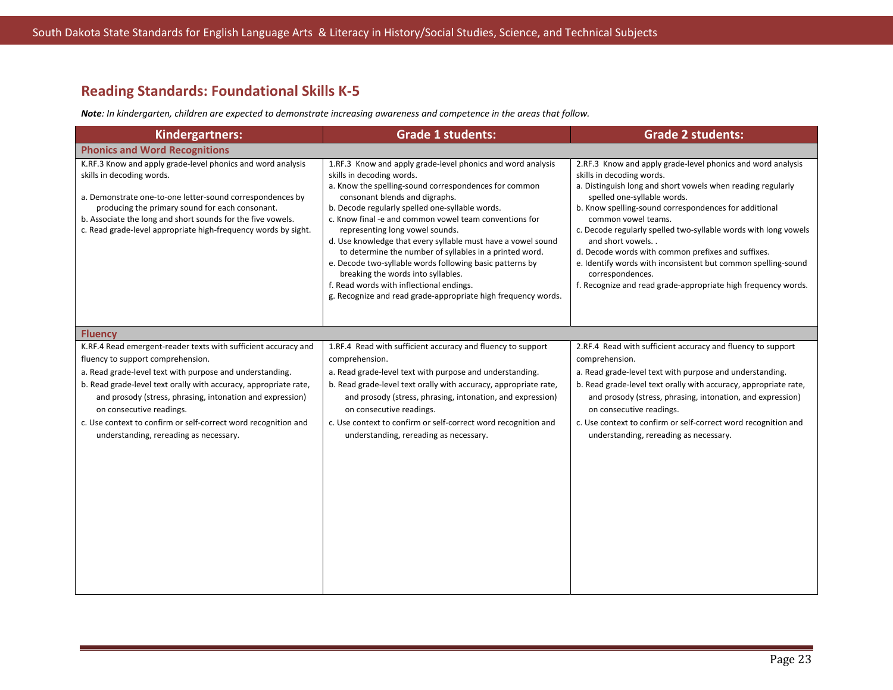## Reading Standards: Foundational Skills K-5

***Note**: In kindergarten, children are expected to demonstrate increasing awareness and competence in the areas that follow.*

| Kindergartners: | Grade 1 students: | Grade 2 students: |
|---|---|---|
| **Phonics and Word Recognitions** | | |
| K.RF.3 Know and apply grade-level phonics and word analysis skills in decoding words.<br><br>a. Demonstrate one-to-one letter-sound correspondences by producing the primary sound for each consonant.<br>b. Associate the long and short sounds for the five vowels.<br>c. Read grade-level appropriate high-frequency words by sight. | 1.RF.3 Know and apply grade-level phonics and word analysis skills in decoding words.<br>a. Know the spelling-sound correspondences for common consonant blends and digraphs.<br>b. Decode regularly spelled one-syllable words.<br>c. Know final -e and common vowel team conventions for representing long vowel sounds.<br>d. Use knowledge that every syllable must have a vowel sound to determine the number of syllables in a printed word.<br>e. Decode two-syllable words following basic patterns by breaking the words into syllables.<br>f. Read words with inflectional endings.<br>g. Recognize and read grade-appropriate high frequency words. | 2.RF.3 Know and apply grade-level phonics and word analysis skills in decoding words.<br>a. Distinguish long and short vowels when reading regularly spelled one-syllable words.<br>b. Know spelling-sound correspondences for additional common vowel teams.<br>c. Decode regularly spelled two-syllable words with long vowels and short vowels. .<br>d. Decode words with common prefixes and suffixes.<br>e. Identify words with inconsistent but common spelling-sound correspondences.<br>f. Recognize and read grade-appropriate high frequency words. |
| **Fluency** | | |
| K.RF.4 Read emergent-reader texts with sufficient accuracy and fluency to support comprehension.<br>a. Read grade-level text with purpose and understanding.<br>b. Read grade-level text orally with accuracy, appropriate rate, and prosody (stress, phrasing, intonation and expression) on consecutive readings.<br>c. Use context to confirm or self-correct word recognition and understanding, rereading as necessary. | 1.RF.4 Read with sufficient accuracy and fluency to support comprehension.<br>a. Read grade-level text with purpose and understanding.<br>b. Read grade-level text orally with accuracy, appropriate rate, and prosody (stress, phrasing, intonation, and expression) on consecutive readings.<br>c. Use context to confirm or self-correct word recognition and understanding, rereading as necessary. | 2.RF.4 Read with sufficient accuracy and fluency to support comprehension.<br>a. Read grade-level text with purpose and understanding.<br>b. Read grade-level text orally with accuracy, appropriate rate, and prosody (stress, phrasing, intonation, and expression) on consecutive readings.<br>c. Use context to confirm or self-correct word recognition and understanding, rereading as necessary. |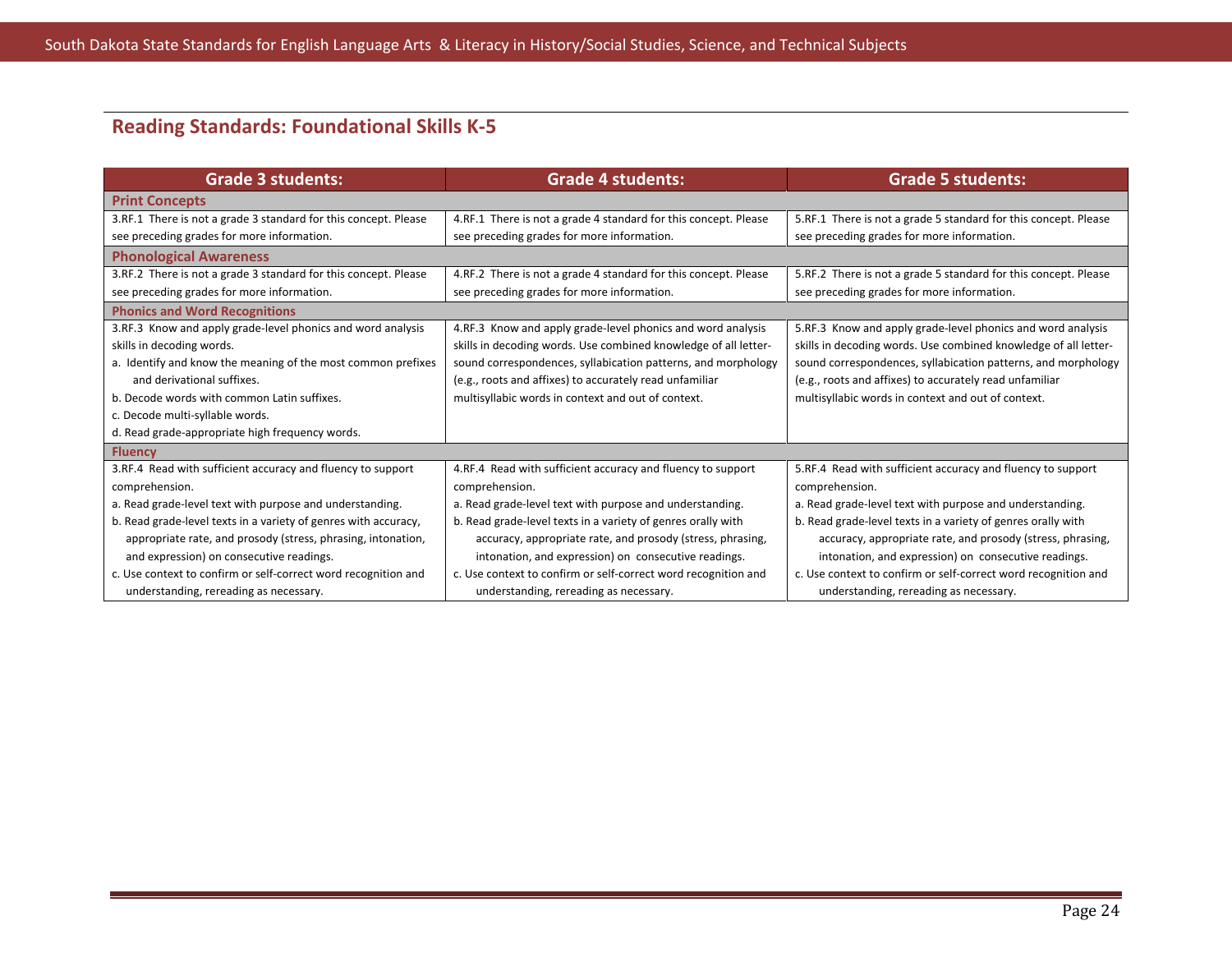## Reading Standards: Foundational Skills K-5

| Grade 3 students: | Grade 4 students: | Grade 5 students: |
|---|---|---|
| **Print Concepts** | | |
| 3.RF.1 There is not a grade 3 standard for this concept. Please see preceding grades for more information. | 4.RF.1 There is not a grade 4 standard for this concept. Please see preceding grades for more information. | 5.RF.1 There is not a grade 5 standard for this concept. Please see preceding grades for more information. |
| **Phonological Awareness** | | |
| 3.RF.2 There is not a grade 3 standard for this concept. Please see preceding grades for more information. | 4.RF.2 There is not a grade 4 standard for this concept. Please see preceding grades for more information. | 5.RF.2 There is not a grade 5 standard for this concept. Please see preceding grades for more information. |
| **Phonics and Word Recognitions** | | |
| 3.RF.3 Know and apply grade-level phonics and word analysis skills in decoding words.<br>a. Identify and know the meaning of the most common prefixes and derivational suffixes.<br>b. Decode words with common Latin suffixes.<br>c. Decode multi-syllable words.<br>d. Read grade-appropriate high frequency words. | 4.RF.3 Know and apply grade-level phonics and word analysis skills in decoding words. Use combined knowledge of all letter-sound correspondences, syllabication patterns, and morphology (e.g., roots and affixes) to accurately read unfamiliar multisyllabic words in context and out of context. | 5.RF.3 Know and apply grade-level phonics and word analysis skills in decoding words. Use combined knowledge of all letter-sound correspondences, syllabication patterns, and morphology (e.g., roots and affixes) to accurately read unfamiliar multisyllabic words in context and out of context. |
| **Fluency** | | |
| 3.RF.4 Read with sufficient accuracy and fluency to support comprehension.<br>a. Read grade-level text with purpose and understanding.<br>b. Read grade-level texts in a variety of genres with accuracy, appropriate rate, and prosody (stress, phrasing, intonation, and expression) on consecutive readings.<br>c. Use context to confirm or self-correct word recognition and understanding, rereading as necessary. | 4.RF.4 Read with sufficient accuracy and fluency to support comprehension.<br>a. Read grade-level text with purpose and understanding.<br>b. Read grade-level texts in a variety of genres orally with accuracy, appropriate rate, and prosody (stress, phrasing, intonation, and expression) on consecutive readings.<br>c. Use context to confirm or self-correct word recognition and understanding, rereading as necessary. | 5.RF.4 Read with sufficient accuracy and fluency to support comprehension.<br>a. Read grade-level text with purpose and understanding.<br>b. Read grade-level texts in a variety of genres orally with accuracy, appropriate rate, and prosody (stress, phrasing, intonation, and expression) on consecutive readings.<br>c. Use context to confirm or self-correct word recognition and understanding, rereading as necessary. |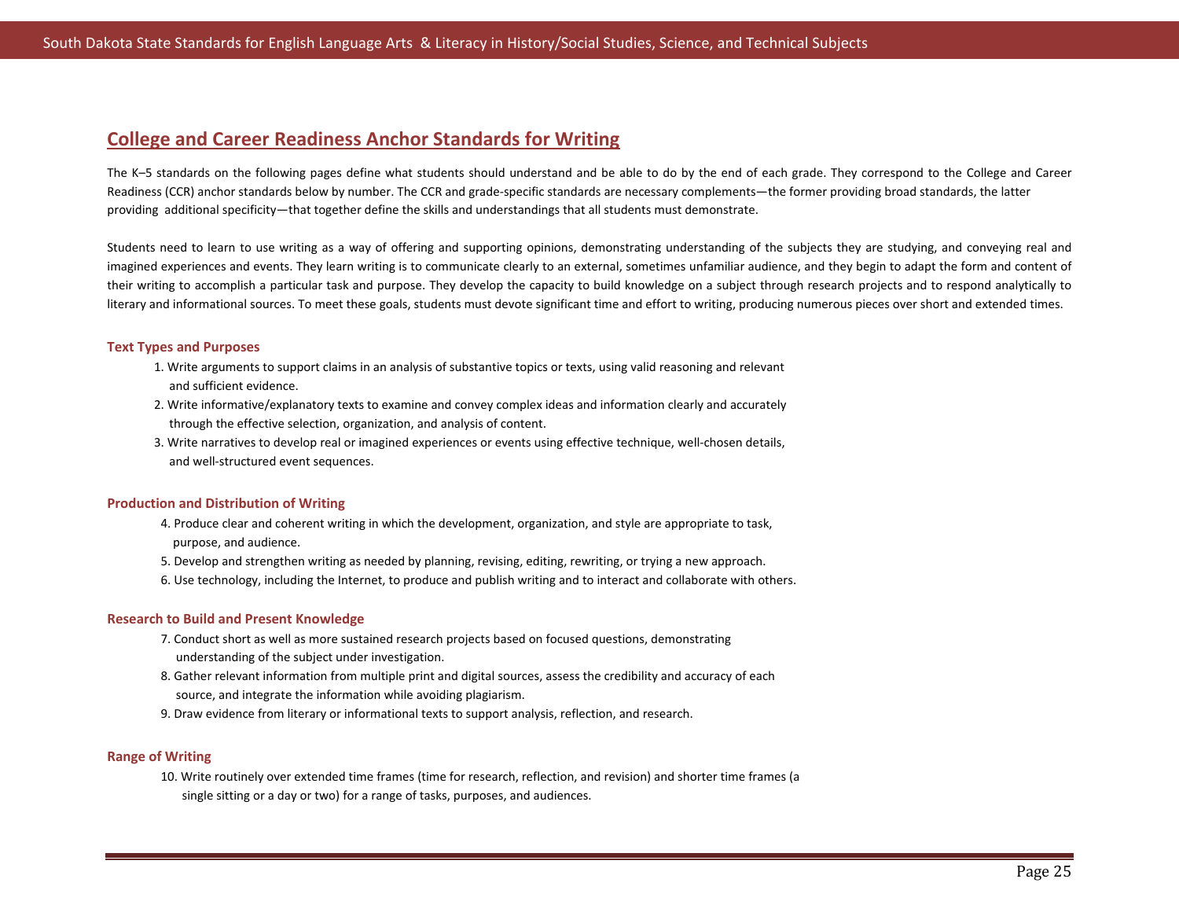## College and Career Readiness Anchor Standards for Writing

The K–5 standards on the following pages define what students should understand and be able to do by the end of each grade. They correspond to the College and Career Readiness (CCR) anchor standards below by number. The CCR and grade-specific standards are necessary complements—the former providing broad standards, the latter providing additional specificity—that together define the skills and understandings that all students must demonstrate.

Students need to learn to use writing as a way of offering and supporting opinions, demonstrating understanding of the subjects they are studying, and conveying real and imagined experiences and events. They learn writing is to communicate clearly to an external, sometimes unfamiliar audience, and they begin to adapt the form and content of their writing to accomplish a particular task and purpose. They develop the capacity to build knowledge on a subject through research projects and to respond analytically to literary and informational sources. To meet these goals, students must devote significant time and effort to writing, producing numerous pieces over short and extended times.

### Text Types and Purposes

1. Write arguments to support claims in an analysis of substantive topics or texts, using valid reasoning and relevant and sufficient evidence.
2. Write informative/explanatory texts to examine and convey complex ideas and information clearly and accurately through the effective selection, organization, and analysis of content.
3. Write narratives to develop real or imagined experiences or events using effective technique, well-chosen details, and well-structured event sequences.

### Production and Distribution of Writing

4. Produce clear and coherent writing in which the development, organization, and style are appropriate to task, purpose, and audience.
5. Develop and strengthen writing as needed by planning, revising, editing, rewriting, or trying a new approach.
6. Use technology, including the Internet, to produce and publish writing and to interact and collaborate with others.

### Research to Build and Present Knowledge

7. Conduct short as well as more sustained research projects based on focused questions, demonstrating understanding of the subject under investigation.
8. Gather relevant information from multiple print and digital sources, assess the credibility and accuracy of each source, and integrate the information while avoiding plagiarism.
9. Draw evidence from literary or informational texts to support analysis, reflection, and research.

### Range of Writing

10. Write routinely over extended time frames (time for research, reflection, and revision) and shorter time frames (a single sitting or a day or two) for a range of tasks, purposes, and audiences.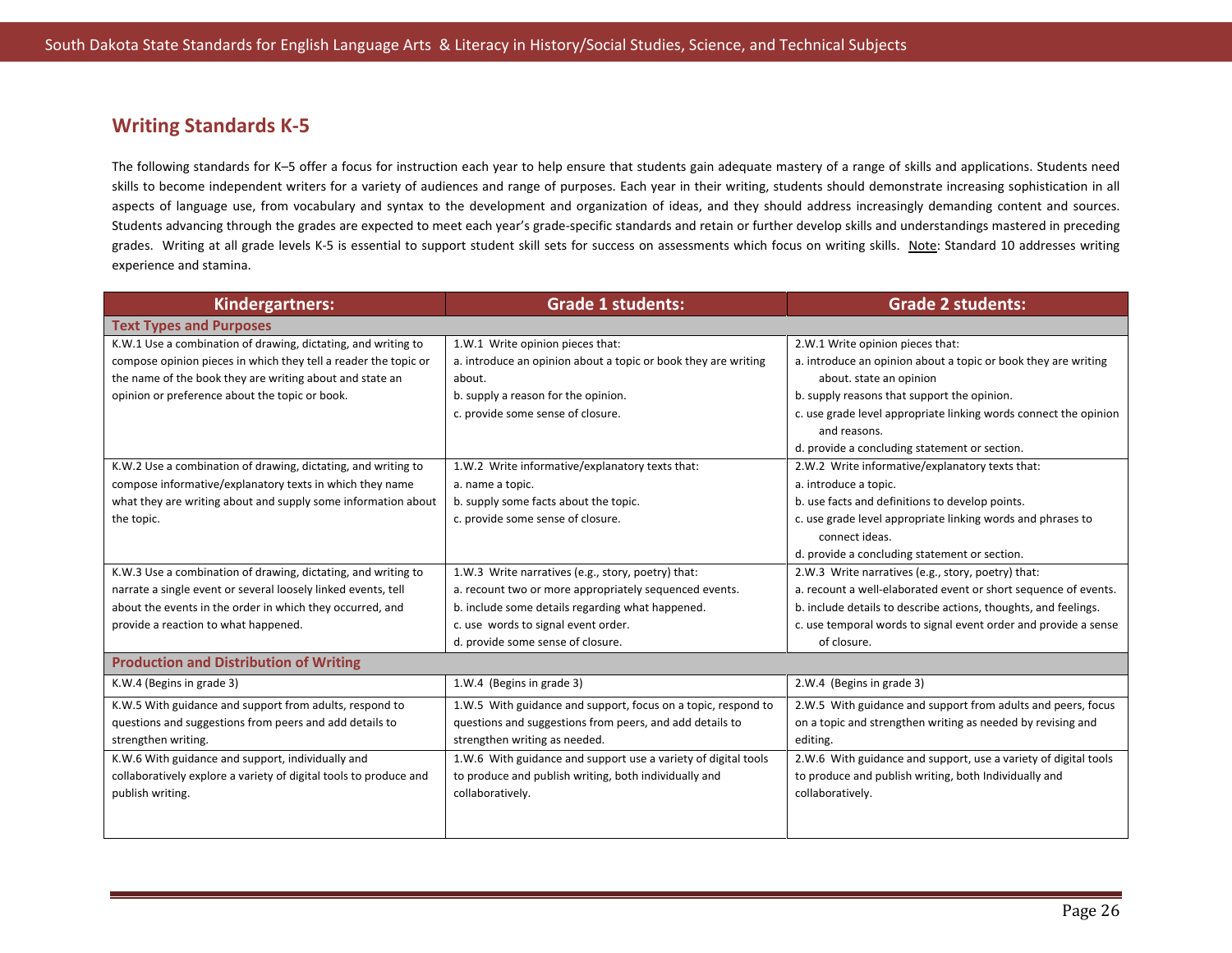## Writing Standards K-5

The following standards for K–5 offer a focus for instruction each year to help ensure that students gain adequate mastery of a range of skills and applications. Students need skills to become independent writers for a variety of audiences and range of purposes. Each year in their writing, students should demonstrate increasing sophistication in all aspects of language use, from vocabulary and syntax to the development and organization of ideas, and they should address increasingly demanding content and sources. Students advancing through the grades are expected to meet each year's grade-specific standards and retain or further develop skills and understandings mastered in preceding grades. Writing at all grade levels K-5 is essential to support student skill sets for success on assessments which focus on writing skills. Note: Standard 10 addresses writing experience and stamina.

| Kindergartners: | Grade 1 students: | Grade 2 students: |
|---|---|---|
| **Text Types and Purposes** | | |
| K.W.1 Use a combination of drawing, dictating, and writing to compose opinion pieces in which they tell a reader the topic or the name of the book they are writing about and state an opinion or preference about the topic or book. | 1.W.1 Write opinion pieces that:<br>a. introduce an opinion about a topic or book they are writing about.<br>b. supply a reason for the opinion.<br>c. provide some sense of closure. | 2.W.1 Write opinion pieces that:<br>a. introduce an opinion about a topic or book they are writing about. state an opinion<br>b. supply reasons that support the opinion.<br>c. use grade level appropriate linking words connect the opinion and reasons.<br>d. provide a concluding statement or section. |
| K.W.2 Use a combination of drawing, dictating, and writing to compose informative/explanatory texts in which they name what they are writing about and supply some information about the topic. | 1.W.2 Write informative/explanatory texts that:<br>a. name a topic.<br>b. supply some facts about the topic.<br>c. provide some sense of closure. | 2.W.2 Write informative/explanatory texts that:<br>a. introduce a topic.<br>b. use facts and definitions to develop points.<br>c. use grade level appropriate linking words and phrases to connect ideas.<br>d. provide a concluding statement or section. |
| K.W.3 Use a combination of drawing, dictating, and writing to narrate a single event or several loosely linked events, tell about the events in the order in which they occurred, and provide a reaction to what happened. | 1.W.3 Write narratives (e.g., story, poetry) that:<br>a. recount two or more appropriately sequenced events.<br>b. include some details regarding what happened.<br>c. use words to signal event order.<br>d. provide some sense of closure. | 2.W.3 Write narratives (e.g., story, poetry) that:<br>a. recount a well-elaborated event or short sequence of events.<br>b. include details to describe actions, thoughts, and feelings.<br>c. use temporal words to signal event order and provide a sense of closure. |
| **Production and Distribution of Writing** | | |
| K.W.4 (Begins in grade 3) | 1.W.4 (Begins in grade 3) | 2.W.4 (Begins in grade 3) |
| K.W.5 With guidance and support from adults, respond to questions and suggestions from peers and add details to strengthen writing. | 1.W.5 With guidance and support, focus on a topic, respond to questions and suggestions from peers, and add details to strengthen writing as needed. | 2.W.5 With guidance and support from adults and peers, focus on a topic and strengthen writing as needed by revising and editing. |
| K.W.6 With guidance and support, individually and collaboratively explore a variety of digital tools to produce and publish writing. | 1.W.6 With guidance and support use a variety of digital tools to produce and publish writing, both individually and collaboratively. | 2.W.6 With guidance and support, use a variety of digital tools to produce and publish writing, both Individually and collaboratively. |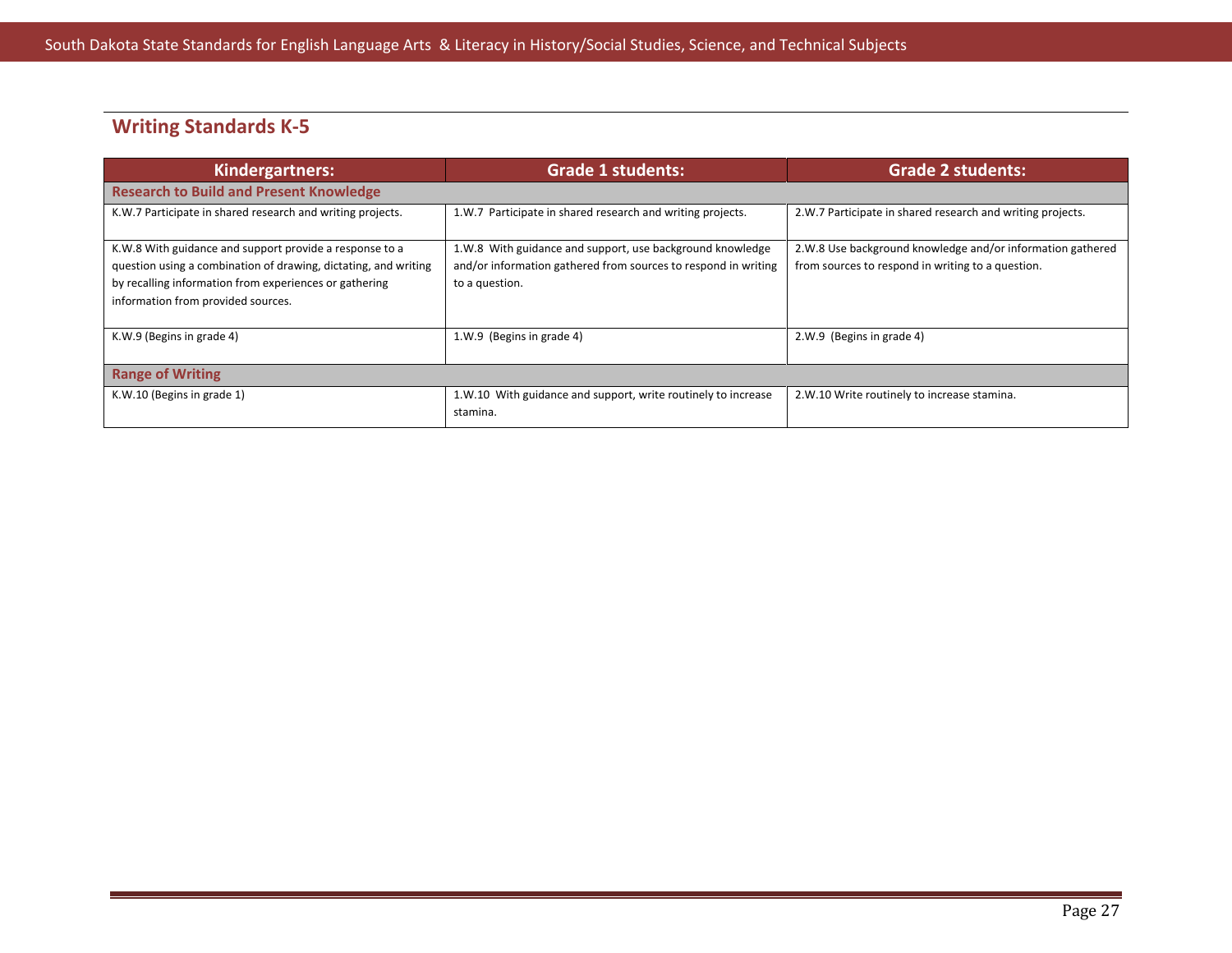## Writing Standards K-5

| Kindergartners: | Grade 1 students: | Grade 2 students: |
|---|---|---|
| **Research to Build and Present Knowledge** | | |
| K.W.7 Participate in shared research and writing projects. | 1.W.7 Participate in shared research and writing projects. | 2.W.7 Participate in shared research and writing projects. |
| K.W.8 With guidance and support provide a response to a question using a combination of drawing, dictating, and writing by recalling information from experiences or gathering information from provided sources. | 1.W.8 With guidance and support, use background knowledge and/or information gathered from sources to respond in writing to a question. | 2.W.8 Use background knowledge and/or information gathered from sources to respond in writing to a question. |
| K.W.9 (Begins in grade 4) | 1.W.9 (Begins in grade 4) | 2.W.9 (Begins in grade 4) |
| **Range of Writing** | | |
| K.W.10 (Begins in grade 1) | 1.W.10 With guidance and support, write routinely to increase stamina. | 2.W.10 Write routinely to increase stamina. |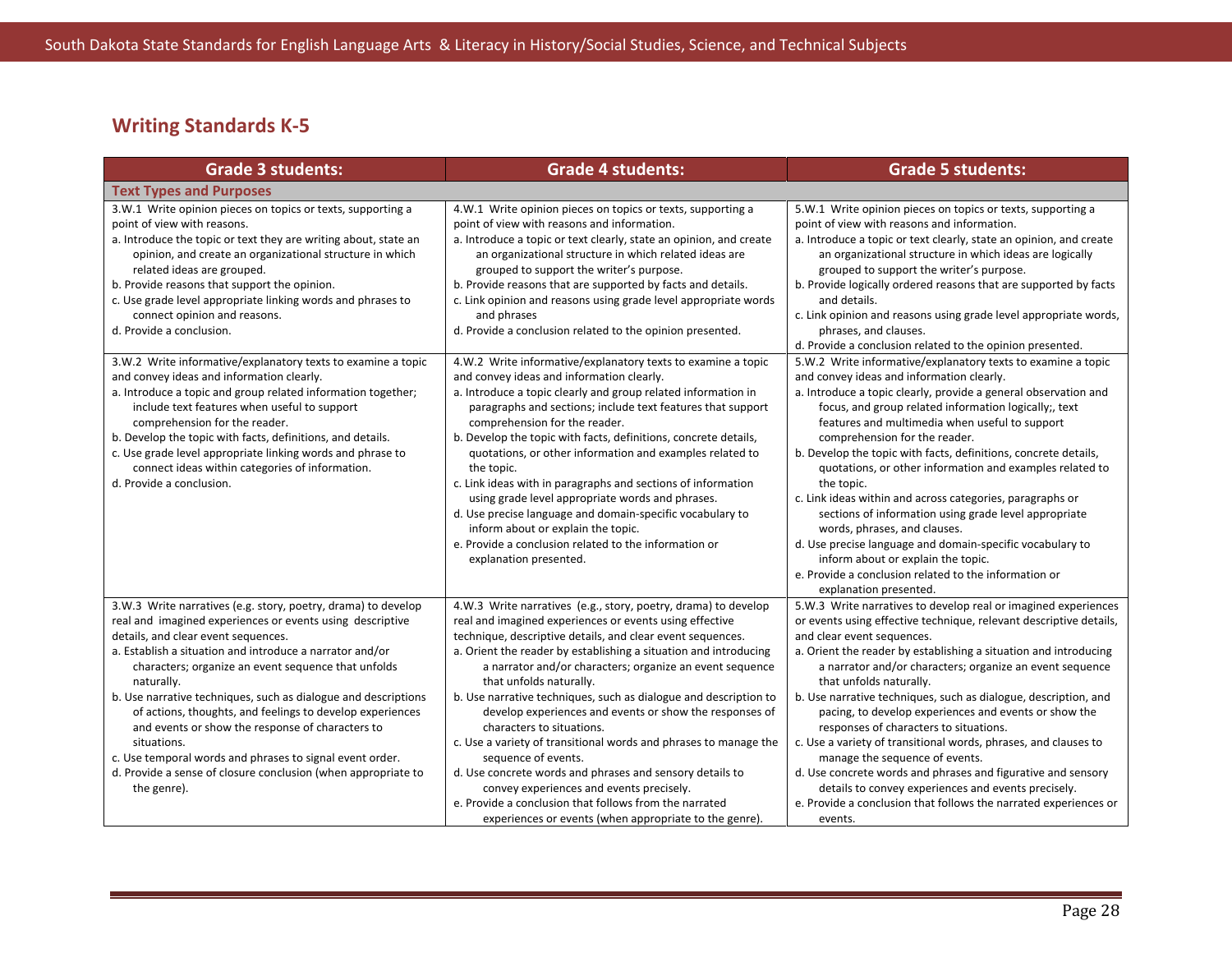## Writing Standards K-5

| Grade 3 students: | Grade 4 students: | Grade 5 students: |
|---|---|---|
| **Text Types and Purposes** | | |
| 3.W.1 Write opinion pieces on topics or texts, supporting a point of view with reasons.<br>a. Introduce the topic or text they are writing about, state an opinion, and create an organizational structure in which related ideas are grouped.<br>b. Provide reasons that support the opinion.<br>c. Use grade level appropriate linking words and phrases to connect opinion and reasons.<br>d. Provide a conclusion. | 4.W.1 Write opinion pieces on topics or texts, supporting a point of view with reasons and information.<br>a. Introduce a topic or text clearly, state an opinion, and create an organizational structure in which related ideas are grouped to support the writer's purpose.<br>b. Provide reasons that are supported by facts and details.<br>c. Link opinion and reasons using grade level appropriate words and phrases<br>d. Provide a conclusion related to the opinion presented. | 5.W.1 Write opinion pieces on topics or texts, supporting a point of view with reasons and information.<br>a. Introduce a topic or text clearly, state an opinion, and create an organizational structure in which ideas are logically grouped to support the writer's purpose.<br>b. Provide logically ordered reasons that are supported by facts and details.<br>c. Link opinion and reasons using grade level appropriate words, phrases, and clauses.<br>d. Provide a conclusion related to the opinion presented. |
| 3.W.2 Write informative/explanatory texts to examine a topic and convey ideas and information clearly.<br>a. Introduce a topic and group related information together; include text features when useful to support comprehension for the reader.<br>b. Develop the topic with facts, definitions, and details.<br>c. Use grade level appropriate linking words and phrase to connect ideas within categories of information.<br>d. Provide a conclusion. | 4.W.2 Write informative/explanatory texts to examine a topic and convey ideas and information clearly.<br>a. Introduce a topic clearly and group related information in paragraphs and sections; include text features that support comprehension for the reader.<br>b. Develop the topic with facts, definitions, concrete details, quotations, or other information and examples related to the topic.<br>c. Link ideas with in paragraphs and sections of information using grade level appropriate words and phrases.<br>d. Use precise language and domain-specific vocabulary to inform about or explain the topic.<br>e. Provide a conclusion related to the information or explanation presented. | 5.W.2 Write informative/explanatory texts to examine a topic and convey ideas and information clearly.<br>a. Introduce a topic clearly, provide a general observation and focus, and group related information logically;, text features and multimedia when useful to support comprehension for the reader.<br>b. Develop the topic with facts, definitions, concrete details, quotations, or other information and examples related to the topic.<br>c. Link ideas within and across categories, paragraphs or sections of information using grade level appropriate words, phrases, and clauses.<br>d. Use precise language and domain-specific vocabulary to inform about or explain the topic.<br>e. Provide a conclusion related to the information or explanation presented. |
| 3.W.3 Write narratives (e.g. story, poetry, drama) to develop real and imagined experiences or events using descriptive details, and clear event sequences.<br>a. Establish a situation and introduce a narrator and/or characters; organize an event sequence that unfolds naturally.<br>b. Use narrative techniques, such as dialogue and descriptions of actions, thoughts, and feelings to develop experiences and events or show the response of characters to situations.<br>c. Use temporal words and phrases to signal event order.<br>d. Provide a sense of closure conclusion (when appropriate to the genre). | 4.W.3 Write narratives (e.g., story, poetry, drama) to develop real and imagined experiences or events using effective technique, descriptive details, and clear event sequences.<br>a. Orient the reader by establishing a situation and introducing a narrator and/or characters; organize an event sequence that unfolds naturally.<br>b. Use narrative techniques, such as dialogue and description to develop experiences and events or show the responses of characters to situations.<br>c. Use a variety of transitional words and phrases to manage the sequence of events.<br>d. Use concrete words and phrases and sensory details to convey experiences and events precisely.<br>e. Provide a conclusion that follows from the narrated experiences or events (when appropriate to the genre). | 5.W.3 Write narratives to develop real or imagined experiences or events using effective technique, relevant descriptive details, and clear event sequences.<br>a. Orient the reader by establishing a situation and introducing a narrator and/or characters; organize an event sequence that unfolds naturally.<br>b. Use narrative techniques, such as dialogue, description, and pacing, to develop experiences and events or show the responses of characters to situations.<br>c. Use a variety of transitional words, phrases, and clauses to manage the sequence of events.<br>d. Use concrete words and phrases and figurative and sensory details to convey experiences and events precisely.<br>e. Provide a conclusion that follows the narrated experiences or events. |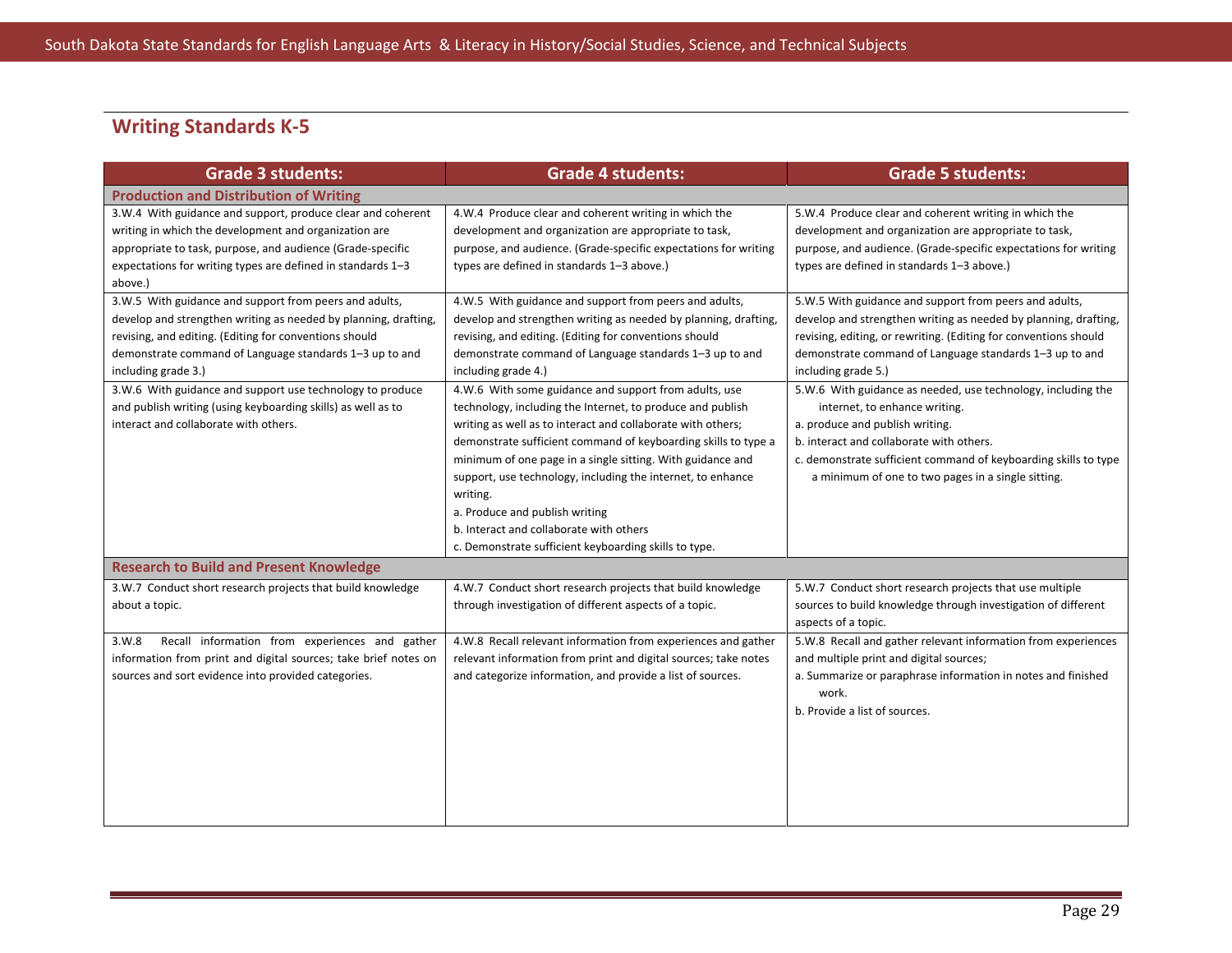## Writing Standards K-5

| Grade 3 students: | Grade 4 students: | Grade 5 students: |
|---|---|---|
| **Production and Distribution of Writing** | | |
| 3.W.4 With guidance and support, produce clear and coherent writing in which the development and organization are appropriate to task, purpose, and audience (Grade-specific expectations for writing types are defined in standards 1–3 above.) | 4.W.4 Produce clear and coherent writing in which the development and organization are appropriate to task, purpose, and audience. (Grade-specific expectations for writing types are defined in standards 1–3 above.) | 5.W.4 Produce clear and coherent writing in which the development and organization are appropriate to task, purpose, and audience. (Grade-specific expectations for writing types are defined in standards 1–3 above.) |
| 3.W.5 With guidance and support from peers and adults, develop and strengthen writing as needed by planning, drafting, revising, and editing. (Editing for conventions should demonstrate command of Language standards 1–3 up to and including grade 3.) | 4.W.5 With guidance and support from peers and adults, develop and strengthen writing as needed by planning, drafting, revising, and editing. (Editing for conventions should demonstrate command of Language standards 1–3 up to and including grade 4.) | 5.W.5 With guidance and support from peers and adults, develop and strengthen writing as needed by planning, drafting, revising, editing, or rewriting. (Editing for conventions should demonstrate command of Language standards 1–3 up to and including grade 5.) |
| 3.W.6 With guidance and support use technology to produce and publish writing (using keyboarding skills) as well as to interact and collaborate with others. | 4.W.6 With some guidance and support from adults, use technology, including the Internet, to produce and publish writing as well as to interact and collaborate with others; demonstrate sufficient command of keyboarding skills to type a minimum of one page in a single sitting. With guidance and support, use technology, including the internet, to enhance writing.<br>a. Produce and publish writing<br>b. Interact and collaborate with others<br>c. Demonstrate sufficient keyboarding skills to type. | 5.W.6 With guidance as needed, use technology, including the internet, to enhance writing.<br>a. produce and publish writing.<br>b. interact and collaborate with others.<br>c. demonstrate sufficient command of keyboarding skills to type a minimum of one to two pages in a single sitting. |
| **Research to Build and Present Knowledge** | | |
| 3.W.7 Conduct short research projects that build knowledge about a topic. | 4.W.7 Conduct short research projects that build knowledge through investigation of different aspects of a topic. | 5.W.7 Conduct short research projects that use multiple sources to build knowledge through investigation of different aspects of a topic. |
| 3.W.8 Recall information from experiences and gather information from print and digital sources; take brief notes on sources and sort evidence into provided categories. | 4.W.8 Recall relevant information from experiences and gather relevant information from print and digital sources; take notes and categorize information, and provide a list of sources. | 5.W.8 Recall and gather relevant information from experiences and multiple print and digital sources;<br>a. Summarize or paraphrase information in notes and finished work.<br>b. Provide a list of sources. |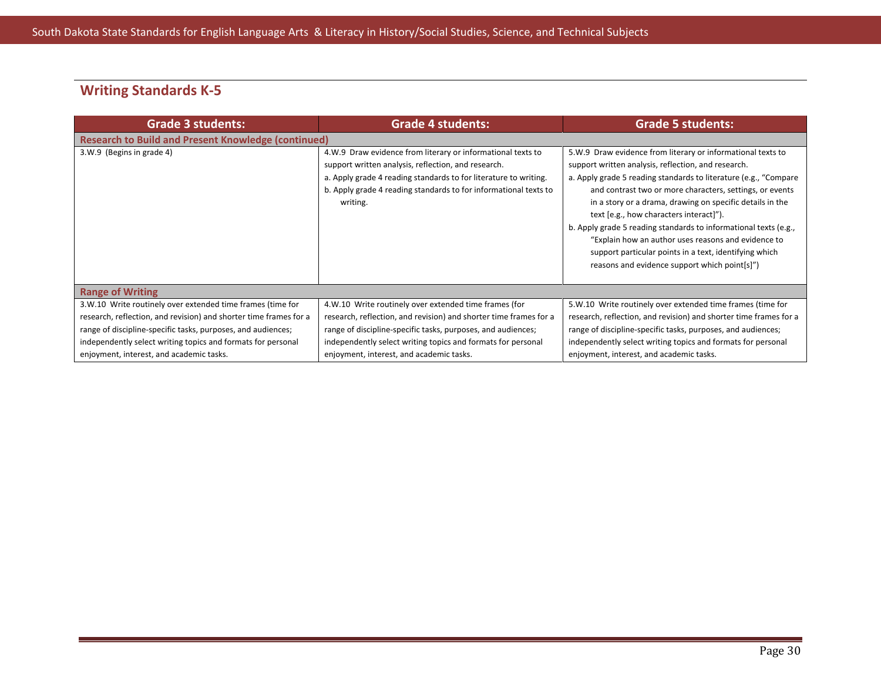## Writing Standards K-5

| Grade 3 students: | Grade 4 students: | Grade 5 students: |
|---|---|---|
| **Research to Build and Present Knowledge (continued)** | | |
| 3.W.9 (Begins in grade 4) | 4.W.9 Draw evidence from literary or informational texts to support written analysis, reflection, and research.<br>a. Apply grade 4 reading standards to for literature to writing.<br>b. Apply grade 4 reading standards to for informational texts to writing. | 5.W.9 Draw evidence from literary or informational texts to support written analysis, reflection, and research.<br>a. Apply grade 5 reading standards to literature (e.g., "Compare and contrast two or more characters, settings, or events in a story or a drama, drawing on specific details in the text [e.g., how characters interact]").<br>b. Apply grade 5 reading standards to informational texts (e.g., "Explain how an author uses reasons and evidence to support particular points in a text, identifying which reasons and evidence support which point[s]") |
| **Range of Writing** | | |
| 3.W.10 Write routinely over extended time frames (time for research, reflection, and revision) and shorter time frames for a range of discipline-specific tasks, purposes, and audiences; independently select writing topics and formats for personal enjoyment, interest, and academic tasks. | 4.W.10 Write routinely over extended time frames (for research, reflection, and revision) and shorter time frames for a range of discipline-specific tasks, purposes, and audiences; independently select writing topics and formats for personal enjoyment, interest, and academic tasks. | 5.W.10 Write routinely over extended time frames (time for research, reflection, and revision) and shorter time frames for a range of discipline-specific tasks, purposes, and audiences; independently select writing topics and formats for personal enjoyment, interest, and academic tasks. |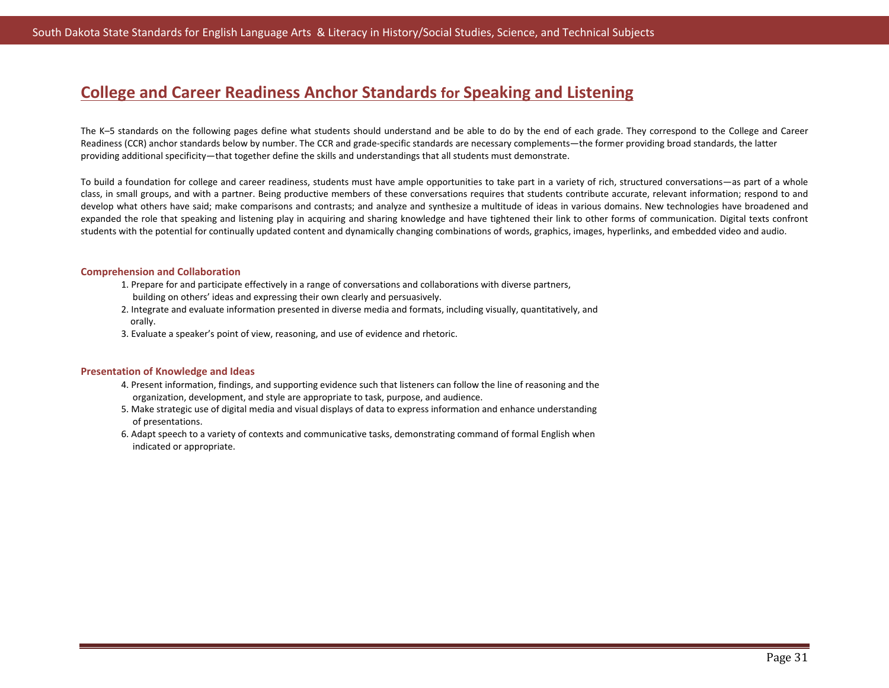# College and Career Readiness Anchor Standards for Speaking and Listening

The K–5 standards on the following pages define what students should understand and be able to do by the end of each grade. They correspond to the College and Career Readiness (CCR) anchor standards below by number. The CCR and grade-specific standards are necessary complements—the former providing broad standards, the latter providing additional specificity—that together define the skills and understandings that all students must demonstrate.

To build a foundation for college and career readiness, students must have ample opportunities to take part in a variety of rich, structured conversations—as part of a whole class, in small groups, and with a partner. Being productive members of these conversations requires that students contribute accurate, relevant information; respond to and develop what others have said; make comparisons and contrasts; and analyze and synthesize a multitude of ideas in various domains. New technologies have broadened and expanded the role that speaking and listening play in acquiring and sharing knowledge and have tightened their link to other forms of communication. Digital texts confront students with the potential for continually updated content and dynamically changing combinations of words, graphics, images, hyperlinks, and embedded video and audio.

### Comprehension and Collaboration

1. Prepare for and participate effectively in a range of conversations and collaborations with diverse partners, building on others' ideas and expressing their own clearly and persuasively.
2. Integrate and evaluate information presented in diverse media and formats, including visually, quantitatively, and orally.
3. Evaluate a speaker's point of view, reasoning, and use of evidence and rhetoric.

### Presentation of Knowledge and Ideas

4. Present information, findings, and supporting evidence such that listeners can follow the line of reasoning and the organization, development, and style are appropriate to task, purpose, and audience.
5. Make strategic use of digital media and visual displays of data to express information and enhance understanding of presentations.
6. Adapt speech to a variety of contexts and communicative tasks, demonstrating command of formal English when indicated or appropriate.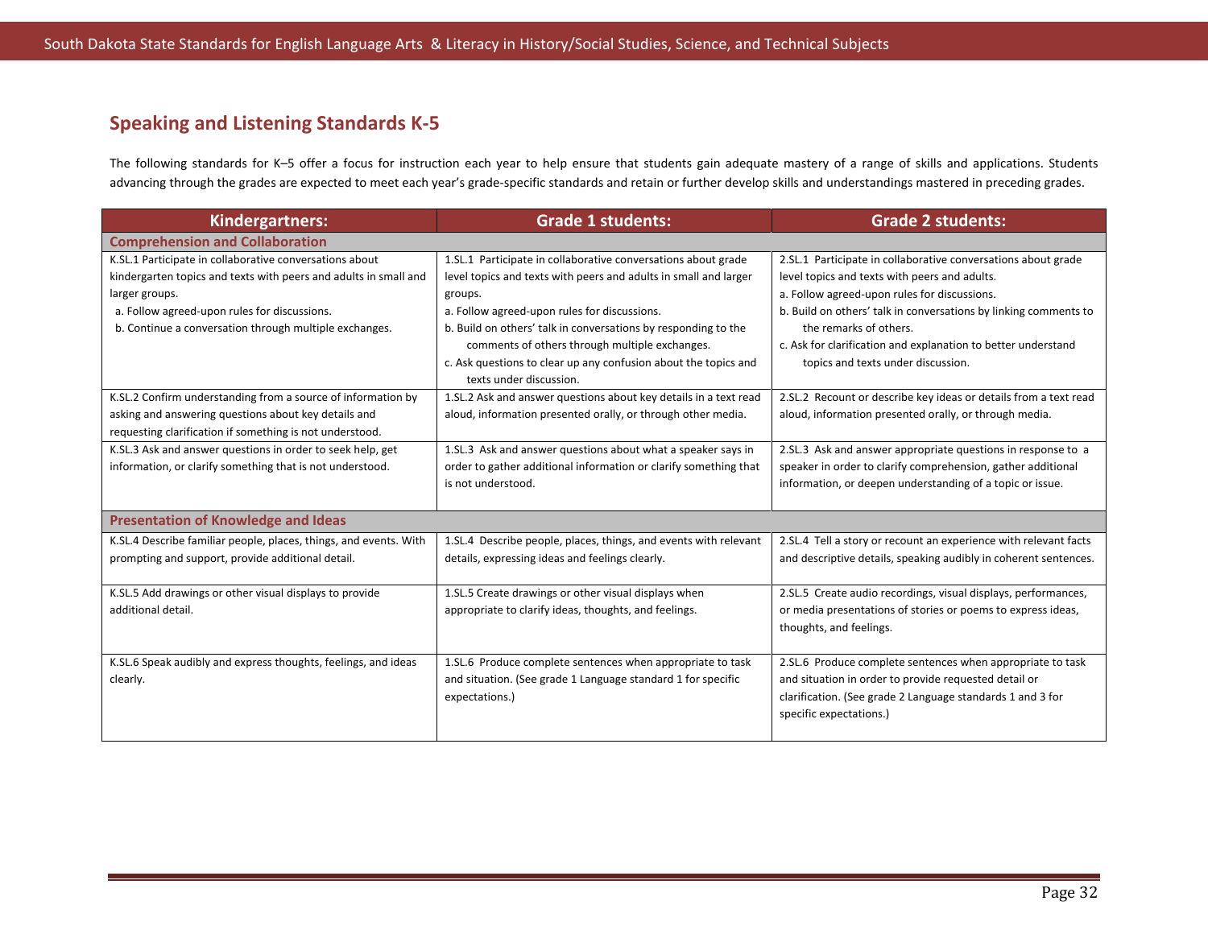## Speaking and Listening Standards K-5

The following standards for K–5 offer a focus for instruction each year to help ensure that students gain adequate mastery of a range of skills and applications. Students advancing through the grades are expected to meet each year's grade-specific standards and retain or further develop skills and understandings mastered in preceding grades.

| Kindergartners: | Grade 1 students: | Grade 2 students: |
|---|---|---|
| **Comprehension and Collaboration** | | |
| K.SL.1 Participate in collaborative conversations about kindergarten topics and texts with peers and adults in small and larger groups.<br>a. Follow agreed-upon rules for discussions.<br>b. Continue a conversation through multiple exchanges. | 1.SL.1 Participate in collaborative conversations about grade level topics and texts with peers and adults in small and larger groups.<br>a. Follow agreed-upon rules for discussions.<br>b. Build on others' talk in conversations by responding to the comments of others through multiple exchanges.<br>c. Ask questions to clear up any confusion about the topics and texts under discussion. | 2.SL.1 Participate in collaborative conversations about grade level topics and texts with peers and adults.<br>a. Follow agreed-upon rules for discussions.<br>b. Build on others' talk in conversations by linking comments to the remarks of others.<br>c. Ask for clarification and explanation to better understand topics and texts under discussion. |
| K.SL.2 Confirm understanding from a source of information by asking and answering questions about key details and requesting clarification if something is not understood. | 1.SL.2 Ask and answer questions about key details in a text read aloud, information presented orally, or through other media. | 2.SL.2 Recount or describe key ideas or details from a text read aloud, information presented orally, or through media. |
| K.SL.3 Ask and answer questions in order to seek help, get information, or clarify something that is not understood. | 1.SL.3 Ask and answer questions about what a speaker says in order to gather additional information or clarify something that is not understood. | 2.SL.3 Ask and answer appropriate questions in response to a speaker in order to clarify comprehension, gather additional information, or deepen understanding of a topic or issue. |
| **Presentation of Knowledge and Ideas** | | |
| K.SL.4 Describe familiar people, places, things, and events. With prompting and support, provide additional detail. | 1.SL.4 Describe people, places, things, and events with relevant details, expressing ideas and feelings clearly. | 2.SL.4 Tell a story or recount an experience with relevant facts and descriptive details, speaking audibly in coherent sentences. |
| K.SL.5 Add drawings or other visual displays to provide additional detail. | 1.SL.5 Create drawings or other visual displays when appropriate to clarify ideas, thoughts, and feelings. | 2.SL.5 Create audio recordings, visual displays, performances, or media presentations of stories or poems to express ideas, thoughts, and feelings. |
| K.SL.6 Speak audibly and express thoughts, feelings, and ideas clearly. | 1.SL.6 Produce complete sentences when appropriate to task and situation. (See grade 1 Language standard 1 for specific expectations.) | 2.SL.6 Produce complete sentences when appropriate to task and situation in order to provide requested detail or clarification. (See grade 2 Language standards 1 and 3 for specific expectations.) |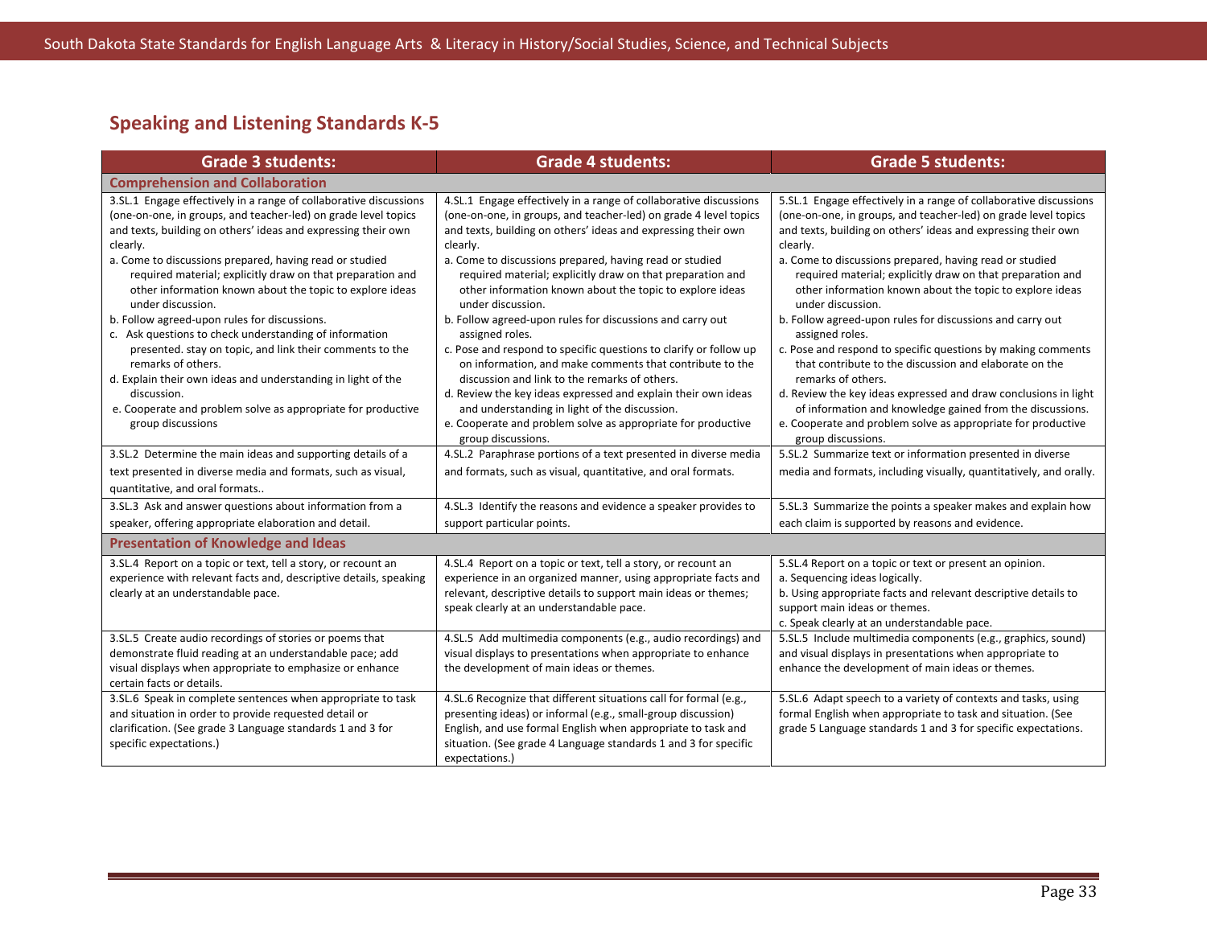## Speaking and Listening Standards K-5

| Grade 3 students: | Grade 4 students: | Grade 5 students: |
|---|---|---|
| **Comprehension and Collaboration** | | |
| 3.SL.1 Engage effectively in a range of collaborative discussions (one-on-one, in groups, and teacher-led) on grade level topics and texts, building on others' ideas and expressing their own clearly.<br>a. Come to discussions prepared, having read or studied required material; explicitly draw on that preparation and other information known about the topic to explore ideas under discussion.<br>b. Follow agreed-upon rules for discussions.<br>c. Ask questions to check understanding of information presented. stay on topic, and link their comments to the remarks of others.<br>d. Explain their own ideas and understanding in light of the discussion.<br>e. Cooperate and problem solve as appropriate for productive group discussions | 4.SL.1 Engage effectively in a range of collaborative discussions (one-on-one, in groups, and teacher-led) on grade 4 level topics and texts, building on others' ideas and expressing their own clearly.<br>a. Come to discussions prepared, having read or studied required material; explicitly draw on that preparation and other information known about the topic to explore ideas under discussion.<br>b. Follow agreed-upon rules for discussions and carry out assigned roles.<br>c. Pose and respond to specific questions to clarify or follow up on information, and make comments that contribute to the discussion and link to the remarks of others.<br>d. Review the key ideas expressed and explain their own ideas and understanding in light of the discussion.<br>e. Cooperate and problem solve as appropriate for productive group discussions. | 5.SL.1 Engage effectively in a range of collaborative discussions (one-on-one, in groups, and teacher-led) on grade level topics and texts, building on others' ideas and expressing their own clearly.<br>a. Come to discussions prepared, having read or studied required material; explicitly draw on that preparation and other information known about the topic to explore ideas under discussion.<br>b. Follow agreed-upon rules for discussions and carry out assigned roles.<br>c. Pose and respond to specific questions by making comments that contribute to the discussion and elaborate on the remarks of others.<br>d. Review the key ideas expressed and draw conclusions in light of information and knowledge gained from the discussions.<br>e. Cooperate and problem solve as appropriate for productive group discussions. |
| 3.SL.2 Determine the main ideas and supporting details of a text presented in diverse media and formats, such as visual, quantitative, and oral formats.. | 4.SL.2 Paraphrase portions of a text presented in diverse media and formats, such as visual, quantitative, and oral formats. | 5.SL.2 Summarize text or information presented in diverse media and formats, including visually, quantitatively, and orally. |
| 3.SL.3 Ask and answer questions about information from a speaker, offering appropriate elaboration and detail. | 4.SL.3 Identify the reasons and evidence a speaker provides to support particular points. | 5.SL.3 Summarize the points a speaker makes and explain how each claim is supported by reasons and evidence. |
| **Presentation of Knowledge and Ideas** | | |
| 3.SL.4 Report on a topic or text, tell a story, or recount an experience with relevant facts and, descriptive details, speaking clearly at an understandable pace. | 4.SL.4 Report on a topic or text, tell a story, or recount an experience in an organized manner, using appropriate facts and relevant, descriptive details to support main ideas or themes; speak clearly at an understandable pace. | 5.SL.4 Report on a topic or text or present an opinion.<br>a. Sequencing ideas logically.<br>b. Using appropriate facts and relevant descriptive details to support main ideas or themes.<br>c. Speak clearly at an understandable pace. |
| 3.SL.5 Create audio recordings of stories or poems that demonstrate fluid reading at an understandable pace; add visual displays when appropriate to emphasize or enhance certain facts or details. | 4.SL.5 Add multimedia components (e.g., audio recordings) and visual displays to presentations when appropriate to enhance the development of main ideas or themes. | 5.SL.5 Include multimedia components (e.g., graphics, sound) and visual displays in presentations when appropriate to enhance the development of main ideas or themes. |
| 3.SL.6 Speak in complete sentences when appropriate to task and situation in order to provide requested detail or clarification. (See grade 3 Language standards 1 and 3 for specific expectations.) | 4.SL.6 Recognize that different situations call for formal (e.g., presenting ideas) or informal (e.g., small-group discussion) English, and use formal English when appropriate to task and situation. (See grade 4 Language standards 1 and 3 for specific expectations.) | 5.SL.6 Adapt speech to a variety of contexts and tasks, using formal English when appropriate to task and situation. (See grade 5 Language standards 1 and 3 for specific expectations. |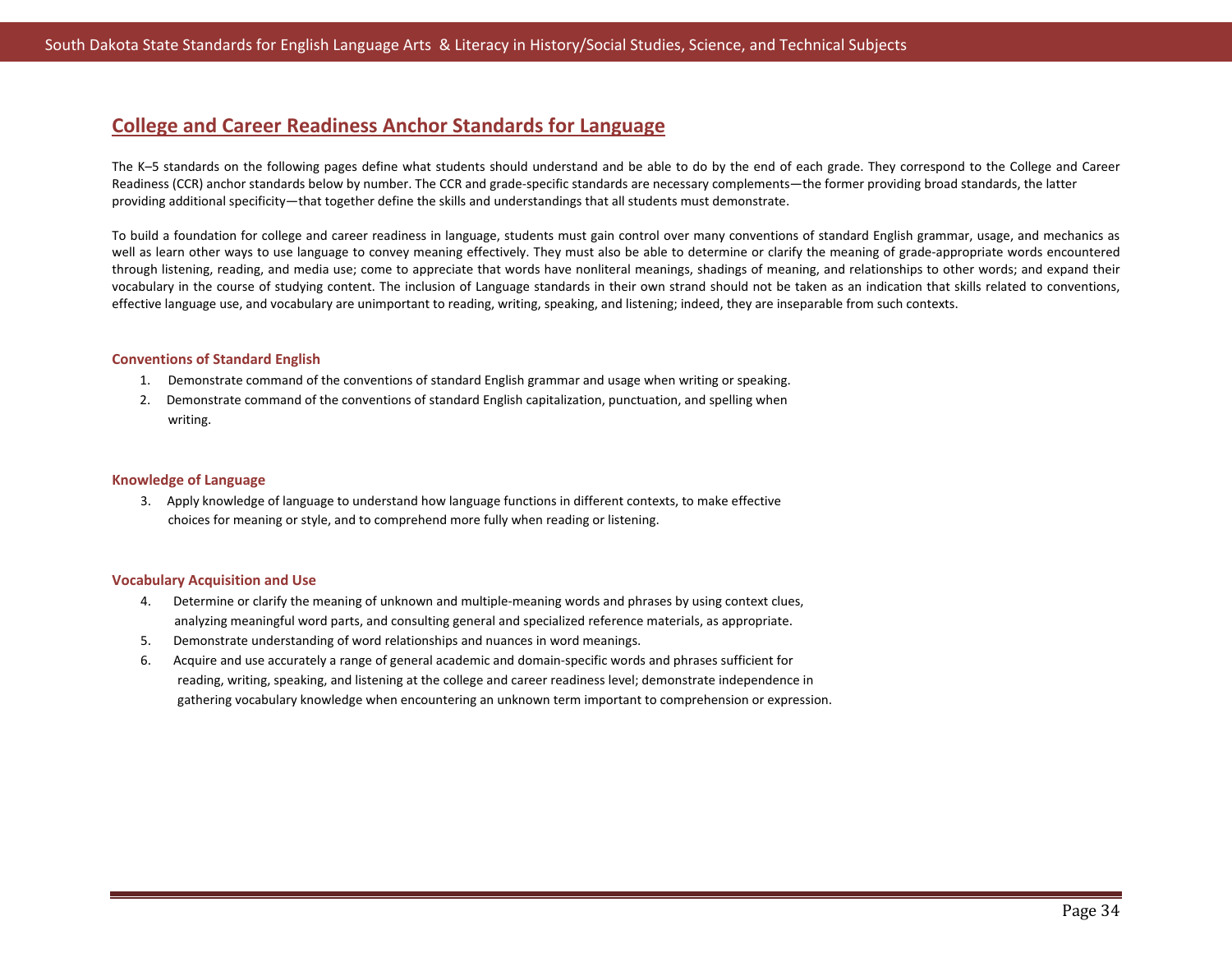## College and Career Readiness Anchor Standards for Language

The K–5 standards on the following pages define what students should understand and be able to do by the end of each grade. They correspond to the College and Career Readiness (CCR) anchor standards below by number. The CCR and grade-specific standards are necessary complements—the former providing broad standards, the latter providing additional specificity—that together define the skills and understandings that all students must demonstrate.

To build a foundation for college and career readiness in language, students must gain control over many conventions of standard English grammar, usage, and mechanics as well as learn other ways to use language to convey meaning effectively. They must also be able to determine or clarify the meaning of grade-appropriate words encountered through listening, reading, and media use; come to appreciate that words have nonliteral meanings, shadings of meaning, and relationships to other words; and expand their vocabulary in the course of studying content. The inclusion of Language standards in their own strand should not be taken as an indication that skills related to conventions, effective language use, and vocabulary are unimportant to reading, writing, speaking, and listening; indeed, they are inseparable from such contexts.

### Conventions of Standard English

1. Demonstrate command of the conventions of standard English grammar and usage when writing or speaking.
2. Demonstrate command of the conventions of standard English capitalization, punctuation, and spelling when writing.

### Knowledge of Language

3. Apply knowledge of language to understand how language functions in different contexts, to make effective choices for meaning or style, and to comprehend more fully when reading or listening.

### Vocabulary Acquisition and Use

4. Determine or clarify the meaning of unknown and multiple-meaning words and phrases by using context clues, analyzing meaningful word parts, and consulting general and specialized reference materials, as appropriate.
5. Demonstrate understanding of word relationships and nuances in word meanings.
6. Acquire and use accurately a range of general academic and domain-specific words and phrases sufficient for reading, writing, speaking, and listening at the college and career readiness level; demonstrate independence in gathering vocabulary knowledge when encountering an unknown term important to comprehension or expression.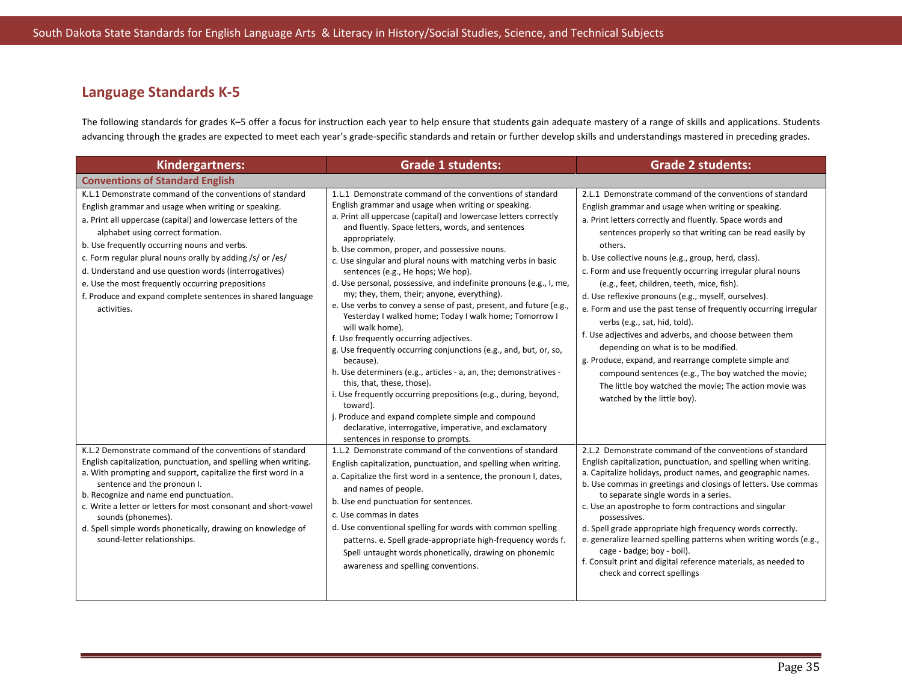## Language Standards K-5

The following standards for grades K–5 offer a focus for instruction each year to help ensure that students gain adequate mastery of a range of skills and applications. Students advancing through the grades are expected to meet each year's grade-specific standards and retain or further develop skills and understandings mastered in preceding grades.

| Kindergartners: | Grade 1 students: | Grade 2 students: |
|---|---|---|
| **Conventions of Standard English** | | |
| K.L.1 Demonstrate command of the conventions of standard English grammar and usage when writing or speaking.<br>a. Print all uppercase (capital) and lowercase letters of the alphabet using correct formation.<br>b. Use frequently occurring nouns and verbs.<br>c. Form regular plural nouns orally by adding /s/ or /es/<br>d. Understand and use question words (interrogatives)<br>e. Use the most frequently occurring prepositions<br>f. Produce and expand complete sentences in shared language activities. | 1.L.1 Demonstrate command of the conventions of standard English grammar and usage when writing or speaking.<br>a. Print all uppercase (capital) and lowercase letters correctly and fluently. Space letters, words, and sentences appropriately.<br>b. Use common, proper, and possessive nouns.<br>c. Use singular and plural nouns with matching verbs in basic sentences (e.g., He hops; We hop).<br>d. Use personal, possessive, and indefinite pronouns (e.g., I, me, my; they, them, their; anyone, everything).<br>e. Use verbs to convey a sense of past, present, and future (e.g., Yesterday I walked home; Today I walk home; Tomorrow I will walk home).<br>f. Use frequently occurring adjectives.<br>g. Use frequently occurring conjunctions (e.g., and, but, or, so, because).<br>h. Use determiners (e.g., articles - a, an, the; demonstratives - this, that, these, those).<br>i. Use frequently occurring prepositions (e.g., during, beyond, toward).<br>j. Produce and expand complete simple and compound declarative, interrogative, imperative, and exclamatory sentences in response to prompts. | 2.L.1 Demonstrate command of the conventions of standard English grammar and usage when writing or speaking.<br>a. Print letters correctly and fluently. Space words and sentences properly so that writing can be read easily by others.<br>b. Use collective nouns (e.g., group, herd, class).<br>c. Form and use frequently occurring irregular plural nouns (e.g., feet, children, teeth, mice, fish).<br>d. Use reflexive pronouns (e.g., myself, ourselves).<br>e. Form and use the past tense of frequently occurring irregular verbs (e.g., sat, hid, told).<br>f. Use adjectives and adverbs, and choose between them depending on what is to be modified.<br>g. Produce, expand, and rearrange complete simple and compound sentences (e.g., The boy watched the movie; The little boy watched the movie; The action movie was watched by the little boy). |
| K.L.2 Demonstrate command of the conventions of standard English capitalization, punctuation, and spelling when writing.<br>a. With prompting and support, capitalize the first word in a sentence and the pronoun I.<br>b. Recognize and name end punctuation.<br>c. Write a letter or letters for most consonant and short-vowel sounds (phonemes).<br>d. Spell simple words phonetically, drawing on knowledge of sound-letter relationships. | 1.L.2 Demonstrate command of the conventions of standard English capitalization, punctuation, and spelling when writing.<br>a. Capitalize the first word in a sentence, the pronoun I, dates, and names of people.<br>b. Use end punctuation for sentences.<br>c. Use commas in dates<br>d. Use conventional spelling for words with common spelling patterns. e. Spell grade-appropriate high-frequency words f. Spell untaught words phonetically, drawing on phonemic awareness and spelling conventions. | 2.L.2 Demonstrate command of the conventions of standard English capitalization, punctuation, and spelling when writing.<br>a. Capitalize holidays, product names, and geographic names.<br>b. Use commas in greetings and closings of letters. Use commas to separate single words in a series.<br>c. Use an apostrophe to form contractions and singular possessives.<br>d. Spell grade appropriate high frequency words correctly.<br>e. generalize learned spelling patterns when writing words (e.g., cage - badge; boy - boil).<br>f. Consult print and digital reference materials, as needed to check and correct spellings |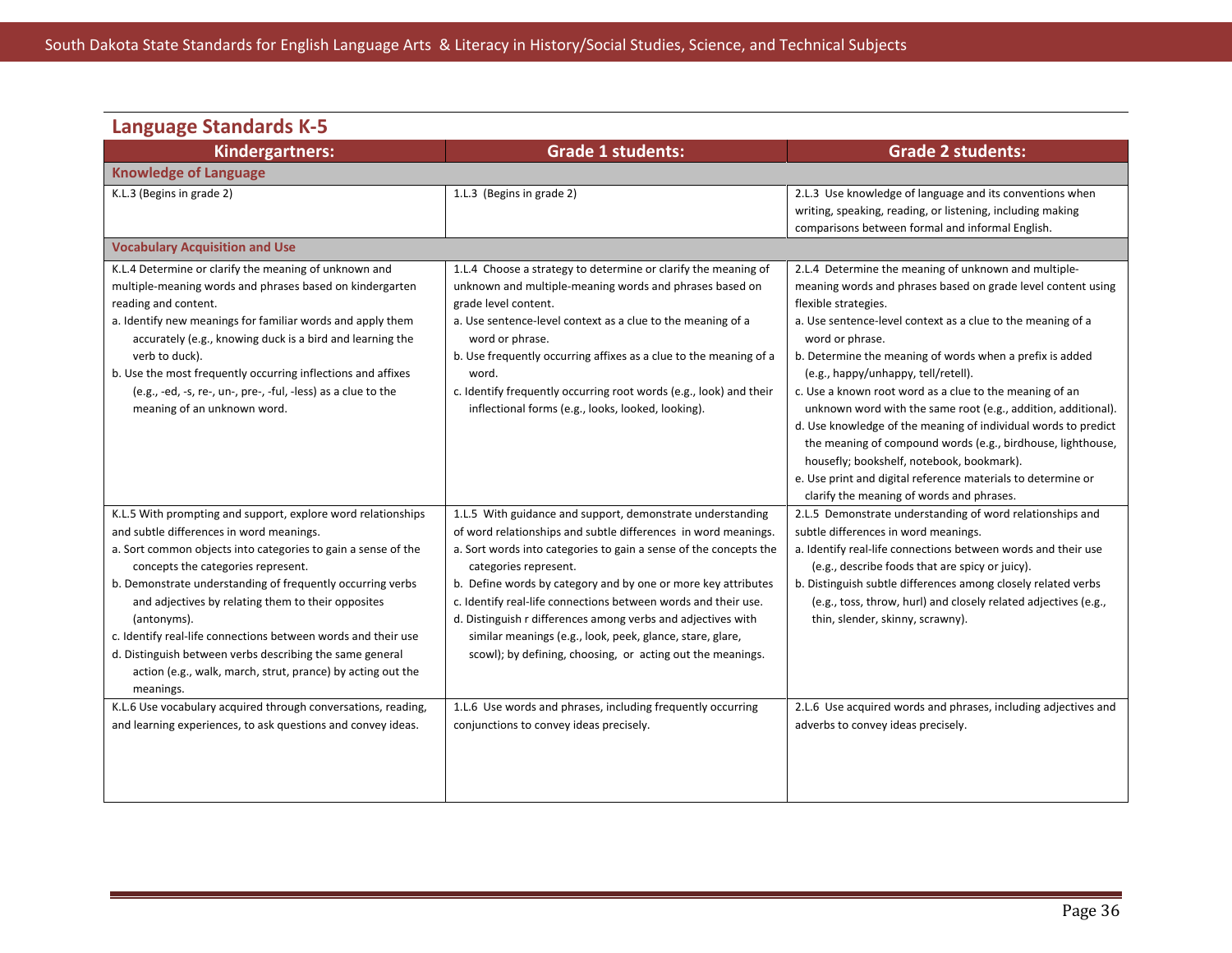## Language Standards K-5

| Kindergartners: | Grade 1 students: | Grade 2 students: |
|---|---|---|
| **Knowledge of Language** | | |
| K.L.3 (Begins in grade 2) | 1.L.3 (Begins in grade 2) | 2.L.3 Use knowledge of language and its conventions when writing, speaking, reading, or listening, including making comparisons between formal and informal English. |
| **Vocabulary Acquisition and Use** | | |
| K.L.4 Determine or clarify the meaning of unknown and multiple-meaning words and phrases based on kindergarten reading and content.<br>a. Identify new meanings for familiar words and apply them accurately (e.g., knowing duck is a bird and learning the verb to duck).<br>b. Use the most frequently occurring inflections and affixes (e.g., -ed, -s, re-, un-, pre-, -ful, -less) as a clue to the meaning of an unknown word. | 1.L.4 Choose a strategy to determine or clarify the meaning of unknown and multiple-meaning words and phrases based on grade level content.<br>a. Use sentence-level context as a clue to the meaning of a word or phrase.<br>b. Use frequently occurring affixes as a clue to the meaning of a word.<br>c. Identify frequently occurring root words (e.g., look) and their inflectional forms (e.g., looks, looked, looking). | 2.L.4 Determine the meaning of unknown and multiple-meaning words and phrases based on grade level content using flexible strategies.<br>a. Use sentence-level context as a clue to the meaning of a word or phrase.<br>b. Determine the meaning of words when a prefix is added (e.g., happy/unhappy, tell/retell).<br>c. Use a known root word as a clue to the meaning of an unknown word with the same root (e.g., addition, additional).<br>d. Use knowledge of the meaning of individual words to predict the meaning of compound words (e.g., birdhouse, lighthouse, housefly; bookshelf, notebook, bookmark).<br>e. Use print and digital reference materials to determine or clarify the meaning of words and phrases. |
| K.L.5 With prompting and support, explore word relationships and subtle differences in word meanings.<br>a. Sort common objects into categories to gain a sense of the concepts the categories represent.<br>b. Demonstrate understanding of frequently occurring verbs and adjectives by relating them to their opposites (antonyms).<br>c. Identify real-life connections between words and their use<br>d. Distinguish between verbs describing the same general action (e.g., walk, march, strut, prance) by acting out the meanings. | 1.L.5 With guidance and support, demonstrate understanding of word relationships and subtle differences in word meanings.<br>a. Sort words into categories to gain a sense of the concepts the categories represent.<br>b. Define words by category and by one or more key attributes<br>c. Identify real-life connections between words and their use.<br>d. Distinguish r differences among verbs and adjectives with similar meanings (e.g., look, peek, glance, stare, glare, scowl); by defining, choosing, or acting out the meanings. | 2.L.5 Demonstrate understanding of word relationships and subtle differences in word meanings.<br>a. Identify real-life connections between words and their use (e.g., describe foods that are spicy or juicy).<br>b. Distinguish subtle differences among closely related verbs (e.g., toss, throw, hurl) and closely related adjectives (e.g., thin, slender, skinny, scrawny). |
| K.L.6 Use vocabulary acquired through conversations, reading, and learning experiences, to ask questions and convey ideas. | 1.L.6 Use words and phrases, including frequently occurring conjunctions to convey ideas precisely. | 2.L.6 Use acquired words and phrases, including adjectives and adverbs to convey ideas precisely. |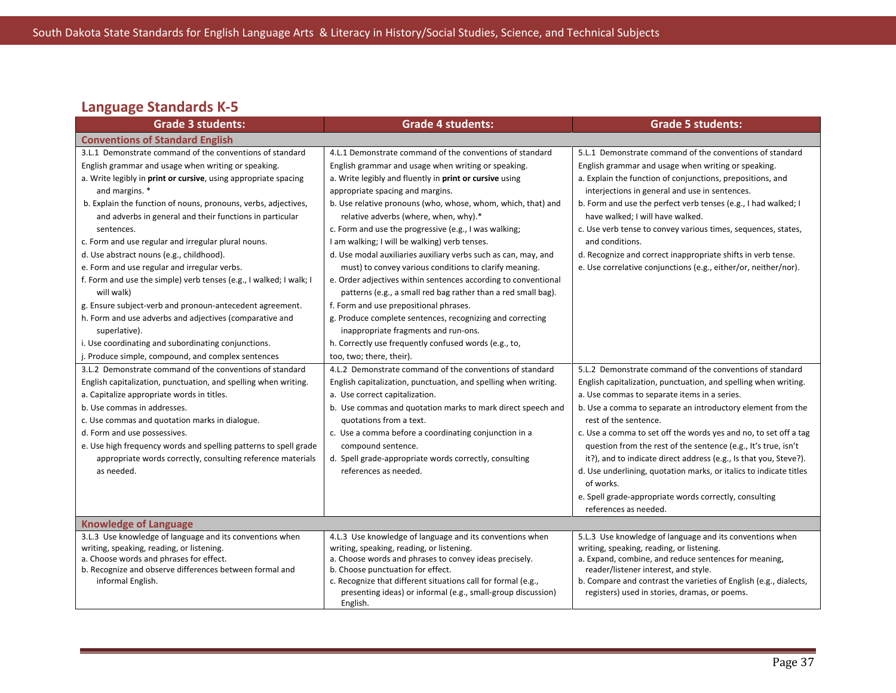## Language Standards K-5

| Grade 3 students: | Grade 4 students: | Grade 5 students: |
|---|---|---|
| **Conventions of Standard English** | | |
| 3.L.1 Demonstrate command of the conventions of standard English grammar and usage when writing or speaking.<br>a. Write legibly in **print or cursive**, using appropriate spacing and margins. *<br>b. Explain the function of nouns, pronouns, verbs, adjectives, and adverbs in general and their functions in particular sentences.<br>c. Form and use regular and irregular plural nouns.<br>d. Use abstract nouns (e.g., childhood).<br>e. Form and use regular and irregular verbs.<br>f. Form and use the simple) verb tenses (e.g., I walked; I walk; I will walk)<br>g. Ensure subject-verb and pronoun-antecedent agreement.<br>h. Form and use adverbs and adjectives (comparative and superlative).<br>i. Use coordinating and subordinating conjunctions.<br>j. Produce simple, compound, and complex sentences | 4.L.1 Demonstrate command of the conventions of standard English grammar and usage when writing or speaking.<br>a. Write legibly and fluently in **print or cursive** using appropriate spacing and margins.<br>b. Use relative pronouns (who, whose, whom, which, that) and relative adverbs (where, when, why).*<br>c. Form and use the progressive (e.g., I was walking; I am walking; I will be walking) verb tenses.<br>d. Use modal auxiliaries auxiliary verbs such as can, may, and must) to convey various conditions to clarify meaning.<br>e. Order adjectives within sentences according to conventional patterns (e.g., a small red bag rather than a red small bag).<br>f. Form and use prepositional phrases.<br>g. Produce complete sentences, recognizing and correcting inappropriate fragments and run-ons.<br>h. Correctly use frequently confused words (e.g., to, too, two; there, their). | 5.L.1 Demonstrate command of the conventions of standard English grammar and usage when writing or speaking.<br>a. Explain the function of conjunctions, prepositions, and interjections in general and use in sentences.<br>b. Form and use the perfect verb tenses (e.g., I had walked; I have walked; I will have walked.<br>c. Use verb tense to convey various times, sequences, states, and conditions.<br>d. Recognize and correct inappropriate shifts in verb tense.<br>e. Use correlative conjunctions (e.g., either/or, neither/nor). |
| 3.L.2 Demonstrate command of the conventions of standard English capitalization, punctuation, and spelling when writing.<br>a. Capitalize appropriate words in titles.<br>b. Use commas in addresses.<br>c. Use commas and quotation marks in dialogue.<br>d. Form and use possessives.<br>e. Use high frequency words and spelling patterns to spell grade appropriate words correctly, consulting reference materials as needed. | 4.L.2 Demonstrate command of the conventions of standard English capitalization, punctuation, and spelling when writing.<br>a. Use correct capitalization.<br>b. Use commas and quotation marks to mark direct speech and quotations from a text.<br>c. Use a comma before a coordinating conjunction in a compound sentence.<br>d. Spell grade-appropriate words correctly, consulting references as needed. | 5.L.2 Demonstrate command of the conventions of standard English capitalization, punctuation, and spelling when writing.<br>a. Use commas to separate items in a series.<br>b. Use a comma to separate an introductory element from the rest of the sentence.<br>c. Use a comma to set off the words yes and no, to set off a tag question from the rest of the sentence (e.g., It's true, isn't it?), and to indicate direct address (e.g., Is that you, Steve?).<br>d. Use underlining, quotation marks, or italics to indicate titles of works.<br>e. Spell grade-appropriate words correctly, consulting references as needed. |
| **Knowledge of Language** | | |
| 3.L.3 Use knowledge of language and its conventions when writing, speaking, reading, or listening.<br>a. Choose words and phrases for effect.<br>b. Recognize and observe differences between formal and informal English. | 4.L.3 Use knowledge of language and its conventions when writing, speaking, reading, or listening.<br>a. Choose words and phrases to convey ideas precisely.<br>b. Choose punctuation for effect.<br>c. Recognize that different situations call for formal (e.g., presenting ideas) or informal (e.g., small-group discussion) English. | 5.L.3 Use knowledge of language and its conventions when writing, speaking, reading, or listening.<br>a. Expand, combine, and reduce sentences for meaning, reader/listener interest, and style.<br>b. Compare and contrast the varieties of English (e.g., dialects, registers) used in stories, dramas, or poems. |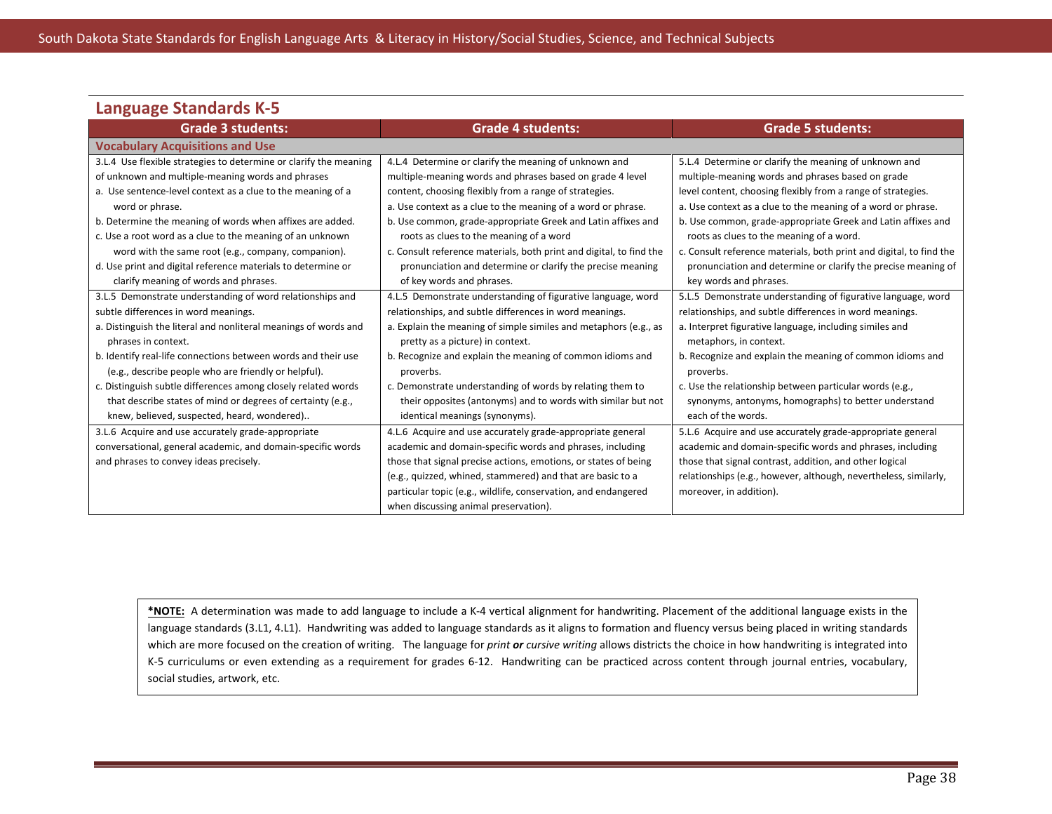## Language Standards K-5

| Grade 3 students: | Grade 4 students: | Grade 5 students: |
|---|---|---|
| **Vocabulary Acquisitions and Use** | | |
| 3.L.4 Use flexible strategies to determine or clarify the meaning of unknown and multiple-meaning words and phrases<br>a. Use sentence-level context as a clue to the meaning of a word or phrase.<br>b. Determine the meaning of words when affixes are added.<br>c. Use a root word as a clue to the meaning of an unknown word with the same root (e.g., company, companion).<br>d. Use print and digital reference materials to determine or clarify meaning of words and phrases. | 4.L.4 Determine or clarify the meaning of unknown and multiple-meaning words and phrases based on grade 4 level content, choosing flexibly from a range of strategies.<br>a. Use context as a clue to the meaning of a word or phrase.<br>b. Use common, grade-appropriate Greek and Latin affixes and roots as clues to the meaning of a word<br>c. Consult reference materials, both print and digital, to find the pronunciation and determine or clarify the precise meaning of key words and phrases. | 5.L.4 Determine or clarify the meaning of unknown and multiple-meaning words and phrases based on grade level content, choosing flexibly from a range of strategies.<br>a. Use context as a clue to the meaning of a word or phrase.<br>b. Use common, grade-appropriate Greek and Latin affixes and roots as clues to the meaning of a word.<br>c. Consult reference materials, both print and digital, to find the pronunciation and determine or clarify the precise meaning of key words and phrases. |
| 3.L.5 Demonstrate understanding of word relationships and subtle differences in word meanings.<br>a. Distinguish the literal and nonliteral meanings of words and phrases in context.<br>b. Identify real-life connections between words and their use (e.g., describe people who are friendly or helpful).<br>c. Distinguish subtle differences among closely related words that describe states of mind or degrees of certainty (e.g., knew, believed, suspected, heard, wondered).. | 4.L.5 Demonstrate understanding of figurative language, word relationships, and subtle differences in word meanings.<br>a. Explain the meaning of simple similes and metaphors (e.g., as pretty as a picture) in context.<br>b. Recognize and explain the meaning of common idioms and proverbs.<br>c. Demonstrate understanding of words by relating them to their opposites (antonyms) and to words with similar but not identical meanings (synonyms). | 5.L.5 Demonstrate understanding of figurative language, word relationships, and subtle differences in word meanings.<br>a. Interpret figurative language, including similes and metaphors, in context.<br>b. Recognize and explain the meaning of common idioms and proverbs.<br>c. Use the relationship between particular words (e.g., synonyms, antonyms, homographs) to better understand each of the words. |
| 3.L.6 Acquire and use accurately grade-appropriate conversational, general academic, and domain-specific words and phrases to convey ideas precisely. | 4.L.6 Acquire and use accurately grade-appropriate general academic and domain-specific words and phrases, including those that signal precise actions, emotions, or states of being (e.g., quizzed, whined, stammered) and that are basic to a particular topic (e.g., wildlife, conservation, and endangered when discussing animal preservation). | 5.L.6 Acquire and use accurately grade-appropriate general academic and domain-specific words and phrases, including those that signal contrast, addition, and other logical relationships (e.g., however, although, nevertheless, similarly, moreover, in addition). |

**\*NOTE:** A determination was made to add language to include a K-4 vertical alignment for handwriting. Placement of the additional language exists in the language standards (3.L1, 4.L1). Handwriting was added to language standards as it aligns to formation and fluency versus being placed in writing standards which are more focused on the creation of writing. The language for *print **or** cursive writing* allows districts the choice in how handwriting is integrated into K-5 curriculums or even extending as a requirement for grades 6-12. Handwriting can be practiced across content through journal entries, vocabulary, social studies, artwork, etc.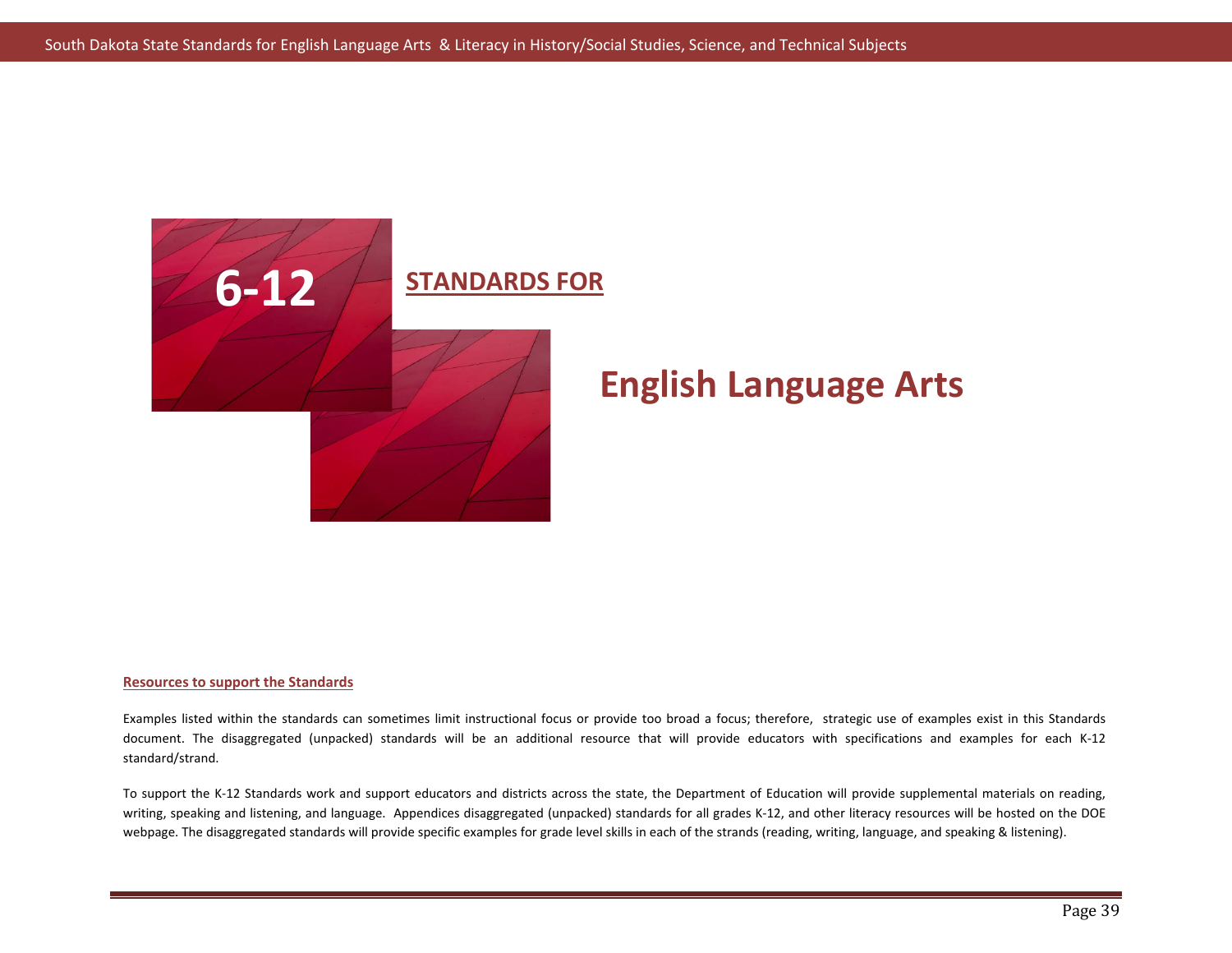# 6-12 STANDARDS FOR

# English Language Arts

**Resources to support the Standards**

Examples listed within the standards can sometimes limit instructional focus or provide too broad a focus; therefore, strategic use of examples exist in this Standards document. The disaggregated (unpacked) standards will be an additional resource that will provide educators with specifications and examples for each K-12 standard/strand.

To support the K-12 Standards work and support educators and districts across the state, the Department of Education will provide supplemental materials on reading, writing, speaking and listening, and language. Appendices disaggregated (unpacked) standards for all grades K-12, and other literacy resources will be hosted on the DOE webpage. The disaggregated standards will provide specific examples for grade level skills in each of the strands (reading, writing, language, and speaking & listening).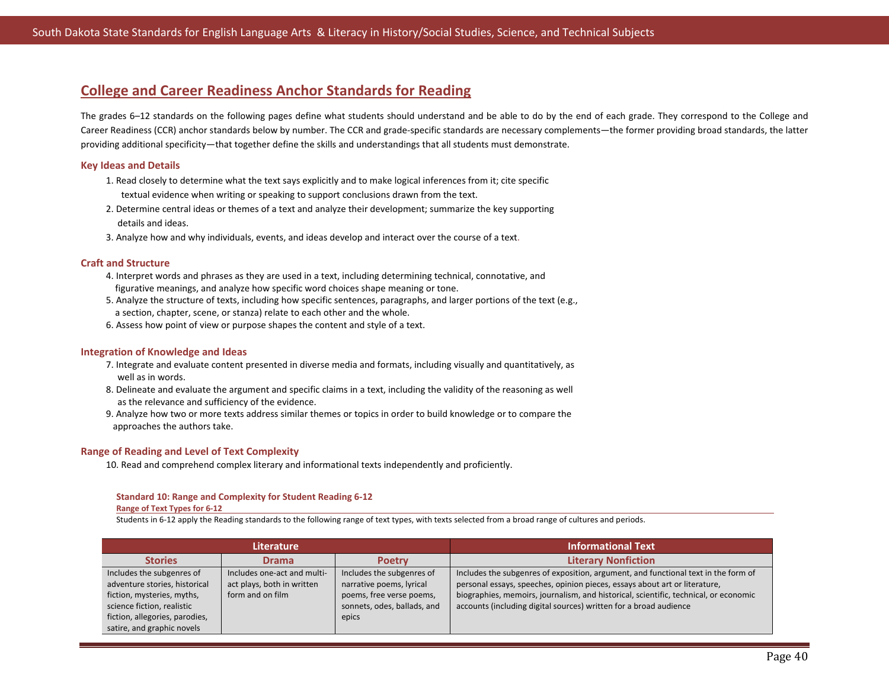## College and Career Readiness Anchor Standards for Reading

The grades 6–12 standards on the following pages define what students should understand and be able to do by the end of each grade. They correspond to the College and Career Readiness (CCR) anchor standards below by number. The CCR and grade-specific standards are necessary complements—the former providing broad standards, the latter providing additional specificity—that together define the skills and understandings that all students must demonstrate.

### Key Ideas and Details

1. Read closely to determine what the text says explicitly and to make logical inferences from it; cite specific textual evidence when writing or speaking to support conclusions drawn from the text.
2. Determine central ideas or themes of a text and analyze their development; summarize the key supporting details and ideas.
3. Analyze how and why individuals, events, and ideas develop and interact over the course of a text.

### Craft and Structure

4. Interpret words and phrases as they are used in a text, including determining technical, connotative, and figurative meanings, and analyze how specific word choices shape meaning or tone.
5. Analyze the structure of texts, including how specific sentences, paragraphs, and larger portions of the text (e.g., a section, chapter, scene, or stanza) relate to each other and the whole.
6. Assess how point of view or purpose shapes the content and style of a text.

### Integration of Knowledge and Ideas

7. Integrate and evaluate content presented in diverse media and formats, including visually and quantitatively, as well as in words.
8. Delineate and evaluate the argument and specific claims in a text, including the validity of the reasoning as well as the relevance and sufficiency of the evidence.
9. Analyze how two or more texts address similar themes or topics in order to build knowledge or to compare the approaches the authors take.

### Range of Reading and Level of Text Complexity

10. Read and comprehend complex literary and informational texts independently and proficiently.

#### Standard 10: Range and Complexity for Student Reading 6-12

**Range of Text Types for 6-12**

Students in 6-12 apply the Reading standards to the following range of text types, with texts selected from a broad range of cultures and periods.

| Literature | | | Informational Text |
|---|---|---|---|
| **Stories** | **Drama** | **Poetry** | **Literary Nonfiction** |
| Includes the subgenres of adventure stories, historical fiction, mysteries, myths, science fiction, realistic fiction, allegories, parodies, satire, and graphic novels | Includes one-act and multi-act plays, both in written form and on film | Includes the subgenres of narrative poems, lyrical poems, free verse poems, sonnets, odes, ballads, and epics | Includes the subgenres of exposition, argument, and functional text in the form of personal essays, speeches, opinion pieces, essays about art or literature, biographies, memoirs, journalism, and historical, scientific, technical, or economic accounts (including digital sources) written for a broad audience |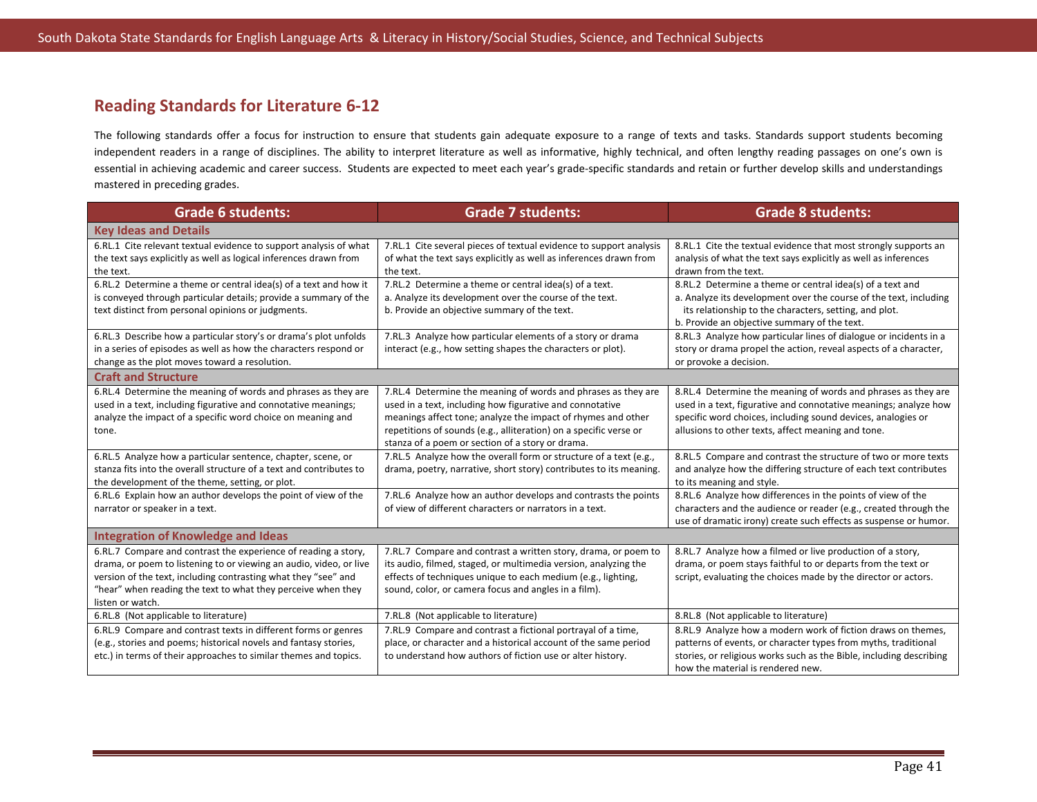## Reading Standards for Literature 6-12

The following standards offer a focus for instruction to ensure that students gain adequate exposure to a range of texts and tasks. Standards support students becoming independent readers in a range of disciplines. The ability to interpret literature as well as informative, highly technical, and often lengthy reading passages on one's own is essential in achieving academic and career success. Students are expected to meet each year's grade-specific standards and retain or further develop skills and understandings mastered in preceding grades.

| Grade 6 students: | Grade 7 students: | Grade 8 students: |
|---|---|---|
| **Key Ideas and Details** | | |
| 6.RL.1 Cite relevant textual evidence to support analysis of what the text says explicitly as well as logical inferences drawn from the text. | 7.RL.1 Cite several pieces of textual evidence to support analysis of what the text says explicitly as well as inferences drawn from the text. | 8.RL.1 Cite the textual evidence that most strongly supports an analysis of what the text says explicitly as well as inferences drawn from the text. |
| 6.RL.2 Determine a theme or central idea(s) of a text and how it is conveyed through particular details; provide a summary of the text distinct from personal opinions or judgments. | 7.RL.2 Determine a theme or central idea(s) of a text.<br>a. Analyze its development over the course of the text.<br>b. Provide an objective summary of the text. | 8.RL.2 Determine a theme or central idea(s) of a text and<br>a. Analyze its development over the course of the text, including its relationship to the characters, setting, and plot.<br>b. Provide an objective summary of the text. |
| 6.RL.3 Describe how a particular story's or drama's plot unfolds in a series of episodes as well as how the characters respond or change as the plot moves toward a resolution. | 7.RL.3 Analyze how particular elements of a story or drama interact (e.g., how setting shapes the characters or plot). | 8.RL.3 Analyze how particular lines of dialogue or incidents in a story or drama propel the action, reveal aspects of a character, or provoke a decision. |
| **Craft and Structure** | | |
| 6.RL.4 Determine the meaning of words and phrases as they are used in a text, including figurative and connotative meanings; analyze the impact of a specific word choice on meaning and tone. | 7.RL.4 Determine the meaning of words and phrases as they are used in a text, including how figurative and connotative meanings affect tone; analyze the impact of rhymes and other repetitions of sounds (e.g., alliteration) on a specific verse or stanza of a poem or section of a story or drama. | 8.RL.4 Determine the meaning of words and phrases as they are used in a text, figurative and connotative meanings; analyze how specific word choices, including sound devices, analogies or allusions to other texts, affect meaning and tone. |
| 6.RL.5 Analyze how a particular sentence, chapter, scene, or stanza fits into the overall structure of a text and contributes to the development of the theme, setting, or plot. | 7.RL.5 Analyze how the overall form or structure of a text (e.g., drama, poetry, narrative, short story) contributes to its meaning. | 8.RL.5 Compare and contrast the structure of two or more texts and analyze how the differing structure of each text contributes to its meaning and style. |
| 6.RL.6 Explain how an author develops the point of view of the narrator or speaker in a text. | 7.RL.6 Analyze how an author develops and contrasts the points of view of different characters or narrators in a text. | 8.RL.6 Analyze how differences in the points of view of the characters and the audience or reader (e.g., created through the use of dramatic irony) create such effects as suspense or humor. |
| **Integration of Knowledge and Ideas** | | |
| 6.RL.7 Compare and contrast the experience of reading a story, drama, or poem to listening to or viewing an audio, video, or live version of the text, including contrasting what they "see" and "hear" when reading the text to what they perceive when they listen or watch. | 7.RL.7 Compare and contrast a written story, drama, or poem to its audio, filmed, staged, or multimedia version, analyzing the effects of techniques unique to each medium (e.g., lighting, sound, color, or camera focus and angles in a film). | 8.RL.7 Analyze how a filmed or live production of a story, drama, or poem stays faithful to or departs from the text or script, evaluating the choices made by the director or actors. |
| 6.RL.8 (Not applicable to literature) | 7.RL.8 (Not applicable to literature) | 8.RL.8 (Not applicable to literature) |
| 6.RL.9 Compare and contrast texts in different forms or genres (e.g., stories and poems; historical novels and fantasy stories, etc.) in terms of their approaches to similar themes and topics. | 7.RL.9 Compare and contrast a fictional portrayal of a time, place, or character and a historical account of the same period to understand how authors of fiction use or alter history. | 8.RL.9 Analyze how a modern work of fiction draws on themes, patterns of events, or character types from myths, traditional stories, or religious works such as the Bible, including describing how the material is rendered new. |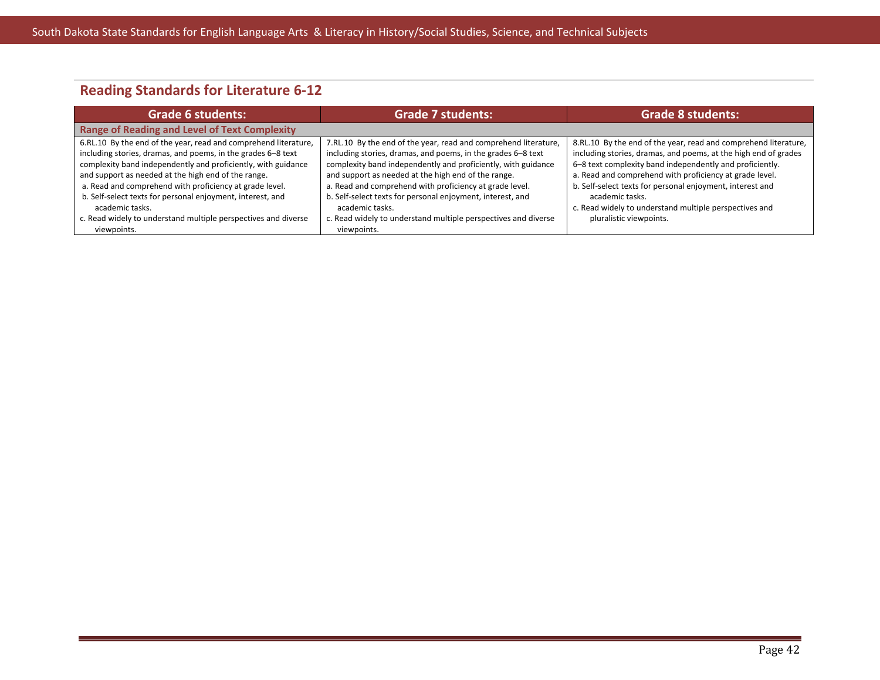## Reading Standards for Literature 6-12

| Grade 6 students: | Grade 7 students: | Grade 8 students: |
|---|---|---|
| **Range of Reading and Level of Text Complexity** | | |
| 6.RL.10 By the end of the year, read and comprehend literature, including stories, dramas, and poems, in the grades 6–8 text complexity band independently and proficiently, with guidance and support as needed at the high end of the range.<br>a. Read and comprehend with proficiency at grade level.<br>b. Self-select texts for personal enjoyment, interest, and academic tasks.<br>c. Read widely to understand multiple perspectives and diverse viewpoints. | 7.RL.10 By the end of the year, read and comprehend literature, including stories, dramas, and poems, in the grades 6–8 text complexity band independently and proficiently, with guidance and support as needed at the high end of the range.<br>a. Read and comprehend with proficiency at grade level.<br>b. Self-select texts for personal enjoyment, interest, and academic tasks.<br>c. Read widely to understand multiple perspectives and diverse viewpoints. | 8.RL.10 By the end of the year, read and comprehend literature, including stories, dramas, and poems, at the high end of grades 6–8 text complexity band independently and proficiently.<br>a. Read and comprehend with proficiency at grade level.<br>b. Self-select texts for personal enjoyment, interest and academic tasks.<br>c. Read widely to understand multiple perspectives and pluralistic viewpoints. |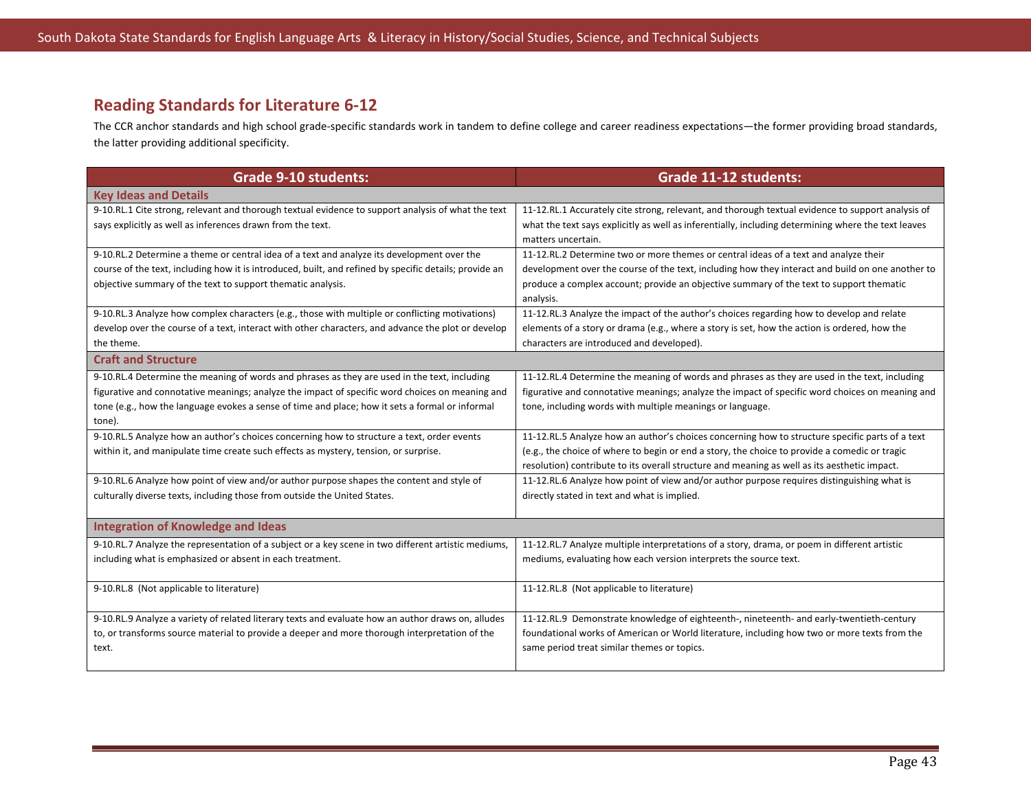## Reading Standards for Literature 6-12

The CCR anchor standards and high school grade-specific standards work in tandem to define college and career readiness expectations—the former providing broad standards, the latter providing additional specificity.

| Grade 9-10 students: | Grade 11-12 students: |
|---|---|
| **Key Ideas and Details** | |
| 9-10.RL.1 Cite strong, relevant and thorough textual evidence to support analysis of what the text says explicitly as well as inferences drawn from the text. | 11-12.RL.1 Accurately cite strong, relevant, and thorough textual evidence to support analysis of what the text says explicitly as well as inferentially, including determining where the text leaves matters uncertain. |
| 9-10.RL.2 Determine a theme or central idea of a text and analyze its development over the course of the text, including how it is introduced, built, and refined by specific details; provide an objective summary of the text to support thematic analysis. | 11-12.RL.2 Determine two or more themes or central ideas of a text and analyze their development over the course of the text, including how they interact and build on one another to produce a complex account; provide an objective summary of the text to support thematic analysis. |
| 9-10.RL.3 Analyze how complex characters (e.g., those with multiple or conflicting motivations) develop over the course of a text, interact with other characters, and advance the plot or develop the theme. | 11-12.RL.3 Analyze the impact of the author's choices regarding how to develop and relate elements of a story or drama (e.g., where a story is set, how the action is ordered, how the characters are introduced and developed). |
| **Craft and Structure** | |
| 9-10.RL.4 Determine the meaning of words and phrases as they are used in the text, including figurative and connotative meanings; analyze the impact of specific word choices on meaning and tone (e.g., how the language evokes a sense of time and place; how it sets a formal or informal tone). | 11-12.RL.4 Determine the meaning of words and phrases as they are used in the text, including figurative and connotative meanings; analyze the impact of specific word choices on meaning and tone, including words with multiple meanings or language. |
| 9-10.RL.5 Analyze how an author's choices concerning how to structure a text, order events within it, and manipulate time create such effects as mystery, tension, or surprise. | 11-12.RL.5 Analyze how an author's choices concerning how to structure specific parts of a text (e.g., the choice of where to begin or end a story, the choice to provide a comedic or tragic resolution) contribute to its overall structure and meaning as well as its aesthetic impact. |
| 9-10.RL.6 Analyze how point of view and/or author purpose shapes the content and style of culturally diverse texts, including those from outside the United States. | 11-12.RL.6 Analyze how point of view and/or author purpose requires distinguishing what is directly stated in text and what is implied. |
| **Integration of Knowledge and Ideas** | |
| 9-10.RL.7 Analyze the representation of a subject or a key scene in two different artistic mediums, including what is emphasized or absent in each treatment. | 11-12.RL.7 Analyze multiple interpretations of a story, drama, or poem in different artistic mediums, evaluating how each version interprets the source text. |
| 9-10.RL.8 (Not applicable to literature) | 11-12.RL.8 (Not applicable to literature) |
| 9-10.RL.9 Analyze a variety of related literary texts and evaluate how an author draws on, alludes to, or transforms source material to provide a deeper and more thorough interpretation of the text. | 11-12.RL.9 Demonstrate knowledge of eighteenth-, nineteenth- and early-twentieth-century foundational works of American or World literature, including how two or more texts from the same period treat similar themes or topics. |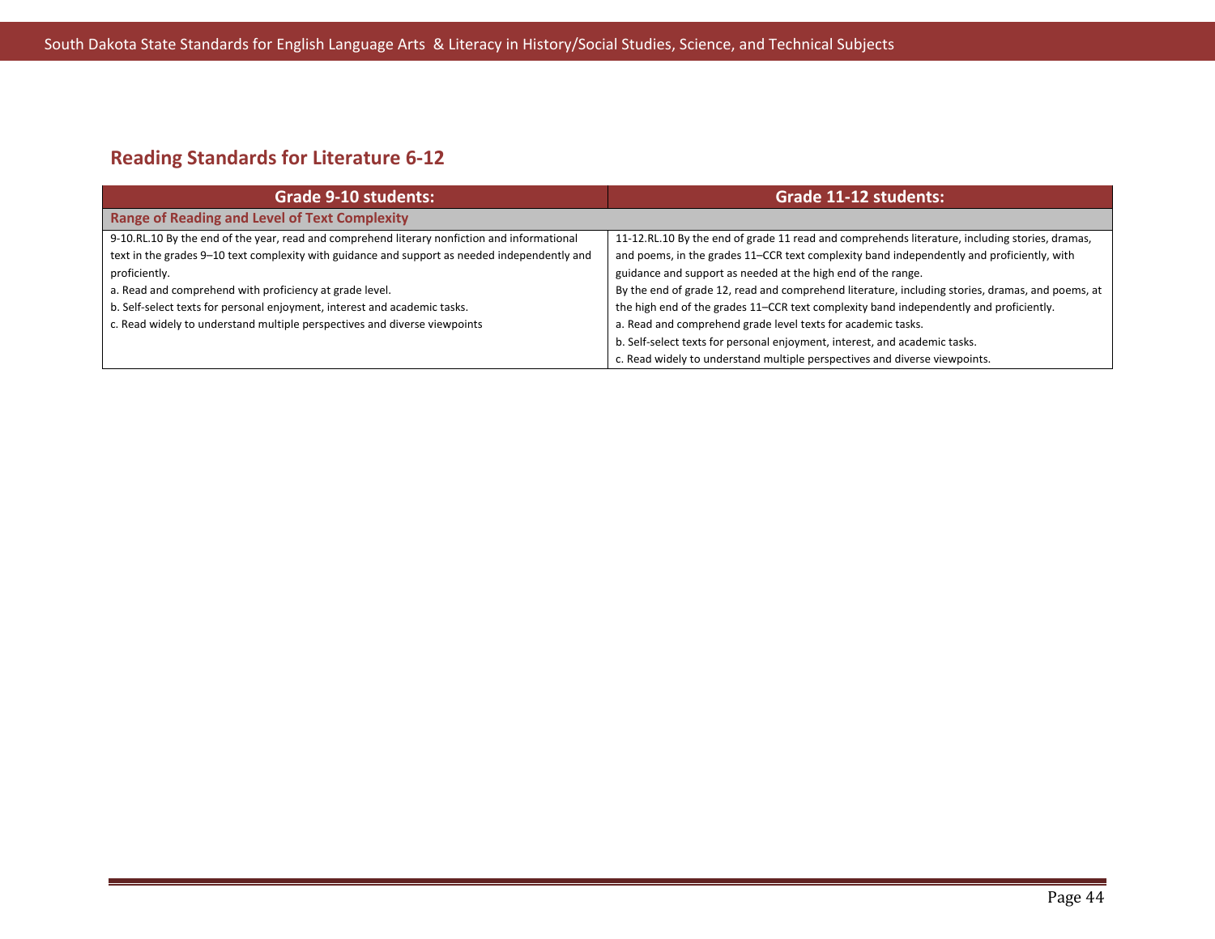## Reading Standards for Literature 6-12

| Grade 9-10 students: | Grade 11-12 students: |
|---|---|
| **Range of Reading and Level of Text Complexity** | |
| 9-10.RL.10 By the end of the year, read and comprehend literary nonfiction and informational text in the grades 9–10 text complexity with guidance and support as needed independently and proficiently.<br>a. Read and comprehend with proficiency at grade level.<br>b. Self-select texts for personal enjoyment, interest and academic tasks.<br>c. Read widely to understand multiple perspectives and diverse viewpoints | 11-12.RL.10 By the end of grade 11 read and comprehends literature, including stories, dramas, and poems, in the grades 11–CCR text complexity band independently and proficiently, with guidance and support as needed at the high end of the range.<br>By the end of grade 12, read and comprehend literature, including stories, dramas, and poems, at the high end of the grades 11–CCR text complexity band independently and proficiently.<br>a. Read and comprehend grade level texts for academic tasks.<br>b. Self-select texts for personal enjoyment, interest, and academic tasks.<br>c. Read widely to understand multiple perspectives and diverse viewpoints. |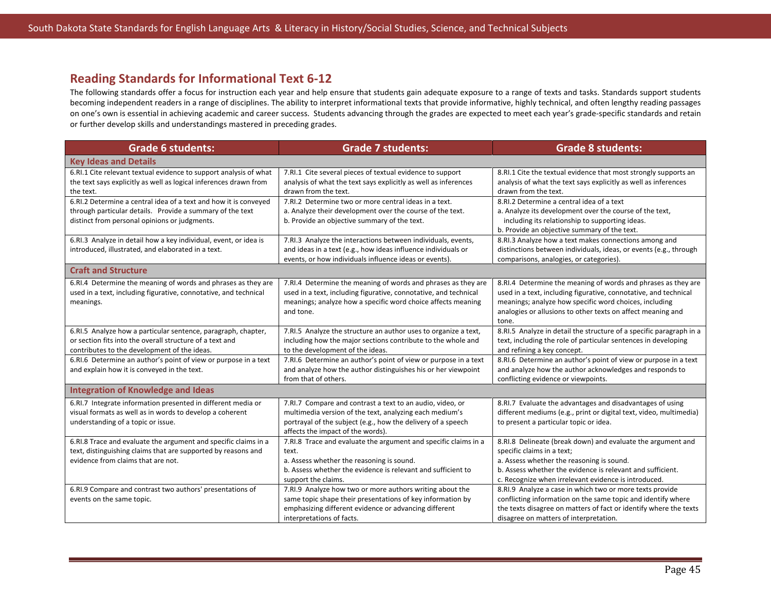## Reading Standards for Informational Text 6-12

The following standards offer a focus for instruction each year and help ensure that students gain adequate exposure to a range of texts and tasks. Standards support students becoming independent readers in a range of disciplines. The ability to interpret informational texts that provide informative, highly technical, and often lengthy reading passages on one's own is essential in achieving academic and career success. Students advancing through the grades are expected to meet each year's grade-specific standards and retain or further develop skills and understandings mastered in preceding grades.

| Grade 6 students: | Grade 7 students: | Grade 8 students: |
|---|---|---|
| **Key Ideas and Details** | | |
| 6.RI.1 Cite relevant textual evidence to support analysis of what the text says explicitly as well as logical inferences drawn from the text. | 7.RI.1 Cite several pieces of textual evidence to support analysis of what the text says explicitly as well as inferences drawn from the text. | 8.RI.1 Cite the textual evidence that most strongly supports an analysis of what the text says explicitly as well as inferences drawn from the text. |
| 6.RI.2 Determine a central idea of a text and how it is conveyed through particular details. Provide a summary of the text distinct from personal opinions or judgments. | 7.RI.2 Determine two or more central ideas in a text.<br>a. Analyze their development over the course of the text.<br>b. Provide an objective summary of the text. | 8.RI.2 Determine a central idea of a text<br>a. Analyze its development over the course of the text, including its relationship to supporting ideas.<br>b. Provide an objective summary of the text. |
| 6.RI.3 Analyze in detail how a key individual, event, or idea is introduced, illustrated, and elaborated in a text. | 7.RI.3 Analyze the interactions between individuals, events, and ideas in a text (e.g., how ideas influence individuals or events, or how individuals influence ideas or events). | 8.RI.3 Analyze how a text makes connections among and distinctions between individuals, ideas, or events (e.g., through comparisons, analogies, or categories). |
| **Craft and Structure** | | |
| 6.RI.4 Determine the meaning of words and phrases as they are used in a text, including figurative, connotative, and technical meanings. | 7.RI.4 Determine the meaning of words and phrases as they are used in a text, including figurative, connotative, and technical meanings; analyze how a specific word choice affects meaning and tone. | 8.RI.4 Determine the meaning of words and phrases as they are used in a text, including figurative, connotative, and technical meanings; analyze how specific word choices, including analogies or allusions to other texts on affect meaning and tone. |
| 6.RI.5 Analyze how a particular sentence, paragraph, chapter, or section fits into the overall structure of a text and contributes to the development of the ideas. | 7.RI.5 Analyze the structure an author uses to organize a text, including how the major sections contribute to the whole and to the development of the ideas. | 8.RI.5 Analyze in detail the structure of a specific paragraph in a text, including the role of particular sentences in developing and refining a key concept. |
| 6.RI.6 Determine an author's point of view or purpose in a text and explain how it is conveyed in the text. | 7.RI.6 Determine an author's point of view or purpose in a text and analyze how the author distinguishes his or her viewpoint from that of others. | 8.RI.6 Determine an author's point of view or purpose in a text and analyze how the author acknowledges and responds to conflicting evidence or viewpoints. |
| **Integration of Knowledge and Ideas** | | |
| 6.RI.7 Integrate information presented in different media or visual formats as well as in words to develop a coherent understanding of a topic or issue. | 7.RI.7 Compare and contrast a text to an audio, video, or multimedia version of the text, analyzing each medium's portrayal of the subject (e.g., how the delivery of a speech affects the impact of the words). | 8.RI.7 Evaluate the advantages and disadvantages of using different mediums (e.g., print or digital text, video, multimedia) to present a particular topic or idea. |
| 6.RI.8 Trace and evaluate the argument and specific claims in a text, distinguishing claims that are supported by reasons and evidence from claims that are not. | 7.RI.8 Trace and evaluate the argument and specific claims in a text.<br>a. Assess whether the reasoning is sound.<br>b. Assess whether the evidence is relevant and sufficient to support the claims. | 8.RI.8 Delineate (break down) and evaluate the argument and specific claims in a text;<br>a. Assess whether the reasoning is sound.<br>b. Assess whether the evidence is relevant and sufficient.<br>c. Recognize when irrelevant evidence is introduced. |
| 6.RI.9 Compare and contrast two authors' presentations of events on the same topic. | 7.RI.9 Analyze how two or more authors writing about the same topic shape their presentations of key information by emphasizing different evidence or advancing different interpretations of facts. | 8.RI.9 Analyze a case in which two or more texts provide conflicting information on the same topic and identify where the texts disagree on matters of fact or identify where the texts disagree on matters of interpretation. |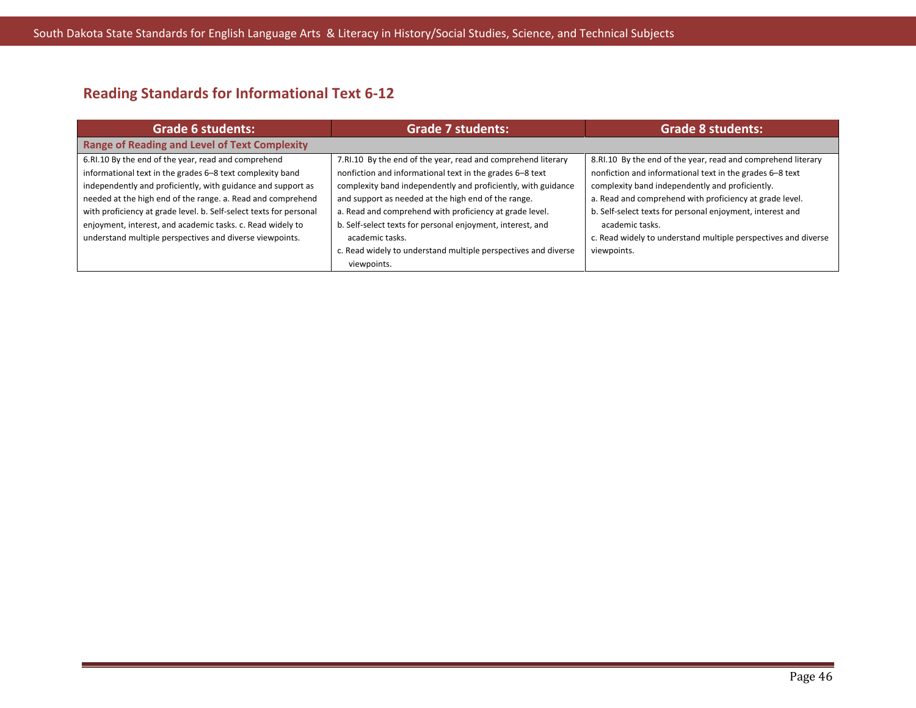## Reading Standards for Informational Text 6-12

| Grade 6 students: | Grade 7 students: | Grade 8 students: |
|---|---|---|
| **Range of Reading and Level of Text Complexity** | | |
| 6.RI.10 By the end of the year, read and comprehend informational text in the grades 6–8 text complexity band independently and proficiently, with guidance and support as needed at the high end of the range. a. Read and comprehend with proficiency at grade level. b. Self-select texts for personal enjoyment, interest, and academic tasks. c. Read widely to understand multiple perspectives and diverse viewpoints. | 7.RI.10 By the end of the year, read and comprehend literary nonfiction and informational text in the grades 6–8 text complexity band independently and proficiently, with guidance and support as needed at the high end of the range.<br>a. Read and comprehend with proficiency at grade level.<br>b. Self-select texts for personal enjoyment, interest, and academic tasks.<br>c. Read widely to understand multiple perspectives and diverse viewpoints. | 8.RI.10 By the end of the year, read and comprehend literary nonfiction and informational text in the grades 6–8 text complexity band independently and proficiently.<br>a. Read and comprehend with proficiency at grade level.<br>b. Self-select texts for personal enjoyment, interest and academic tasks.<br>c. Read widely to understand multiple perspectives and diverse viewpoints. |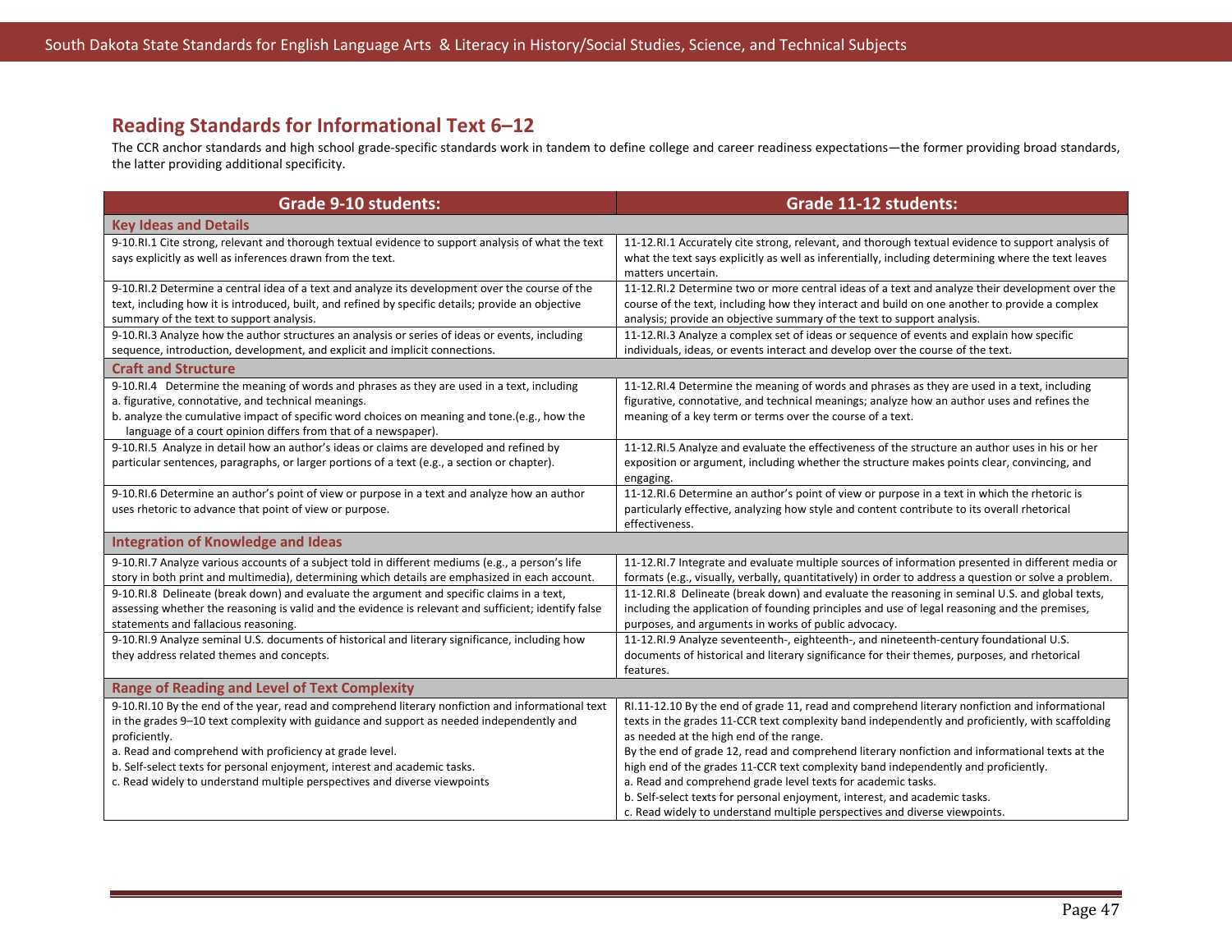## Reading Standards for Informational Text 6–12

The CCR anchor standards and high school grade-specific standards work in tandem to define college and career readiness expectations—the former providing broad standards, the latter providing additional specificity.

| Grade 9-10 students: | Grade 11-12 students: |
|---|---|
| **Key Ideas and Details** | |
| 9-10.RI.1 Cite strong, relevant and thorough textual evidence to support analysis of what the text says explicitly as well as inferences drawn from the text. | 11-12.RI.1 Accurately cite strong, relevant, and thorough textual evidence to support analysis of what the text says explicitly as well as inferentially, including determining where the text leaves matters uncertain. |
| 9-10.RI.2 Determine a central idea of a text and analyze its development over the course of the text, including how it is introduced, built, and refined by specific details; provide an objective summary of the text to support analysis. | 11-12.RI.2 Determine two or more central ideas of a text and analyze their development over the course of the text, including how they interact and build on one another to provide a complex analysis; provide an objective summary of the text to support analysis. |
| 9-10.RI.3 Analyze how the author structures an analysis or series of ideas or events, including sequence, introduction, development, and explicit and implicit connections. | 11-12.RI.3 Analyze a complex set of ideas or sequence of events and explain how specific individuals, ideas, or events interact and develop over the course of the text. |
| **Craft and Structure** | |
| 9-10.RI.4 Determine the meaning of words and phrases as they are used in a text, including<br>a. figurative, connotative, and technical meanings.<br>b. analyze the cumulative impact of specific word choices on meaning and tone.(e.g., how the language of a court opinion differs from that of a newspaper). | 11-12.RI.4 Determine the meaning of words and phrases as they are used in a text, including figurative, connotative, and technical meanings; analyze how an author uses and refines the meaning of a key term or terms over the course of a text. |
| 9-10.RI.5 Analyze in detail how an author's ideas or claims are developed and refined by particular sentences, paragraphs, or larger portions of a text (e.g., a section or chapter). | 11-12.RI.5 Analyze and evaluate the effectiveness of the structure an author uses in his or her exposition or argument, including whether the structure makes points clear, convincing, and engaging. |
| 9-10.RI.6 Determine an author's point of view or purpose in a text and analyze how an author uses rhetoric to advance that point of view or purpose. | 11-12.RI.6 Determine an author's point of view or purpose in a text in which the rhetoric is particularly effective, analyzing how style and content contribute to its overall rhetorical effectiveness. |
| **Integration of Knowledge and Ideas** | |
| 9-10.RI.7 Analyze various accounts of a subject told in different mediums (e.g., a person's life story in both print and multimedia), determining which details are emphasized in each account. | 11-12.RI.7 Integrate and evaluate multiple sources of information presented in different media or formats (e.g., visually, verbally, quantitatively) in order to address a question or solve a problem. |
| 9-10.RI.8 Delineate (break down) and evaluate the argument and specific claims in a text, assessing whether the reasoning is valid and the evidence is relevant and sufficient; identify false statements and fallacious reasoning. | 11-12.RI.8 Delineate (break down) and evaluate the reasoning in seminal U.S. and global texts, including the application of founding principles and use of legal reasoning and the premises, purposes, and arguments in works of public advocacy. |
| 9-10.RI.9 Analyze seminal U.S. documents of historical and literary significance, including how they address related themes and concepts. | 11-12.RI.9 Analyze seventeenth-, eighteenth-, and nineteenth-century foundational U.S. documents of historical and literary significance for their themes, purposes, and rhetorical features. |
| **Range of Reading and Level of Text Complexity** | |
| 9-10.RI.10 By the end of the year, read and comprehend literary nonfiction and informational text in the grades 9–10 text complexity with guidance and support as needed independently and proficiently.<br>a. Read and comprehend with proficiency at grade level.<br>b. Self-select texts for personal enjoyment, interest and academic tasks.<br>c. Read widely to understand multiple perspectives and diverse viewpoints | RI.11-12.10 By the end of grade 11, read and comprehend literary nonfiction and informational texts in the grades 11-CCR text complexity band independently and proficiently, with scaffolding as needed at the high end of the range.<br>By the end of grade 12, read and comprehend literary nonfiction and informational texts at the high end of the grades 11-CCR text complexity band independently and proficiently.<br>a. Read and comprehend grade level texts for academic tasks.<br>b. Self-select texts for personal enjoyment, interest, and academic tasks.<br>c. Read widely to understand multiple perspectives and diverse viewpoints. |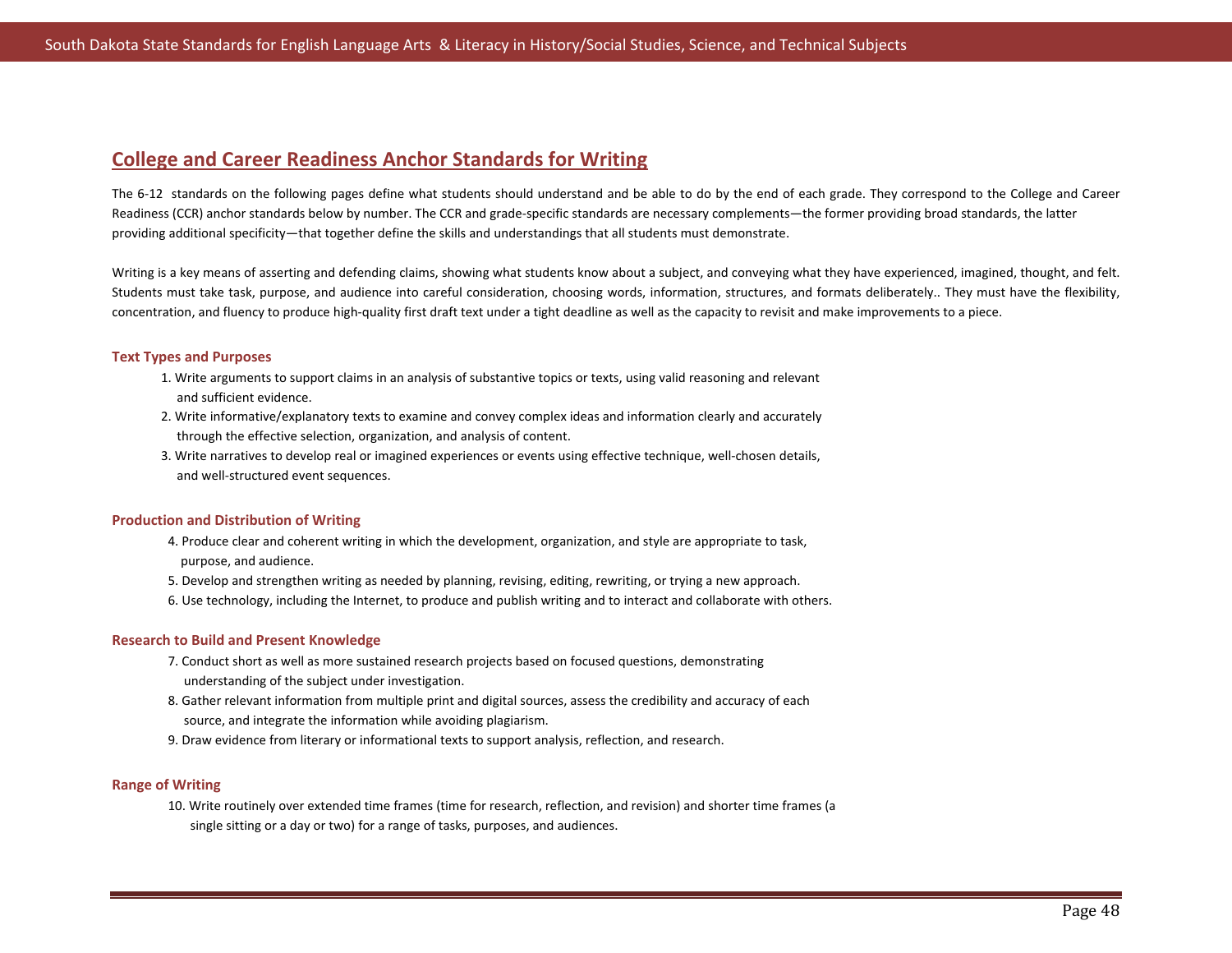## College and Career Readiness Anchor Standards for Writing

The 6-12 standards on the following pages define what students should understand and be able to do by the end of each grade. They correspond to the College and Career Readiness (CCR) anchor standards below by number. The CCR and grade-specific standards are necessary complements—the former providing broad standards, the latter providing additional specificity—that together define the skills and understandings that all students must demonstrate.

Writing is a key means of asserting and defending claims, showing what students know about a subject, and conveying what they have experienced, imagined, thought, and felt. Students must take task, purpose, and audience into careful consideration, choosing words, information, structures, and formats deliberately.. They must have the flexibility, concentration, and fluency to produce high-quality first draft text under a tight deadline as well as the capacity to revisit and make improvements to a piece.

### Text Types and Purposes

1. Write arguments to support claims in an analysis of substantive topics or texts, using valid reasoning and relevant and sufficient evidence.
2. Write informative/explanatory texts to examine and convey complex ideas and information clearly and accurately through the effective selection, organization, and analysis of content.
3. Write narratives to develop real or imagined experiences or events using effective technique, well-chosen details, and well-structured event sequences.

### Production and Distribution of Writing

4. Produce clear and coherent writing in which the development, organization, and style are appropriate to task, purpose, and audience.
5. Develop and strengthen writing as needed by planning, revising, editing, rewriting, or trying a new approach.
6. Use technology, including the Internet, to produce and publish writing and to interact and collaborate with others.

### Research to Build and Present Knowledge

7. Conduct short as well as more sustained research projects based on focused questions, demonstrating understanding of the subject under investigation.
8. Gather relevant information from multiple print and digital sources, assess the credibility and accuracy of each source, and integrate the information while avoiding plagiarism.
9. Draw evidence from literary or informational texts to support analysis, reflection, and research.

### Range of Writing

10. Write routinely over extended time frames (time for research, reflection, and revision) and shorter time frames (a single sitting or a day or two) for a range of tasks, purposes, and audiences.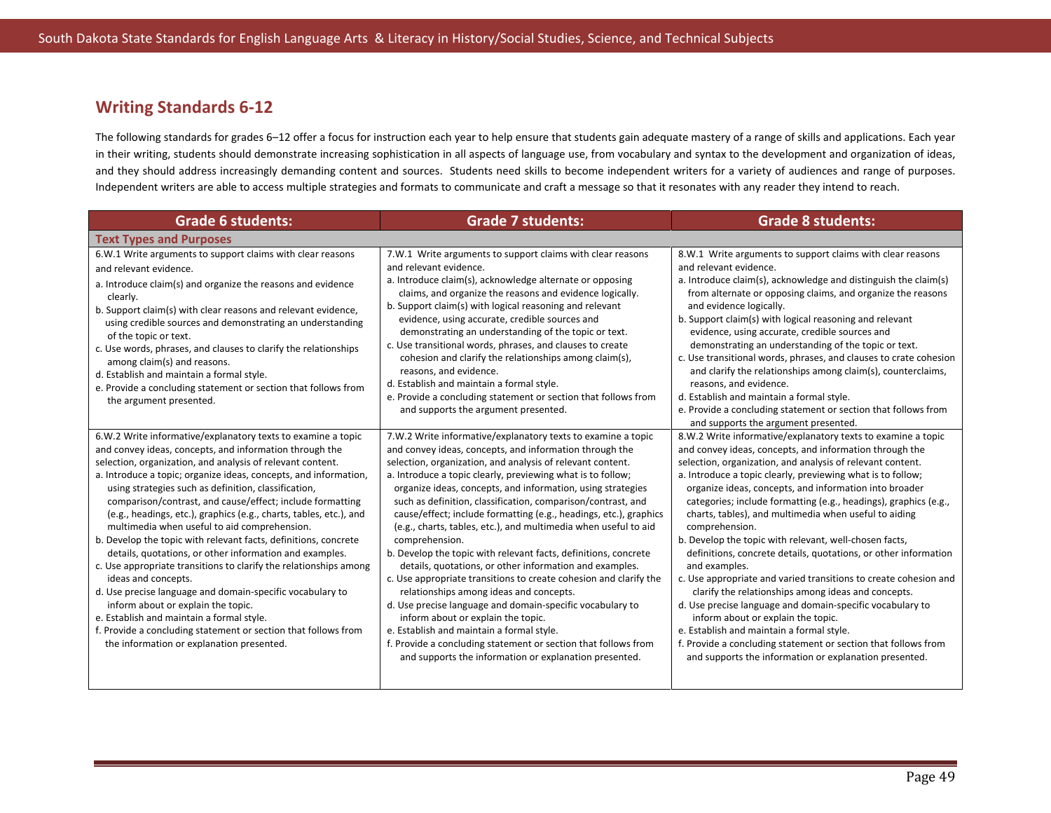## Writing Standards 6-12

The following standards for grades 6–12 offer a focus for instruction each year to help ensure that students gain adequate mastery of a range of skills and applications. Each year in their writing, students should demonstrate increasing sophistication in all aspects of language use, from vocabulary and syntax to the development and organization of ideas, and they should address increasingly demanding content and sources. Students need skills to become independent writers for a variety of audiences and range of purposes. Independent writers are able to access multiple strategies and formats to communicate and craft a message so that it resonates with any reader they intend to reach.

| Grade 6 students: | Grade 7 students: | Grade 8 students: |
|---|---|---|
| **Text Types and Purposes** | | |
| 6.W.1 Write arguments to support claims with clear reasons and relevant evidence.<br>a. Introduce claim(s) and organize the reasons and evidence clearly.<br>b. Support claim(s) with clear reasons and relevant evidence, using credible sources and demonstrating an understanding of the topic or text.<br>c. Use words, phrases, and clauses to clarify the relationships among claim(s) and reasons.<br>d. Establish and maintain a formal style.<br>e. Provide a concluding statement or section that follows from the argument presented. | 7.W.1 Write arguments to support claims with clear reasons and relevant evidence.<br>a. Introduce claim(s), acknowledge alternate or opposing claims, and organize the reasons and evidence logically.<br>b. Support claim(s) with logical reasoning and relevant evidence, using accurate, credible sources and demonstrating an understanding of the topic or text.<br>c. Use transitional words, phrases, and clauses to create cohesion and clarify the relationships among claim(s), reasons, and evidence.<br>d. Establish and maintain a formal style.<br>e. Provide a concluding statement or section that follows from and supports the argument presented. | 8.W.1 Write arguments to support claims with clear reasons and relevant evidence.<br>a. Introduce claim(s), acknowledge and distinguish the claim(s) from alternate or opposing claims, and organize the reasons and evidence logically.<br>b. Support claim(s) with logical reasoning and relevant evidence, using accurate, credible sources and demonstrating an understanding of the topic or text.<br>c. Use transitional words, phrases, and clauses to crate cohesion and clarify the relationships among claim(s), counterclaims, reasons, and evidence.<br>d. Establish and maintain a formal style.<br>e. Provide a concluding statement or section that follows from and supports the argument presented. |
| 6.W.2 Write informative/explanatory texts to examine a topic and convey ideas, concepts, and information through the selection, organization, and analysis of relevant content.<br>a. Introduce a topic; organize ideas, concepts, and information, using strategies such as definition, classification, comparison/contrast, and cause/effect; include formatting (e.g., headings, etc.), graphics (e.g., charts, tables, etc.), and multimedia when useful to aid comprehension.<br>b. Develop the topic with relevant facts, definitions, concrete details, quotations, or other information and examples.<br>c. Use appropriate transitions to clarify the relationships among ideas and concepts.<br>d. Use precise language and domain-specific vocabulary to inform about or explain the topic.<br>e. Establish and maintain a formal style.<br>f. Provide a concluding statement or section that follows from the information or explanation presented. | 7.W.2 Write informative/explanatory texts to examine a topic and convey ideas, concepts, and information through the selection, organization, and analysis of relevant content.<br>a. Introduce a topic clearly, previewing what is to follow; organize ideas, concepts, and information, using strategies such as definition, classification, comparison/contrast, and cause/effect; include formatting (e.g., headings, etc.), graphics (e.g., charts, tables, etc.), and multimedia when useful to aid comprehension.<br>b. Develop the topic with relevant facts, definitions, concrete details, quotations, or other information and examples.<br>c. Use appropriate transitions to create cohesion and clarify the relationships among ideas and concepts.<br>d. Use precise language and domain-specific vocabulary to inform about or explain the topic.<br>e. Establish and maintain a formal style.<br>f. Provide a concluding statement or section that follows from and supports the information or explanation presented. | 8.W.2 Write informative/explanatory texts to examine a topic and convey ideas, concepts, and information through the selection, organization, and analysis of relevant content.<br>a. Introduce a topic clearly, previewing what is to follow; organize ideas, concepts, and information into broader categories; include formatting (e.g., headings), graphics (e.g., charts, tables), and multimedia when useful to aiding comprehension.<br>b. Develop the topic with relevant, well-chosen facts, definitions, concrete details, quotations, or other information and examples.<br>c. Use appropriate and varied transitions to create cohesion and clarify the relationships among ideas and concepts.<br>d. Use precise language and domain-specific vocabulary to inform about or explain the topic.<br>e. Establish and maintain a formal style.<br>f. Provide a concluding statement or section that follows from and supports the information or explanation presented. |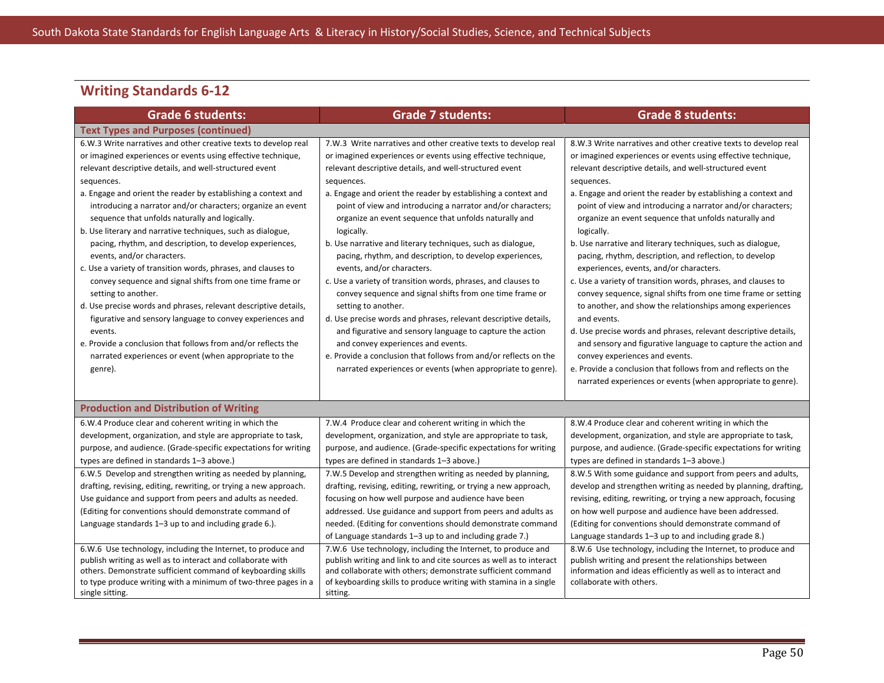## Writing Standards 6-12

| Grade 6 students: | Grade 7 students: | Grade 8 students: |
|---|---|---|
| **Text Types and Purposes (continued)** | | |
| 6.W.3 Write narratives and other creative texts to develop real or imagined experiences or events using effective technique, relevant descriptive details, and well-structured event sequences.<br>a. Engage and orient the reader by establishing a context and introducing a narrator and/or characters; organize an event sequence that unfolds naturally and logically.<br>b. Use literary and narrative techniques, such as dialogue, pacing, rhythm, and description, to develop experiences, events, and/or characters.<br>c. Use a variety of transition words, phrases, and clauses to convey sequence and signal shifts from one time frame or setting to another.<br>d. Use precise words and phrases, relevant descriptive details, figurative and sensory language to convey experiences and events.<br>e. Provide a conclusion that follows from and/or reflects the narrated experiences or event (when appropriate to the genre). | 7.W.3 Write narratives and other creative texts to develop real or imagined experiences or events using effective technique, relevant descriptive details, and well-structured event sequences.<br>a. Engage and orient the reader by establishing a context and point of view and introducing a narrator and/or characters; organize an event sequence that unfolds naturally and logically.<br>b. Use narrative and literary techniques, such as dialogue, pacing, rhythm, and description, to develop experiences, events, and/or characters.<br>c. Use a variety of transition words, phrases, and clauses to convey sequence and signal shifts from one time frame or setting to another.<br>d. Use precise words and phrases, relevant descriptive details, and figurative and sensory language to capture the action and convey experiences and events.<br>e. Provide a conclusion that follows from and/or reflects on the narrated experiences or events (when appropriate to genre). | 8.W.3 Write narratives and other creative texts to develop real or imagined experiences or events using effective technique, relevant descriptive details, and well-structured event sequences.<br>a. Engage and orient the reader by establishing a context and point of view and introducing a narrator and/or characters; organize an event sequence that unfolds naturally and logically.<br>b. Use narrative and literary techniques, such as dialogue, pacing, rhythm, description, and reflection, to develop experiences, events, and/or characters.<br>c. Use a variety of transition words, phrases, and clauses to convey sequence, signal shifts from one time frame or setting to another, and show the relationships among experiences and events.<br>d. Use precise words and phrases, relevant descriptive details, and sensory and figurative language to capture the action and convey experiences and events.<br>e. Provide a conclusion that follows from and reflects on the narrated experiences or events (when appropriate to genre). |
| **Production and Distribution of Writing** | | |
| 6.W.4 Produce clear and coherent writing in which the development, organization, and style are appropriate to task, purpose, and audience. (Grade-specific expectations for writing types are defined in standards 1–3 above.) | 7.W.4 Produce clear and coherent writing in which the development, organization, and style are appropriate to task, purpose, and audience. (Grade-specific expectations for writing types are defined in standards 1–3 above.) | 8.W.4 Produce clear and coherent writing in which the development, organization, and style are appropriate to task, purpose, and audience. (Grade-specific expectations for writing types are defined in standards 1–3 above.) |
| 6.W.5 Develop and strengthen writing as needed by planning, drafting, revising, editing, rewriting, or trying a new approach. Use guidance and support from peers and adults as needed. (Editing for conventions should demonstrate command of Language standards 1–3 up to and including grade 6.). | 7.W.5 Develop and strengthen writing as needed by planning, drafting, revising, editing, rewriting, or trying a new approach, focusing on how well purpose and audience have been addressed. Use guidance and support from peers and adults as needed. (Editing for conventions should demonstrate command of Language standards 1–3 up to and including grade 7.) | 8.W.5 With some guidance and support from peers and adults, develop and strengthen writing as needed by planning, drafting, revising, editing, rewriting, or trying a new approach, focusing on how well purpose and audience have been addressed. (Editing for conventions should demonstrate command of Language standards 1–3 up to and including grade 8.) |
| 6.W.6 Use technology, including the Internet, to produce and publish writing as well as to interact and collaborate with others. Demonstrate sufficient command of keyboarding skills to type produce writing with a minimum of two-three pages in a single sitting. | 7.W.6 Use technology, including the Internet, to produce and publish writing and link to and cite sources as well as to interact and collaborate with others; demonstrate sufficient command of keyboarding skills to produce writing with stamina in a single sitting. | 8.W.6 Use technology, including the Internet, to produce and publish writing and present the relationships between information and ideas efficiently as well as to interact and collaborate with others. |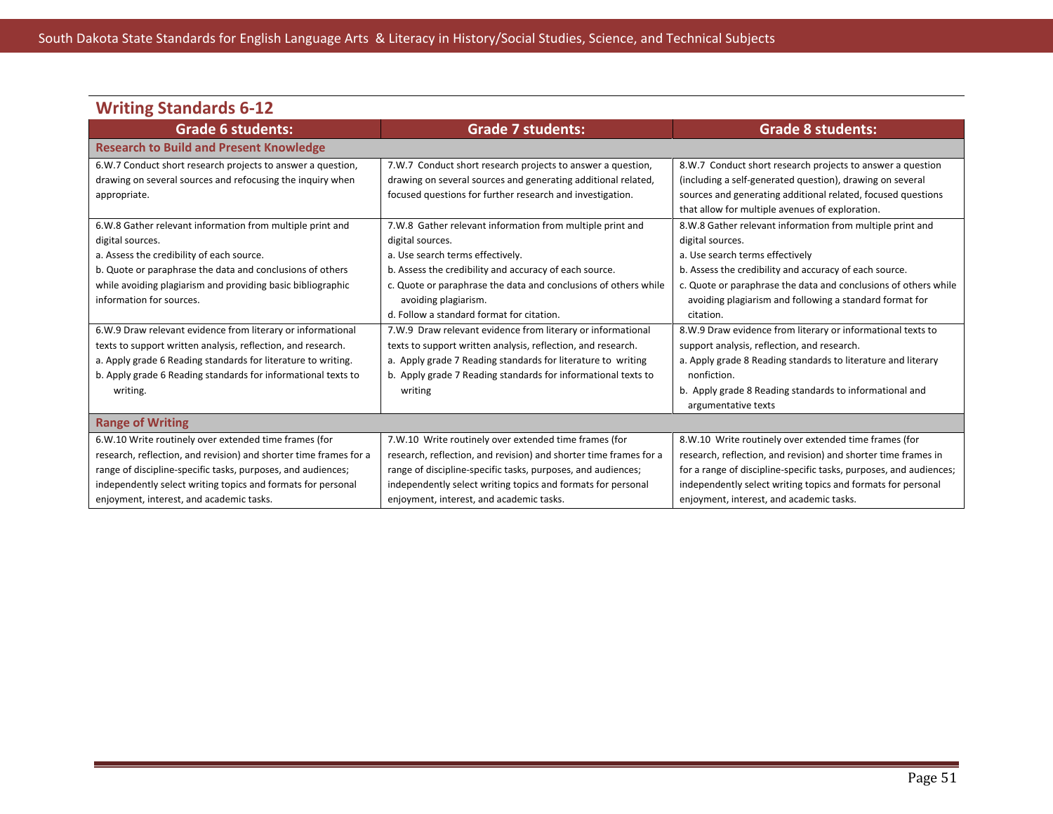## Writing Standards 6-12

| Grade 6 students: | Grade 7 students: | Grade 8 students: |
|---|---|---|
| **Research to Build and Present Knowledge** | | |
| 6.W.7 Conduct short research projects to answer a question, drawing on several sources and refocusing the inquiry when appropriate. | 7.W.7 Conduct short research projects to answer a question, drawing on several sources and generating additional related, focused questions for further research and investigation. | 8.W.7 Conduct short research projects to answer a question (including a self-generated question), drawing on several sources and generating additional related, focused questions that allow for multiple avenues of exploration. |
| 6.W.8 Gather relevant information from multiple print and digital sources.<br>a. Assess the credibility of each source.<br>b. Quote or paraphrase the data and conclusions of others while avoiding plagiarism and providing basic bibliographic information for sources. | 7.W.8 Gather relevant information from multiple print and digital sources.<br>a. Use search terms effectively.<br>b. Assess the credibility and accuracy of each source.<br>c. Quote or paraphrase the data and conclusions of others while avoiding plagiarism.<br>d. Follow a standard format for citation. | 8.W.8 Gather relevant information from multiple print and digital sources.<br>a. Use search terms effectively<br>b. Assess the credibility and accuracy of each source.<br>c. Quote or paraphrase the data and conclusions of others while avoiding plagiarism and following a standard format for citation. |
| 6.W.9 Draw relevant evidence from literary or informational texts to support written analysis, reflection, and research.<br>a. Apply grade 6 Reading standards for literature to writing.<br>b. Apply grade 6 Reading standards for informational texts to writing. | 7.W.9 Draw relevant evidence from literary or informational texts to support written analysis, reflection, and research.<br>a. Apply grade 7 Reading standards for literature to writing<br>b. Apply grade 7 Reading standards for informational texts to writing | 8.W.9 Draw evidence from literary or informational texts to support analysis, reflection, and research.<br>a. Apply grade 8 Reading standards to literature and literary nonfiction.<br>b. Apply grade 8 Reading standards to informational and argumentative texts |
| **Range of Writing** | | |
| 6.W.10 Write routinely over extended time frames (for research, reflection, and revision) and shorter time frames for a range of discipline-specific tasks, purposes, and audiences; independently select writing topics and formats for personal enjoyment, interest, and academic tasks. | 7.W.10 Write routinely over extended time frames (for research, reflection, and revision) and shorter time frames for a range of discipline-specific tasks, purposes, and audiences; independently select writing topics and formats for personal enjoyment, interest, and academic tasks. | 8.W.10 Write routinely over extended time frames (for research, reflection, and revision) and shorter time frames in for a range of discipline-specific tasks, purposes, and audiences; independently select writing topics and formats for personal enjoyment, interest, and academic tasks. |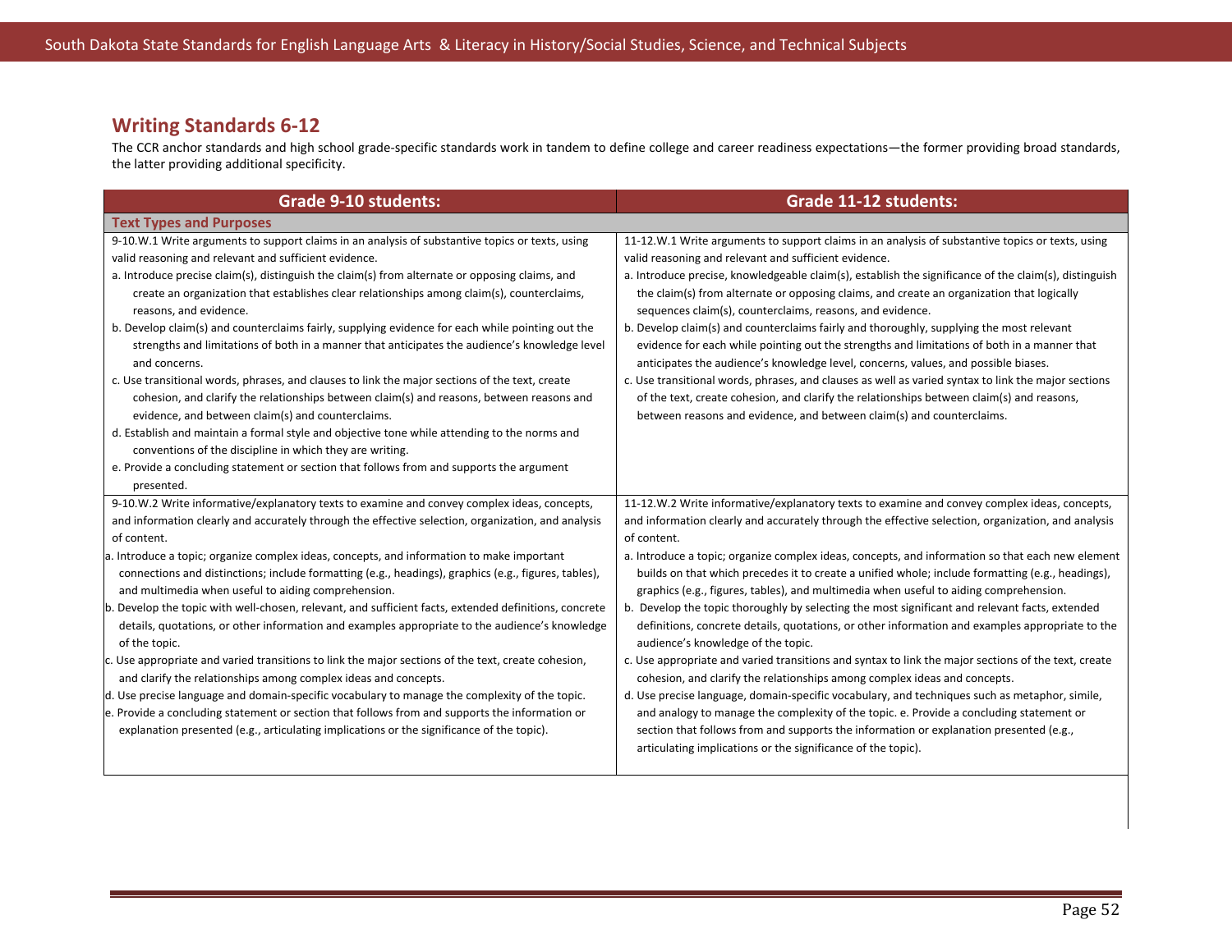## Writing Standards 6-12

The CCR anchor standards and high school grade-specific standards work in tandem to define college and career readiness expectations—the former providing broad standards, the latter providing additional specificity.

| Grade 9-10 students: | Grade 11-12 students: |
|---|---|
| **Text Types and Purposes** | |
| 9-10.W.1 Write arguments to support claims in an analysis of substantive topics or texts, using valid reasoning and relevant and sufficient evidence.<br>a. Introduce precise claim(s), distinguish the claim(s) from alternate or opposing claims, and create an organization that establishes clear relationships among claim(s), counterclaims, reasons, and evidence.<br>b. Develop claim(s) and counterclaims fairly, supplying evidence for each while pointing out the strengths and limitations of both in a manner that anticipates the audience's knowledge level and concerns.<br>c. Use transitional words, phrases, and clauses to link the major sections of the text, create cohesion, and clarify the relationships between claim(s) and reasons, between reasons and evidence, and between claim(s) and counterclaims.<br>d. Establish and maintain a formal style and objective tone while attending to the norms and conventions of the discipline in which they are writing.<br>e. Provide a concluding statement or section that follows from and supports the argument presented. | 11-12.W.1 Write arguments to support claims in an analysis of substantive topics or texts, using valid reasoning and relevant and sufficient evidence.<br>a. Introduce precise, knowledgeable claim(s), establish the significance of the claim(s), distinguish the claim(s) from alternate or opposing claims, and create an organization that logically sequences claim(s), counterclaims, reasons, and evidence.<br>b. Develop claim(s) and counterclaims fairly and thoroughly, supplying the most relevant evidence for each while pointing out the strengths and limitations of both in a manner that anticipates the audience's knowledge level, concerns, values, and possible biases.<br>c. Use transitional words, phrases, and clauses as well as varied syntax to link the major sections of the text, create cohesion, and clarify the relationships between claim(s) and reasons, between reasons and evidence, and between claim(s) and counterclaims. |
| 9-10.W.2 Write informative/explanatory texts to examine and convey complex ideas, concepts, and information clearly and accurately through the effective selection, organization, and analysis of content.<br>a. Introduce a topic; organize complex ideas, concepts, and information to make important connections and distinctions; include formatting (e.g., headings), graphics (e.g., figures, tables), and multimedia when useful to aiding comprehension.<br>b. Develop the topic with well-chosen, relevant, and sufficient facts, extended definitions, concrete details, quotations, or other information and examples appropriate to the audience's knowledge of the topic.<br>c. Use appropriate and varied transitions to link the major sections of the text, create cohesion, and clarify the relationships among complex ideas and concepts.<br>d. Use precise language and domain-specific vocabulary to manage the complexity of the topic.<br>e. Provide a concluding statement or section that follows from and supports the information or explanation presented (e.g., articulating implications or the significance of the topic). | 11-12.W.2 Write informative/explanatory texts to examine and convey complex ideas, concepts, and information clearly and accurately through the effective selection, organization, and analysis of content.<br>a. Introduce a topic; organize complex ideas, concepts, and information so that each new element builds on that which precedes it to create a unified whole; include formatting (e.g., headings), graphics (e.g., figures, tables), and multimedia when useful to aiding comprehension.<br>b. Develop the topic thoroughly by selecting the most significant and relevant facts, extended definitions, concrete details, quotations, or other information and examples appropriate to the audience's knowledge of the topic.<br>c. Use appropriate and varied transitions and syntax to link the major sections of the text, create cohesion, and clarify the relationships among complex ideas and concepts.<br>d. Use precise language, domain-specific vocabulary, and techniques such as metaphor, simile, and analogy to manage the complexity of the topic. e. Provide a concluding statement or section that follows from and supports the information or explanation presented (e.g., articulating implications or the significance of the topic). |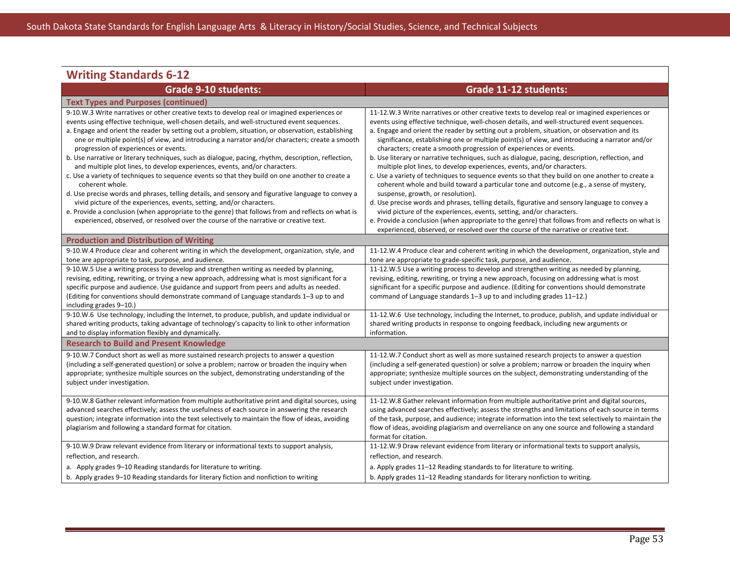## Writing Standards 6-12

| Grade 9-10 students: | Grade 11-12 students: |
|---|---|
| **Text Types and Purposes (continued)** | |
| 9-10.W.3 Write narratives or other creative texts to develop real or imagined experiences or events using effective technique, well-chosen details, and well-structured event sequences.<br>a. Engage and orient the reader by setting out a problem, situation, or observation, establishing one or multiple point(s) of view, and introducing a narrator and/or characters; create a smooth progression of experiences or events.<br>b. Use narrative or literary techniques, such as dialogue, pacing, rhythm, description, reflection, and multiple plot lines, to develop experiences, events, and/or characters.<br>c. Use a variety of techniques to sequence events so that they build on one another to create a coherent whole.<br>d. Use precise words and phrases, telling details, and sensory and figurative language to convey a vivid picture of the experiences, events, setting, and/or characters.<br>e. Provide a conclusion (when appropriate to the genre) that follows from and reflects on what is experienced, observed, or resolved over the course of the narrative or creative text. | 11-12.W.3 Write narratives or other creative texts to develop real or imagined experiences or events using effective technique, well-chosen details, and well-structured event sequences.<br>a. Engage and orient the reader by setting out a problem, situation, or observation and its significance, establishing one or multiple point(s) of view, and introducing a narrator and/or characters; create a smooth progression of experiences or events.<br>b. Use literary or narrative techniques, such as dialogue, pacing, description, reflection, and multiple plot lines, to develop experiences, events, and/or characters.<br>c. Use a variety of techniques to sequence events so that they build on one another to create a coherent whole and build toward a particular tone and outcome (e.g., a sense of mystery, suspense, growth, or resolution).<br>d. Use precise words and phrases, telling details, figurative and sensory language to convey a vivid picture of the experiences, events, setting, and/or characters.<br>e. Provide a conclusion (when appropriate to the genre) that follows from and reflects on what is experienced, observed, or resolved over the course of the narrative or creative text. |
| **Production and Distribution of Writing** | |
| 9-10.W.4 Produce clear and coherent writing in which the development, organization, style, and tone are appropriate to task, purpose, and audience. | 11-12.W.4 Produce clear and coherent writing in which the development, organization, style and tone are appropriate to grade-specific task, purpose, and audience. |
| 9-10.W.5 Use a writing process to develop and strengthen writing as needed by planning, revising, editing, rewriting, or trying a new approach, addressing what is most significant for a specific purpose and audience. Use guidance and support from peers and adults as needed. (Editing for conventions should demonstrate command of Language standards 1–3 up to and including grades 9–10.) | 11-12.W.5 Use a writing process to develop and strengthen writing as needed by planning, revising, editing, rewriting, or trying a new approach, focusing on addressing what is most significant for a specific purpose and audience. (Editing for conventions should demonstrate command of Language standards 1–3 up to and including grades 11–12.) |
| 9-10.W.6 Use technology, including the Internet, to produce, publish, and update individual or shared writing products, taking advantage of technology's capacity to link to other information and to display information flexibly and dynamically. | 11-12.W.6 Use technology, including the Internet, to produce, publish, and update individual or shared writing products in response to ongoing feedback, including new arguments or information. |
| **Research to Build and Present Knowledge** | |
| 9-10.W.7 Conduct short as well as more sustained research projects to answer a question (including a self-generated question) or solve a problem; narrow or broaden the inquiry when appropriate; synthesize multiple sources on the subject, demonstrating understanding of the subject under investigation. | 11-12.W.7 Conduct short as well as more sustained research projects to answer a question (including a self-generated question) or solve a problem; narrow or broaden the inquiry when appropriate; synthesize multiple sources on the subject, demonstrating understanding of the subject under investigation. |
| 9-10.W.8 Gather relevant information from multiple authoritative print and digital sources, using advanced searches effectively; assess the usefulness of each source in answering the research question; integrate information into the text selectively to maintain the flow of ideas, avoiding plagiarism and following a standard format for citation. | 11-12.W.8 Gather relevant information from multiple authoritative print and digital sources, using advanced searches effectively; assess the strengths and limitations of each source in terms of the task, purpose, and audience; integrate information into the text selectively to maintain the flow of ideas, avoiding plagiarism and overreliance on any one source and following a standard format for citation. |
| 9-10.W.9 Draw relevant evidence from literary or informational texts to support analysis, reflection, and research.<br>a. Apply grades 9–10 Reading standards for literature to writing.<br>b. Apply grades 9–10 Reading standards for literary fiction and nonfiction to writing | 11-12.W.9 Draw relevant evidence from literary or informational texts to support analysis, reflection, and research.<br>a. Apply grades 11–12 Reading standards to for literature to writing.<br>b. Apply grades 11–12 Reading standards for literary nonfiction to writing. |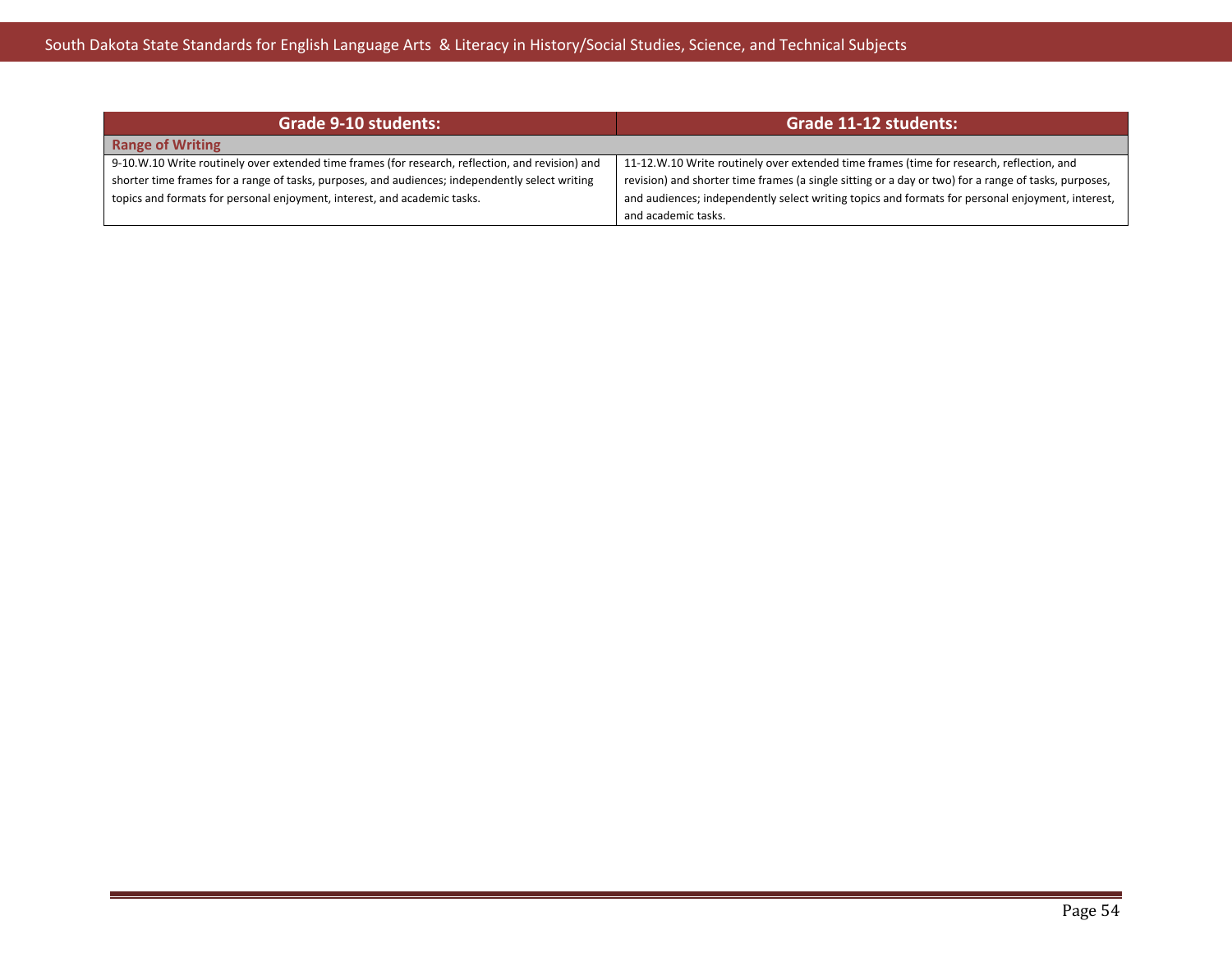| Grade 9-10 students: | Grade 11-12 students: |
| --- | --- |
| **Range of Writing** | |
| 9-10.W.10 Write routinely over extended time frames (for research, reflection, and revision) and shorter time frames for a range of tasks, purposes, and audiences; independently select writing topics and formats for personal enjoyment, interest, and academic tasks. | 11-12.W.10 Write routinely over extended time frames (time for research, reflection, and revision) and shorter time frames (a single sitting or a day or two) for a range of tasks, purposes, and audiences; independently select writing topics and formats for personal enjoyment, interest, and academic tasks. |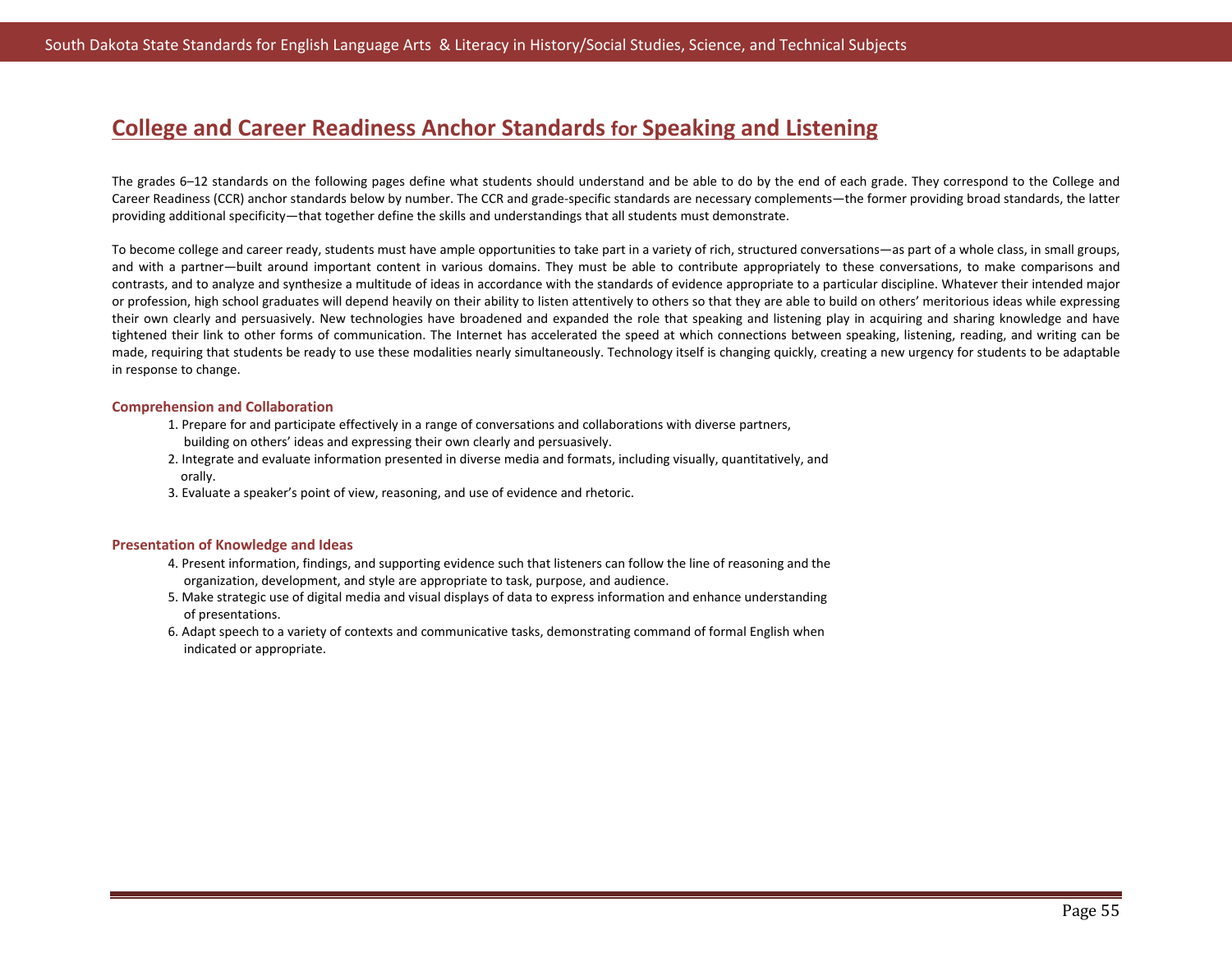# College and Career Readiness Anchor Standards for Speaking and Listening

The grades 6–12 standards on the following pages define what students should understand and be able to do by the end of each grade. They correspond to the College and Career Readiness (CCR) anchor standards below by number. The CCR and grade-specific standards are necessary complements—the former providing broad standards, the latter providing additional specificity—that together define the skills and understandings that all students must demonstrate.

To become college and career ready, students must have ample opportunities to take part in a variety of rich, structured conversations—as part of a whole class, in small groups, and with a partner—built around important content in various domains. They must be able to contribute appropriately to these conversations, to make comparisons and contrasts, and to analyze and synthesize a multitude of ideas in accordance with the standards of evidence appropriate to a particular discipline. Whatever their intended major or profession, high school graduates will depend heavily on their ability to listen attentively to others so that they are able to build on others' meritorious ideas while expressing their own clearly and persuasively. New technologies have broadened and expanded the role that speaking and listening play in acquiring and sharing knowledge and have tightened their link to other forms of communication. The Internet has accelerated the speed at which connections between speaking, listening, reading, and writing can be made, requiring that students be ready to use these modalities nearly simultaneously. Technology itself is changing quickly, creating a new urgency for students to be adaptable in response to change.

### Comprehension and Collaboration

1. Prepare for and participate effectively in a range of conversations and collaborations with diverse partners, building on others' ideas and expressing their own clearly and persuasively.
2. Integrate and evaluate information presented in diverse media and formats, including visually, quantitatively, and orally.
3. Evaluate a speaker's point of view, reasoning, and use of evidence and rhetoric.

### Presentation of Knowledge and Ideas

4. Present information, findings, and supporting evidence such that listeners can follow the line of reasoning and the organization, development, and style are appropriate to task, purpose, and audience.
5. Make strategic use of digital media and visual displays of data to express information and enhance understanding of presentations.
6. Adapt speech to a variety of contexts and communicative tasks, demonstrating command of formal English when indicated or appropriate.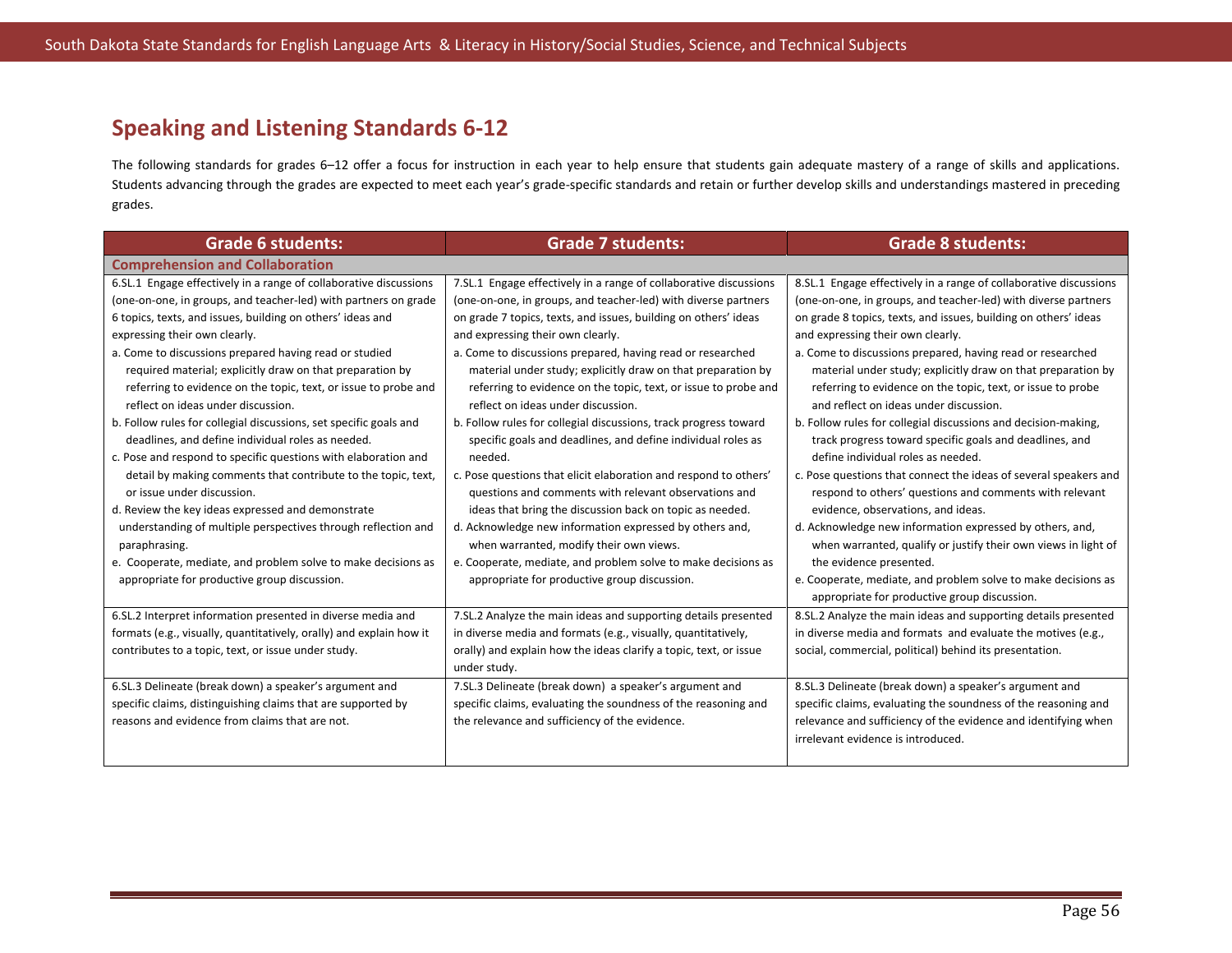## Speaking and Listening Standards 6-12

The following standards for grades 6–12 offer a focus for instruction in each year to help ensure that students gain adequate mastery of a range of skills and applications. Students advancing through the grades are expected to meet each year's grade-specific standards and retain or further develop skills and understandings mastered in preceding grades.

| Grade 6 students: | Grade 7 students: | Grade 8 students: |
|---|---|---|
| **Comprehension and Collaboration** | | |
| 6.SL.1 Engage effectively in a range of collaborative discussions (one-on-one, in groups, and teacher-led) with partners on grade 6 topics, texts, and issues, building on others' ideas and expressing their own clearly.<br>a. Come to discussions prepared having read or studied required material; explicitly draw on that preparation by referring to evidence on the topic, text, or issue to probe and reflect on ideas under discussion.<br>b. Follow rules for collegial discussions, set specific goals and deadlines, and define individual roles as needed.<br>c. Pose and respond to specific questions with elaboration and detail by making comments that contribute to the topic, text, or issue under discussion.<br>d. Review the key ideas expressed and demonstrate understanding of multiple perspectives through reflection and paraphrasing.<br>e. Cooperate, mediate, and problem solve to make decisions as appropriate for productive group discussion. | 7.SL.1 Engage effectively in a range of collaborative discussions (one-on-one, in groups, and teacher-led) with diverse partners on grade 7 topics, texts, and issues, building on others' ideas and expressing their own clearly.<br>a. Come to discussions prepared, having read or researched material under study; explicitly draw on that preparation by referring to evidence on the topic, text, or issue to probe and reflect on ideas under discussion.<br>b. Follow rules for collegial discussions, track progress toward specific goals and deadlines, and define individual roles as needed.<br>c. Pose questions that elicit elaboration and respond to others' questions and comments with relevant observations and ideas that bring the discussion back on topic as needed.<br>d. Acknowledge new information expressed by others and, when warranted, modify their own views.<br>e. Cooperate, mediate, and problem solve to make decisions as appropriate for productive group discussion. | 8.SL.1 Engage effectively in a range of collaborative discussions (one-on-one, in groups, and teacher-led) with diverse partners on grade 8 topics, texts, and issues, building on others' ideas and expressing their own clearly.<br>a. Come to discussions prepared, having read or researched material under study; explicitly draw on that preparation by referring to evidence on the topic, text, or issue to probe and reflect on ideas under discussion.<br>b. Follow rules for collegial discussions and decision-making, track progress toward specific goals and deadlines, and define individual roles as needed.<br>c. Pose questions that connect the ideas of several speakers and respond to others' questions and comments with relevant evidence, observations, and ideas.<br>d. Acknowledge new information expressed by others, and, when warranted, qualify or justify their own views in light of the evidence presented.<br>e. Cooperate, mediate, and problem solve to make decisions as appropriate for productive group discussion. |
| 6.SL.2 Interpret information presented in diverse media and formats (e.g., visually, quantitatively, orally) and explain how it contributes to a topic, text, or issue under study. | 7.SL.2 Analyze the main ideas and supporting details presented in diverse media and formats (e.g., visually, quantitatively, orally) and explain how the ideas clarify a topic, text, or issue under study. | 8.SL.2 Analyze the main ideas and supporting details presented in diverse media and formats and evaluate the motives (e.g., social, commercial, political) behind its presentation. |
| 6.SL.3 Delineate (break down) a speaker's argument and specific claims, distinguishing claims that are supported by reasons and evidence from claims that are not. | 7.SL.3 Delineate (break down) a speaker's argument and specific claims, evaluating the soundness of the reasoning and the relevance and sufficiency of the evidence. | 8.SL.3 Delineate (break down) a speaker's argument and specific claims, evaluating the soundness of the reasoning and relevance and sufficiency of the evidence and identifying when irrelevant evidence is introduced. |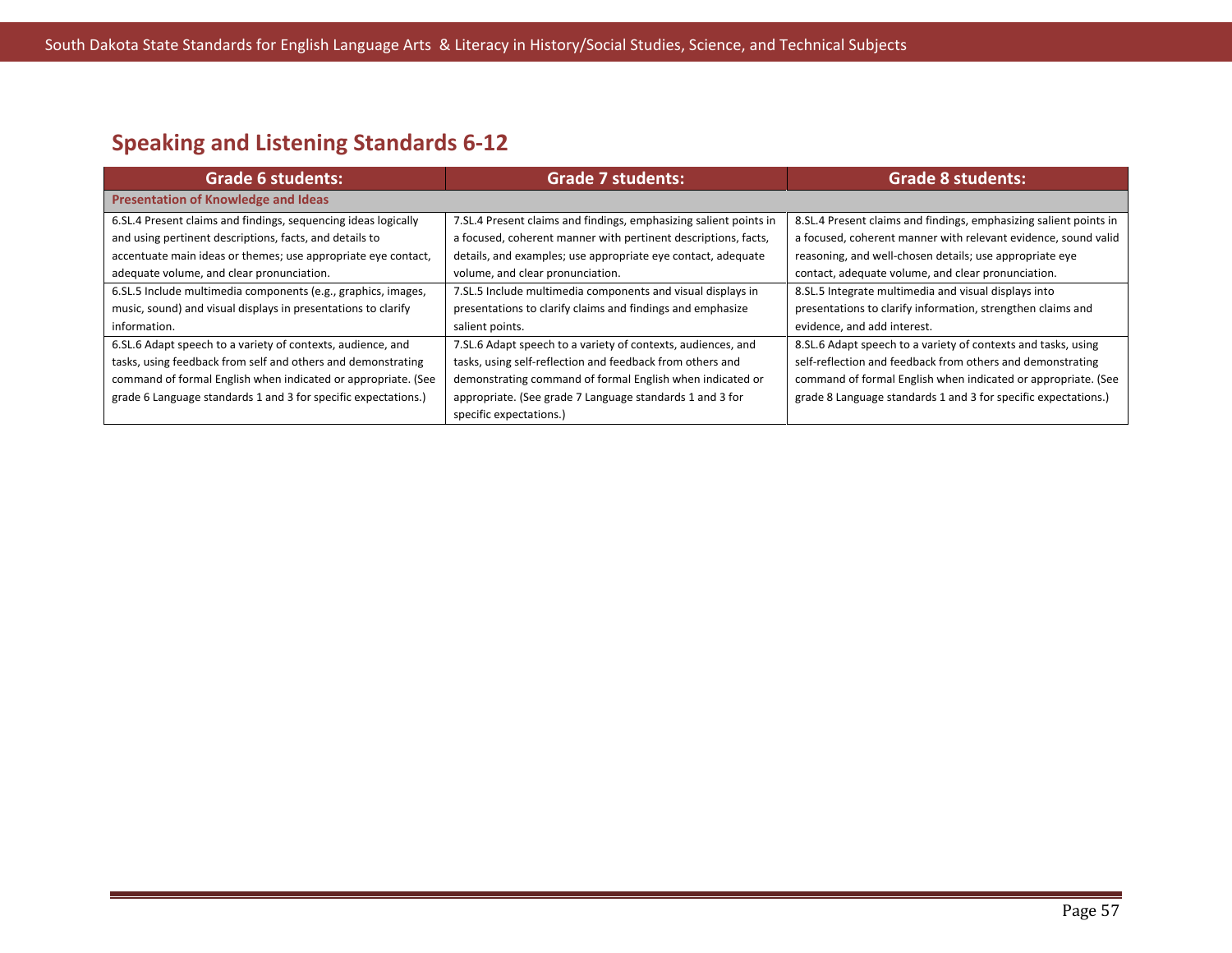## Speaking and Listening Standards 6-12

| Grade 6 students: | Grade 7 students: | Grade 8 students: |
|---|---|---|
| **Presentation of Knowledge and Ideas** | | |
| 6.SL.4 Present claims and findings, sequencing ideas logically and using pertinent descriptions, facts, and details to accentuate main ideas or themes; use appropriate eye contact, adequate volume, and clear pronunciation. | 7.SL.4 Present claims and findings, emphasizing salient points in a focused, coherent manner with pertinent descriptions, facts, details, and examples; use appropriate eye contact, adequate volume, and clear pronunciation. | 8.SL.4 Present claims and findings, emphasizing salient points in a focused, coherent manner with relevant evidence, sound valid reasoning, and well-chosen details; use appropriate eye contact, adequate volume, and clear pronunciation. |
| 6.SL.5 Include multimedia components (e.g., graphics, images, music, sound) and visual displays in presentations to clarify information. | 7.SL.5 Include multimedia components and visual displays in presentations to clarify claims and findings and emphasize salient points. | 8.SL.5 Integrate multimedia and visual displays into presentations to clarify information, strengthen claims and evidence, and add interest. |
| 6.SL.6 Adapt speech to a variety of contexts, audience, and tasks, using feedback from self and others and demonstrating command of formal English when indicated or appropriate. (See grade 6 Language standards 1 and 3 for specific expectations.) | 7.SL.6 Adapt speech to a variety of contexts, audiences, and tasks, using self-reflection and feedback from others and demonstrating command of formal English when indicated or appropriate. (See grade 7 Language standards 1 and 3 for specific expectations.) | 8.SL.6 Adapt speech to a variety of contexts and tasks, using self-reflection and feedback from others and demonstrating command of formal English when indicated or appropriate. (See grade 8 Language standards 1 and 3 for specific expectations.) |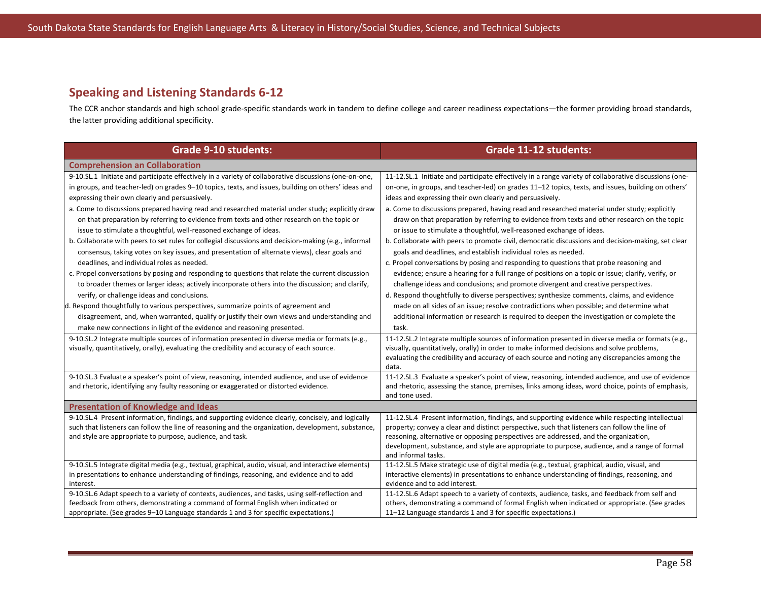## Speaking and Listening Standards 6-12

The CCR anchor standards and high school grade-specific standards work in tandem to define college and career readiness expectations—the former providing broad standards, the latter providing additional specificity.

| Grade 9-10 students: | Grade 11-12 students: |
|---|---|
| **Comprehension an Collaboration** | |
| 9-10.SL.1 Initiate and participate effectively in a variety of collaborative discussions (one-on-one, in groups, and teacher-led) on grades 9–10 topics, texts, and issues, building on others' ideas and expressing their own clearly and persuasively.<br>a. Come to discussions prepared having read and researched material under study; explicitly draw on that preparation by referring to evidence from texts and other research on the topic or issue to stimulate a thoughtful, well-reasoned exchange of ideas.<br>b. Collaborate with peers to set rules for collegial discussions and decision-making (e.g., informal consensus, taking votes on key issues, and presentation of alternate views), clear goals and deadlines, and individual roles as needed.<br>c. Propel conversations by posing and responding to questions that relate the current discussion to broader themes or larger ideas; actively incorporate others into the discussion; and clarify, verify, or challenge ideas and conclusions.<br>d. Respond thoughtfully to various perspectives, summarize points of agreement and disagreement, and, when warranted, qualify or justify their own views and understanding and make new connections in light of the evidence and reasoning presented. | 11-12.SL.1 Initiate and participate effectively in a range variety of collaborative discussions (one-on-one, in groups, and teacher-led) on grades 11–12 topics, texts, and issues, building on others' ideas and expressing their own clearly and persuasively.<br>a. Come to discussions prepared, having read and researched material under study; explicitly draw on that preparation by referring to evidence from texts and other research on the topic or issue to stimulate a thoughtful, well-reasoned exchange of ideas.<br>b. Collaborate with peers to promote civil, democratic discussions and decision-making, set clear goals and deadlines, and establish individual roles as needed.<br>c. Propel conversations by posing and responding to questions that probe reasoning and evidence; ensure a hearing for a full range of positions on a topic or issue; clarify, verify, or challenge ideas and conclusions; and promote divergent and creative perspectives.<br>d. Respond thoughtfully to diverse perspectives; synthesize comments, claims, and evidence made on all sides of an issue; resolve contradictions when possible; and determine what additional information or research is required to deepen the investigation or complete the task. |
| 9-10.SL.2 Integrate multiple sources of information presented in diverse media or formats (e.g., visually, quantitatively, orally), evaluating the credibility and accuracy of each source. | 11-12.SL.2 Integrate multiple sources of information presented in diverse media or formats (e.g., visually, quantitatively, orally) in order to make informed decisions and solve problems, evaluating the credibility and accuracy of each source and noting any discrepancies among the data. |
| 9-10.SL.3 Evaluate a speaker's point of view, reasoning, intended audience, and use of evidence and rhetoric, identifying any faulty reasoning or exaggerated or distorted evidence. | 11-12.SL.3 Evaluate a speaker's point of view, reasoning, intended audience, and use of evidence and rhetoric, assessing the stance, premises, links among ideas, word choice, points of emphasis, and tone used. |
| **Presentation of Knowledge and Ideas** | |
| 9-10.SL.4 Present information, findings, and supporting evidence clearly, concisely, and logically such that listeners can follow the line of reasoning and the organization, development, substance, and style are appropriate to purpose, audience, and task. | 11-12.SL.4 Present information, findings, and supporting evidence while respecting intellectual property; convey a clear and distinct perspective, such that listeners can follow the line of reasoning, alternative or opposing perspectives are addressed, and the organization, development, substance, and style are appropriate to purpose, audience, and a range of formal and informal tasks. |
| 9-10.SL.5 Integrate digital media (e.g., textual, graphical, audio, visual, and interactive elements) in presentations to enhance understanding of findings, reasoning, and evidence and to add interest. | 11-12.SL.5 Make strategic use of digital media (e.g., textual, graphical, audio, visual, and interactive elements) in presentations to enhance understanding of findings, reasoning, and evidence and to add interest. |
| 9-10.SL.6 Adapt speech to a variety of contexts, audiences, and tasks, using self-reflection and feedback from others, demonstrating a command of formal English when indicated or appropriate. (See grades 9–10 Language standards 1 and 3 for specific expectations.) | 11-12.SL.6 Adapt speech to a variety of contexts, audience, tasks, and feedback from self and others, demonstrating a command of formal English when indicated or appropriate. (See grades 11–12 Language standards 1 and 3 for specific expectations.) |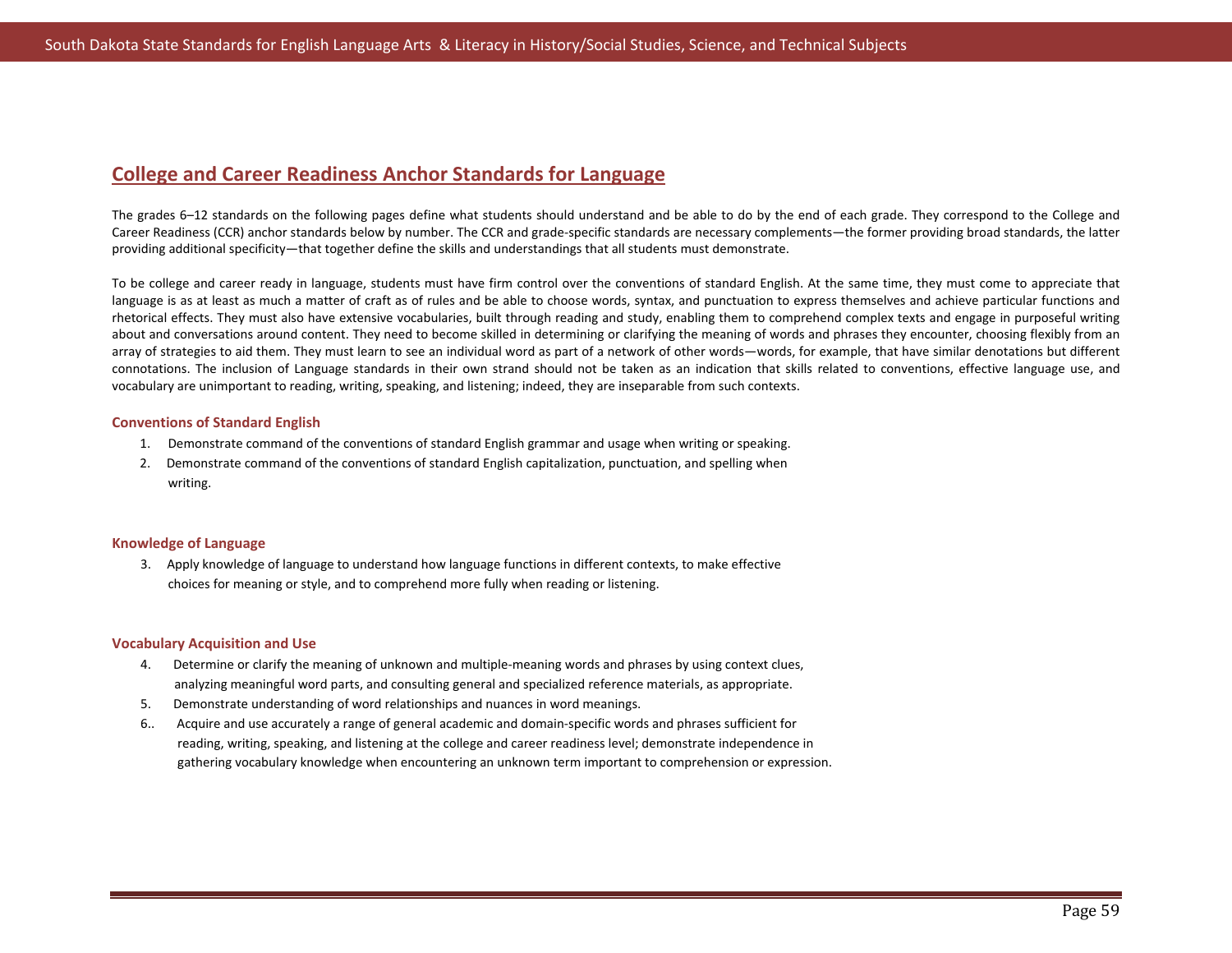## College and Career Readiness Anchor Standards for Language

The grades 6–12 standards on the following pages define what students should understand and be able to do by the end of each grade. They correspond to the College and Career Readiness (CCR) anchor standards below by number. The CCR and grade-specific standards are necessary complements—the former providing broad standards, the latter providing additional specificity—that together define the skills and understandings that all students must demonstrate.

To be college and career ready in language, students must have firm control over the conventions of standard English. At the same time, they must come to appreciate that language is as at least as much a matter of craft as of rules and be able to choose words, syntax, and punctuation to express themselves and achieve particular functions and rhetorical effects. They must also have extensive vocabularies, built through reading and study, enabling them to comprehend complex texts and engage in purposeful writing about and conversations around content. They need to become skilled in determining or clarifying the meaning of words and phrases they encounter, choosing flexibly from an array of strategies to aid them. They must learn to see an individual word as part of a network of other words—words, for example, that have similar denotations but different connotations. The inclusion of Language standards in their own strand should not be taken as an indication that skills related to conventions, effective language use, and vocabulary are unimportant to reading, writing, speaking, and listening; indeed, they are inseparable from such contexts.

### Conventions of Standard English

1. Demonstrate command of the conventions of standard English grammar and usage when writing or speaking.
2. Demonstrate command of the conventions of standard English capitalization, punctuation, and spelling when writing.

### Knowledge of Language

3. Apply knowledge of language to understand how language functions in different contexts, to make effective choices for meaning or style, and to comprehend more fully when reading or listening.

### Vocabulary Acquisition and Use

4. Determine or clarify the meaning of unknown and multiple-meaning words and phrases by using context clues, analyzing meaningful word parts, and consulting general and specialized reference materials, as appropriate.
5. Demonstrate understanding of word relationships and nuances in word meanings.
6. Acquire and use accurately a range of general academic and domain-specific words and phrases sufficient for reading, writing, speaking, and listening at the college and career readiness level; demonstrate independence in gathering vocabulary knowledge when encountering an unknown term important to comprehension or expression.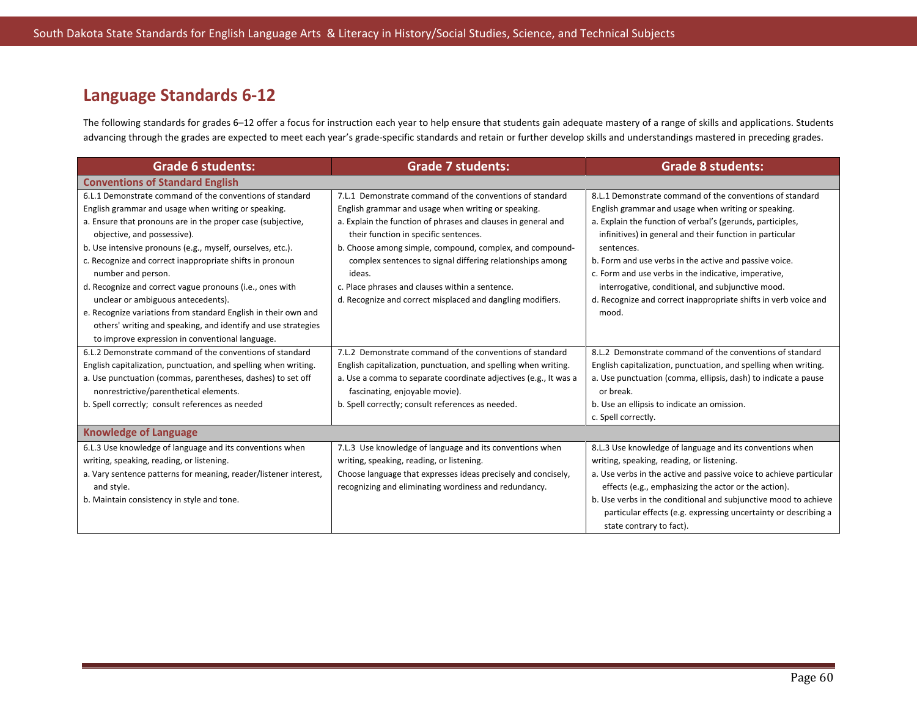## Language Standards 6-12

The following standards for grades 6–12 offer a focus for instruction each year to help ensure that students gain adequate mastery of a range of skills and applications. Students advancing through the grades are expected to meet each year's grade-specific standards and retain or further develop skills and understandings mastered in preceding grades.

| Grade 6 students: | Grade 7 students: | Grade 8 students: |
|---|---|---|
| **Conventions of Standard English** | | |
| 6.L.1 Demonstrate command of the conventions of standard English grammar and usage when writing or speaking.<br>a. Ensure that pronouns are in the proper case (subjective, objective, and possessive).<br>b. Use intensive pronouns (e.g., myself, ourselves, etc.).<br>c. Recognize and correct inappropriate shifts in pronoun number and person.<br>d. Recognize and correct vague pronouns (i.e., ones with unclear or ambiguous antecedents).<br>e. Recognize variations from standard English in their own and others' writing and speaking, and identify and use strategies to improve expression in conventional language. | 7.L.1 Demonstrate command of the conventions of standard English grammar and usage when writing or speaking.<br>a. Explain the function of phrases and clauses in general and their function in specific sentences.<br>b. Choose among simple, compound, complex, and compound-complex sentences to signal differing relationships among ideas.<br>c. Place phrases and clauses within a sentence.<br>d. Recognize and correct misplaced and dangling modifiers. | 8.L.1 Demonstrate command of the conventions of standard English grammar and usage when writing or speaking.<br>a. Explain the function of verbal's (gerunds, participles, infinitives) in general and their function in particular sentences.<br>b. Form and use verbs in the active and passive voice.<br>c. Form and use verbs in the indicative, imperative, interrogative, conditional, and subjunctive mood.<br>d. Recognize and correct inappropriate shifts in verb voice and mood. |
| 6.L.2 Demonstrate command of the conventions of standard English capitalization, punctuation, and spelling when writing.<br>a. Use punctuation (commas, parentheses, dashes) to set off nonrestrictive/parenthetical elements.<br>b. Spell correctly; consult references as needed | 7.L.2 Demonstrate command of the conventions of standard English capitalization, punctuation, and spelling when writing.<br>a. Use a comma to separate coordinate adjectives (e.g., It was a fascinating, enjoyable movie).<br>b. Spell correctly; consult references as needed. | 8.L.2 Demonstrate command of the conventions of standard English capitalization, punctuation, and spelling when writing.<br>a. Use punctuation (comma, ellipsis, dash) to indicate a pause or break.<br>b. Use an ellipsis to indicate an omission.<br>c. Spell correctly. |
| **Knowledge of Language** | | |
| 6.L.3 Use knowledge of language and its conventions when writing, speaking, reading, or listening.<br>a. Vary sentence patterns for meaning, reader/listener interest, and style.<br>b. Maintain consistency in style and tone. | 7.L.3 Use knowledge of language and its conventions when writing, speaking, reading, or listening.<br>Choose language that expresses ideas precisely and concisely, recognizing and eliminating wordiness and redundancy. | 8.L.3 Use knowledge of language and its conventions when writing, speaking, reading, or listening.<br>a. Use verbs in the active and passive voice to achieve particular effects (e.g., emphasizing the actor or the action).<br>b. Use verbs in the conditional and subjunctive mood to achieve particular effects (e.g. expressing uncertainty or describing a state contrary to fact). |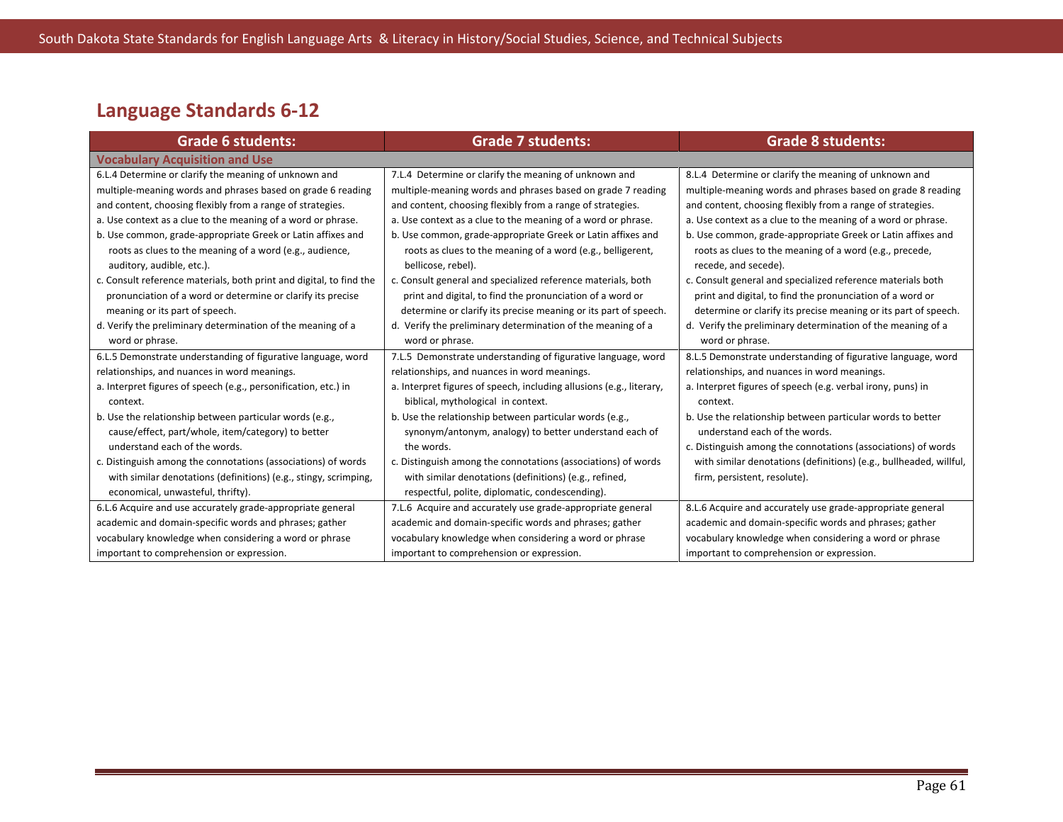## Language Standards 6-12

| Grade 6 students: | Grade 7 students: | Grade 8 students: |
|---|---|---|
| **Vocabulary Acquisition and Use** | | |
| 6.L.4 Determine or clarify the meaning of unknown and multiple-meaning words and phrases based on grade 6 reading and content, choosing flexibly from a range of strategies.<br>a. Use context as a clue to the meaning of a word or phrase.<br>b. Use common, grade-appropriate Greek or Latin affixes and roots as clues to the meaning of a word (e.g., audience, auditory, audible, etc.).<br>c. Consult reference materials, both print and digital, to find the pronunciation of a word or determine or clarify its precise meaning or its part of speech.<br>d. Verify the preliminary determination of the meaning of a word or phrase. | 7.L.4 Determine or clarify the meaning of unknown and multiple-meaning words and phrases based on grade 7 reading and content, choosing flexibly from a range of strategies.<br>a. Use context as a clue to the meaning of a word or phrase.<br>b. Use common, grade-appropriate Greek or Latin affixes and roots as clues to the meaning of a word (e.g., belligerent, bellicose, rebel).<br>c. Consult general and specialized reference materials, both print and digital, to find the pronunciation of a word or determine or clarify its precise meaning or its part of speech.<br>d. Verify the preliminary determination of the meaning of a word or phrase. | 8.L.4 Determine or clarify the meaning of unknown and multiple-meaning words and phrases based on grade 8 reading and content, choosing flexibly from a range of strategies.<br>a. Use context as a clue to the meaning of a word or phrase.<br>b. Use common, grade-appropriate Greek or Latin affixes and roots as clues to the meaning of a word (e.g., precede, recede, and secede).<br>c. Consult general and specialized reference materials both print and digital, to find the pronunciation of a word or determine or clarify its precise meaning or its part of speech.<br>d. Verify the preliminary determination of the meaning of a word or phrase. |
| 6.L.5 Demonstrate understanding of figurative language, word relationships, and nuances in word meanings.<br>a. Interpret figures of speech (e.g., personification, etc.) in context.<br>b. Use the relationship between particular words (e.g., cause/effect, part/whole, item/category) to better understand each of the words.<br>c. Distinguish among the connotations (associations) of words with similar denotations (definitions) (e.g., stingy, scrimping, economical, unwasteful, thrifty). | 7.L.5 Demonstrate understanding of figurative language, word relationships, and nuances in word meanings.<br>a. Interpret figures of speech, including allusions (e.g., literary, biblical, mythological in context.<br>b. Use the relationship between particular words (e.g., synonym/antonym, analogy) to better understand each of the words.<br>c. Distinguish among the connotations (associations) of words with similar denotations (definitions) (e.g., refined, respectful, polite, diplomatic, condescending). | 8.L.5 Demonstrate understanding of figurative language, word relationships, and nuances in word meanings.<br>a. Interpret figures of speech (e.g. verbal irony, puns) in context.<br>b. Use the relationship between particular words to better understand each of the words.<br>c. Distinguish among the connotations (associations) of words with similar denotations (definitions) (e.g., bullheaded, willful, firm, persistent, resolute). |
| 6.L.6 Acquire and use accurately grade-appropriate general academic and domain-specific words and phrases; gather vocabulary knowledge when considering a word or phrase important to comprehension or expression. | 7.L.6 Acquire and accurately use grade-appropriate general academic and domain-specific words and phrases; gather vocabulary knowledge when considering a word or phrase important to comprehension or expression. | 8.L.6 Acquire and accurately use grade-appropriate general academic and domain-specific words and phrases; gather vocabulary knowledge when considering a word or phrase important to comprehension or expression. |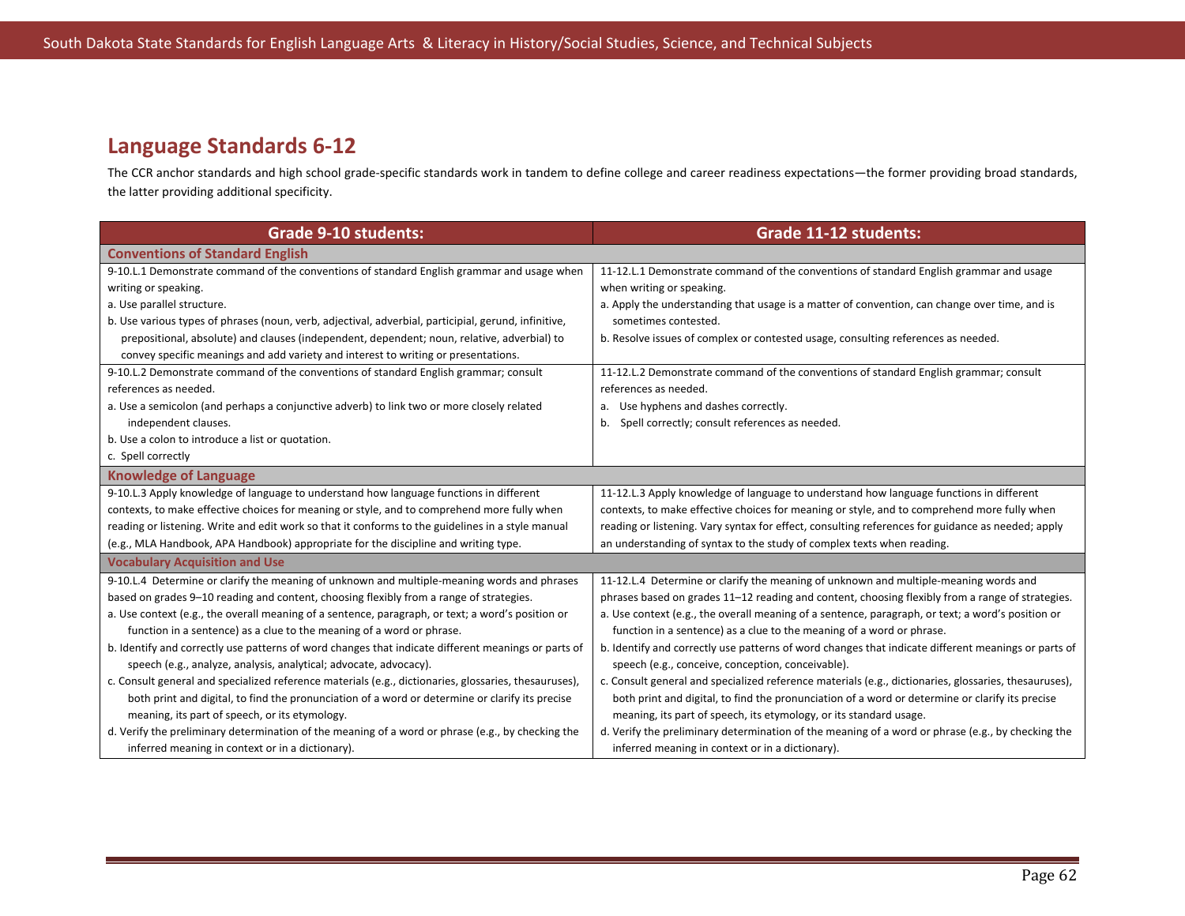## Language Standards 6-12

The CCR anchor standards and high school grade-specific standards work in tandem to define college and career readiness expectations—the former providing broad standards, the latter providing additional specificity.

| Grade 9-10 students: | Grade 11-12 students: |
|---|---|
| **Conventions of Standard English** | |
| 9-10.L.1 Demonstrate command of the conventions of standard English grammar and usage when writing or speaking.<br>a. Use parallel structure.<br>b. Use various types of phrases (noun, verb, adjectival, adverbial, participial, gerund, infinitive, prepositional, absolute) and clauses (independent, dependent; noun, relative, adverbial) to convey specific meanings and add variety and interest to writing or presentations. | 11-12.L.1 Demonstrate command of the conventions of standard English grammar and usage when writing or speaking.<br>a. Apply the understanding that usage is a matter of convention, can change over time, and is sometimes contested.<br>b. Resolve issues of complex or contested usage, consulting references as needed. |
| 9-10.L.2 Demonstrate command of the conventions of standard English grammar; consult references as needed.<br>a. Use a semicolon (and perhaps a conjunctive adverb) to link two or more closely related independent clauses.<br>b. Use a colon to introduce a list or quotation.<br>c. Spell correctly | 11-12.L.2 Demonstrate command of the conventions of standard English grammar; consult references as needed.<br>a. Use hyphens and dashes correctly.<br>b. Spell correctly; consult references as needed. |
| **Knowledge of Language** | |
| 9-10.L.3 Apply knowledge of language to understand how language functions in different contexts, to make effective choices for meaning or style, and to comprehend more fully when reading or listening. Write and edit work so that it conforms to the guidelines in a style manual (e.g., MLA Handbook, APA Handbook) appropriate for the discipline and writing type. | 11-12.L.3 Apply knowledge of language to understand how language functions in different contexts, to make effective choices for meaning or style, and to comprehend more fully when reading or listening. Vary syntax for effect, consulting references for guidance as needed; apply an understanding of syntax to the study of complex texts when reading. |
| **Vocabulary Acquisition and Use** | |
| 9-10.L.4 Determine or clarify the meaning of unknown and multiple-meaning words and phrases based on grades 9–10 reading and content, choosing flexibly from a range of strategies.<br>a. Use context (e.g., the overall meaning of a sentence, paragraph, or text; a word's position or function in a sentence) as a clue to the meaning of a word or phrase.<br>b. Identify and correctly use patterns of word changes that indicate different meanings or parts of speech (e.g., analyze, analysis, analytical; advocate, advocacy).<br>c. Consult general and specialized reference materials (e.g., dictionaries, glossaries, thesauruses), both print and digital, to find the pronunciation of a word or determine or clarify its precise meaning, its part of speech, or its etymology.<br>d. Verify the preliminary determination of the meaning of a word or phrase (e.g., by checking the inferred meaning in context or in a dictionary). | 11-12.L.4 Determine or clarify the meaning of unknown and multiple-meaning words and phrases based on grades 11–12 reading and content, choosing flexibly from a range of strategies.<br>a. Use context (e.g., the overall meaning of a sentence, paragraph, or text; a word's position or function in a sentence) as a clue to the meaning of a word or phrase.<br>b. Identify and correctly use patterns of word changes that indicate different meanings or parts of speech (e.g., conceive, conception, conceivable).<br>c. Consult general and specialized reference materials (e.g., dictionaries, glossaries, thesauruses), both print and digital, to find the pronunciation of a word or determine or clarify its precise meaning, its part of speech, its etymology, or its standard usage.<br>d. Verify the preliminary determination of the meaning of a word or phrase (e.g., by checking the inferred meaning in context or in a dictionary). |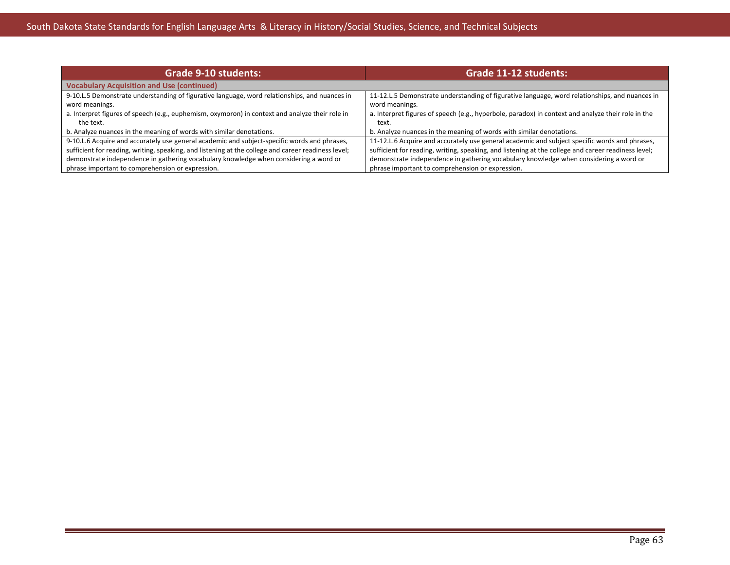| Grade 9-10 students: | Grade 11-12 students: |
|---|---|
| **Vocabulary Acquisition and Use (continued)** | |
| 9-10.L.5 Demonstrate understanding of figurative language, word relationships, and nuances in word meanings.<br>a. Interpret figures of speech (e.g., euphemism, oxymoron) in context and analyze their role in the text.<br>b. Analyze nuances in the meaning of words with similar denotations. | 11-12.L.5 Demonstrate understanding of figurative language, word relationships, and nuances in word meanings.<br>a. Interpret figures of speech (e.g., hyperbole, paradox) in context and analyze their role in the text.<br>b. Analyze nuances in the meaning of words with similar denotations. |
| 9-10.L.6 Acquire and accurately use general academic and subject-specific words and phrases, sufficient for reading, writing, speaking, and listening at the college and career readiness level; demonstrate independence in gathering vocabulary knowledge when considering a word or phrase important to comprehension or expression. | 11-12.L.6 Acquire and accurately use general academic and subject specific words and phrases, sufficient for reading, writing, speaking, and listening at the college and career readiness level; demonstrate independence in gathering vocabulary knowledge when considering a word or phrase important to comprehension or expression. |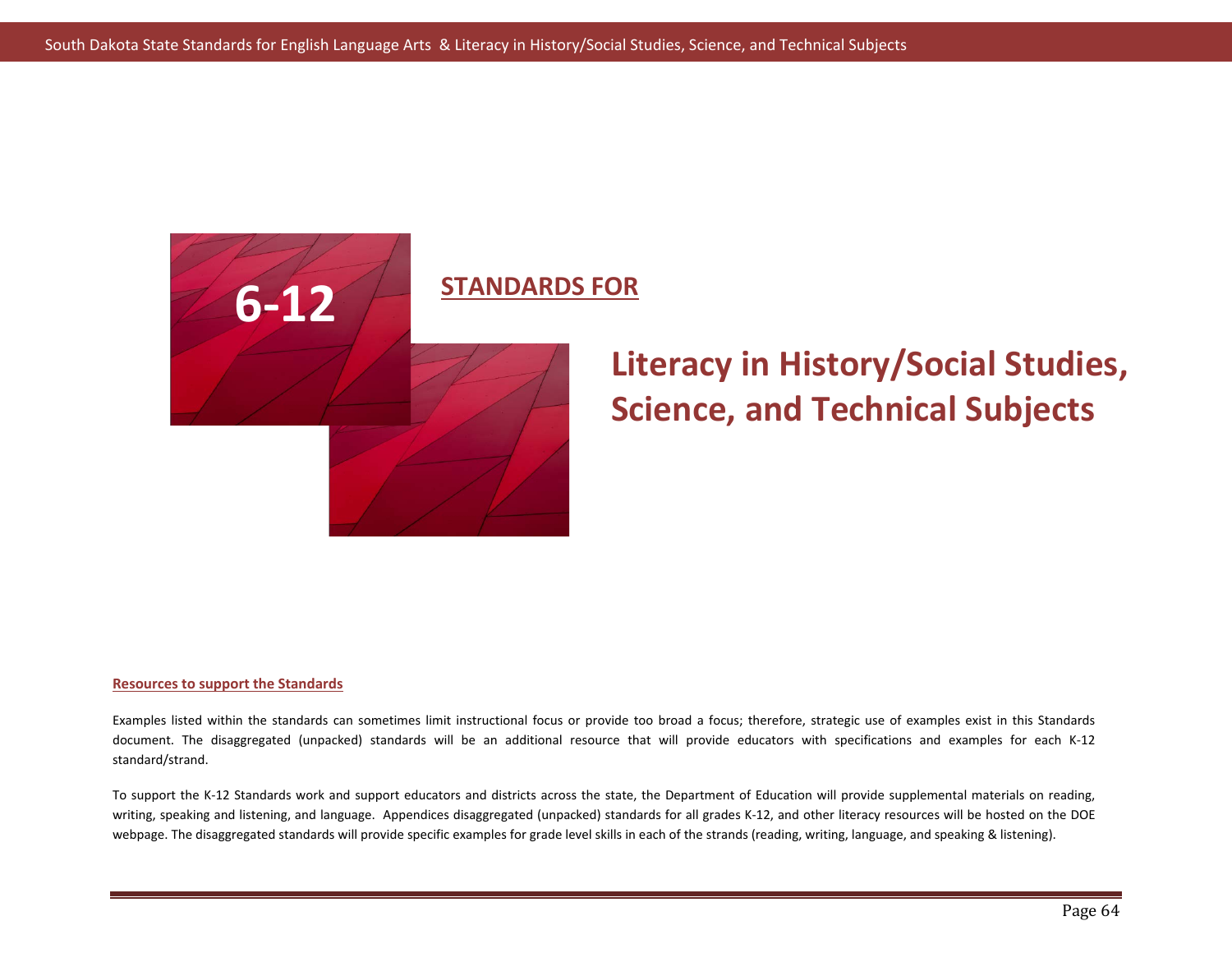# 6-12

## STANDARDS FOR

# Literacy in History/Social Studies, Science, and Technical Subjects

**Resources to support the Standards**

Examples listed within the standards can sometimes limit instructional focus or provide too broad a focus; therefore, strategic use of examples exist in this Standards document. The disaggregated (unpacked) standards will be an additional resource that will provide educators with specifications and examples for each K-12 standard/strand.

To support the K-12 Standards work and support educators and districts across the state, the Department of Education will provide supplemental materials on reading, writing, speaking and listening, and language. Appendices disaggregated (unpacked) standards for all grades K-12, and other literacy resources will be hosted on the DOE webpage. The disaggregated standards will provide specific examples for grade level skills in each of the strands (reading, writing, language, and speaking & listening).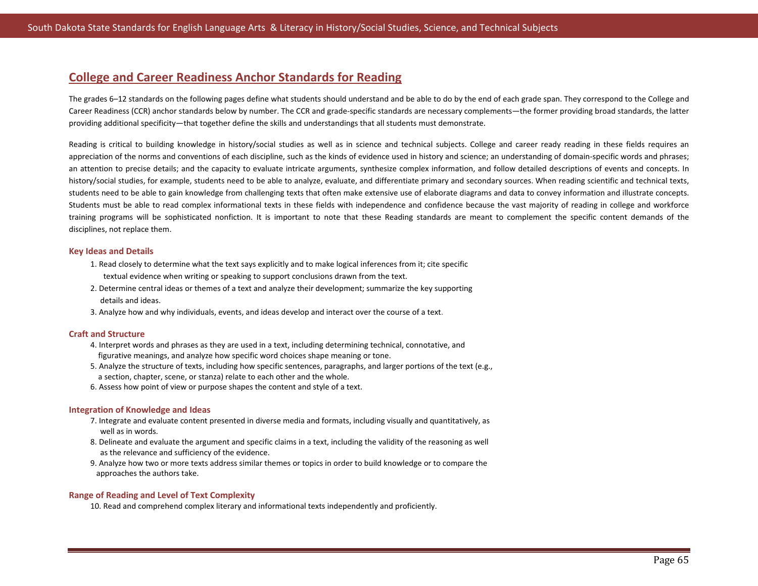## College and Career Readiness Anchor Standards for Reading

The grades 6–12 standards on the following pages define what students should understand and be able to do by the end of each grade span. They correspond to the College and Career Readiness (CCR) anchor standards below by number. The CCR and grade-specific standards are necessary complements—the former providing broad standards, the latter providing additional specificity—that together define the skills and understandings that all students must demonstrate.

Reading is critical to building knowledge in history/social studies as well as in science and technical subjects. College and career ready reading in these fields requires an appreciation of the norms and conventions of each discipline, such as the kinds of evidence used in history and science; an understanding of domain-specific words and phrases; an attention to precise details; and the capacity to evaluate intricate arguments, synthesize complex information, and follow detailed descriptions of events and concepts. In history/social studies, for example, students need to be able to analyze, evaluate, and differentiate primary and secondary sources. When reading scientific and technical texts, students need to be able to gain knowledge from challenging texts that often make extensive use of elaborate diagrams and data to convey information and illustrate concepts. Students must be able to read complex informational texts in these fields with independence and confidence because the vast majority of reading in college and workforce training programs will be sophisticated nonfiction. It is important to note that these Reading standards are meant to complement the specific content demands of the disciplines, not replace them.

### Key Ideas and Details

1. Read closely to determine what the text says explicitly and to make logical inferences from it; cite specific textual evidence when writing or speaking to support conclusions drawn from the text.
2. Determine central ideas or themes of a text and analyze their development; summarize the key supporting details and ideas.
3. Analyze how and why individuals, events, and ideas develop and interact over the course of a text.

### Craft and Structure

4. Interpret words and phrases as they are used in a text, including determining technical, connotative, and figurative meanings, and analyze how specific word choices shape meaning or tone.
5. Analyze the structure of texts, including how specific sentences, paragraphs, and larger portions of the text (e.g., a section, chapter, scene, or stanza) relate to each other and the whole.
6. Assess how point of view or purpose shapes the content and style of a text.

### Integration of Knowledge and Ideas

7. Integrate and evaluate content presented in diverse media and formats, including visually and quantitatively, as well as in words.
8. Delineate and evaluate the argument and specific claims in a text, including the validity of the reasoning as well as the relevance and sufficiency of the evidence.
9. Analyze how two or more texts address similar themes or topics in order to build knowledge or to compare the approaches the authors take.

### Range of Reading and Level of Text Complexity

10. Read and comprehend complex literary and informational texts independently and proficiently.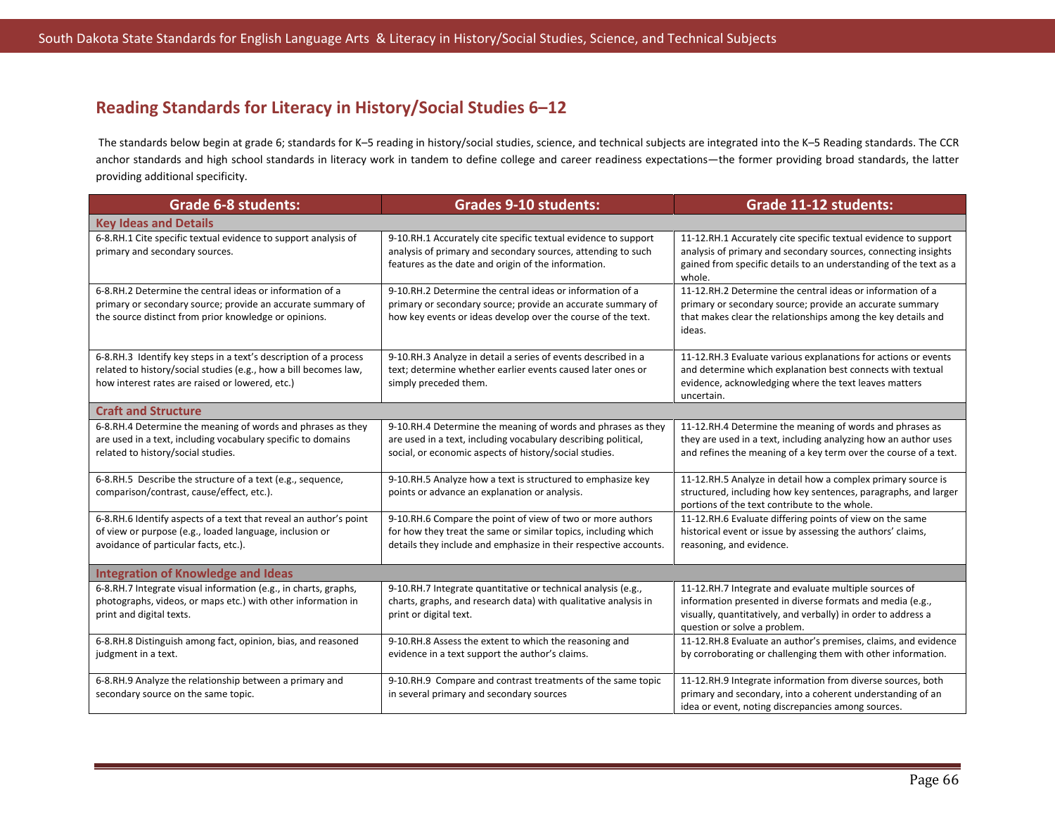## Reading Standards for Literacy in History/Social Studies 6–12

The standards below begin at grade 6; standards for K–5 reading in history/social studies, science, and technical subjects are integrated into the K–5 Reading standards. The CCR anchor standards and high school standards in literacy work in tandem to define college and career readiness expectations—the former providing broad standards, the latter providing additional specificity.

| Grade 6-8 students: | Grades 9-10 students: | Grade 11-12 students: |
|---|---|---|
| **Key Ideas and Details** | | |
| 6-8.RH.1 Cite specific textual evidence to support analysis of primary and secondary sources. | 9-10.RH.1 Accurately cite specific textual evidence to support analysis of primary and secondary sources, attending to such features as the date and origin of the information. | 11-12.RH.1 Accurately cite specific textual evidence to support analysis of primary and secondary sources, connecting insights gained from specific details to an understanding of the text as a whole. |
| 6-8.RH.2 Determine the central ideas or information of a primary or secondary source; provide an accurate summary of the source distinct from prior knowledge or opinions. | 9-10.RH.2 Determine the central ideas or information of a primary or secondary source; provide an accurate summary of how key events or ideas develop over the course of the text. | 11-12.RH.2 Determine the central ideas or information of a primary or secondary source; provide an accurate summary that makes clear the relationships among the key details and ideas. |
| 6-8.RH.3 Identify key steps in a text's description of a process related to history/social studies (e.g., how a bill becomes law, how interest rates are raised or lowered, etc.) | 9-10.RH.3 Analyze in detail a series of events described in a text; determine whether earlier events caused later ones or simply preceded them. | 11-12.RH.3 Evaluate various explanations for actions or events and determine which explanation best connects with textual evidence, acknowledging where the text leaves matters uncertain. |
| **Craft and Structure** | | |
| 6-8.RH.4 Determine the meaning of words and phrases as they are used in a text, including vocabulary specific to domains related to history/social studies. | 9-10.RH.4 Determine the meaning of words and phrases as they are used in a text, including vocabulary describing political, social, or economic aspects of history/social studies. | 11-12.RH.4 Determine the meaning of words and phrases as they are used in a text, including analyzing how an author uses and refines the meaning of a key term over the course of a text. |
| 6-8.RH.5 Describe the structure of a text (e.g., sequence, comparison/contrast, cause/effect, etc.). | 9-10.RH.5 Analyze how a text is structured to emphasize key points or advance an explanation or analysis. | 11-12.RH.5 Analyze in detail how a complex primary source is structured, including how key sentences, paragraphs, and larger portions of the text contribute to the whole. |
| 6-8.RH.6 Identify aspects of a text that reveal an author's point of view or purpose (e.g., loaded language, inclusion or avoidance of particular facts, etc.). | 9-10.RH.6 Compare the point of view of two or more authors for how they treat the same or similar topics, including which details they include and emphasize in their respective accounts. | 11-12.RH.6 Evaluate differing points of view on the same historical event or issue by assessing the authors' claims, reasoning, and evidence. |
| **Integration of Knowledge and Ideas** | | |
| 6-8.RH.7 Integrate visual information (e.g., in charts, graphs, photographs, videos, or maps etc.) with other information in print and digital texts. | 9-10.RH.7 Integrate quantitative or technical analysis (e.g., charts, graphs, and research data) with qualitative analysis in print or digital text. | 11-12.RH.7 Integrate and evaluate multiple sources of information presented in diverse formats and media (e.g., visually, quantitatively, and verbally) in order to address a question or solve a problem. |
| 6-8.RH.8 Distinguish among fact, opinion, bias, and reasoned judgment in a text. | 9-10.RH.8 Assess the extent to which the reasoning and evidence in a text support the author's claims. | 11-12.RH.8 Evaluate an author's premises, claims, and evidence by corroborating or challenging them with other information. |
| 6-8.RH.9 Analyze the relationship between a primary and secondary source on the same topic. | 9-10.RH.9 Compare and contrast treatments of the same topic in several primary and secondary sources | 11-12.RH.9 Integrate information from diverse sources, both primary and secondary, into a coherent understanding of an idea or event, noting discrepancies among sources. |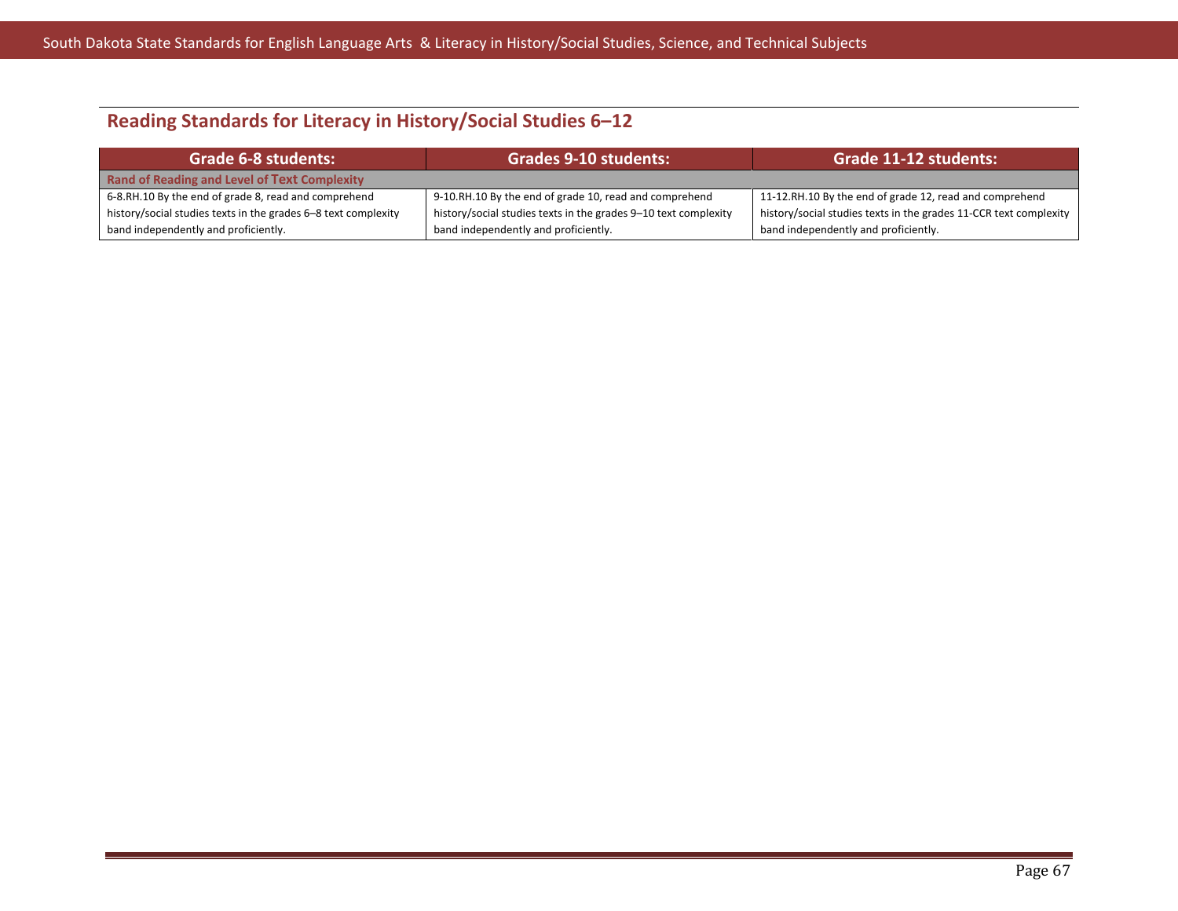## Reading Standards for Literacy in History/Social Studies 6–12

| Grade 6-8 students: | Grades 9-10 students: | Grade 11-12 students: |
|---|---|---|
| **Rand of Reading and Level of Text Complexity** | | |
| 6-8.RH.10 By the end of grade 8, read and comprehend history/social studies texts in the grades 6–8 text complexity band independently and proficiently. | 9-10.RH.10 By the end of grade 10, read and comprehend history/social studies texts in the grades 9–10 text complexity band independently and proficiently. | 11-12.RH.10 By the end of grade 12, read and comprehend history/social studies texts in the grades 11-CCR text complexity band independently and proficiently. |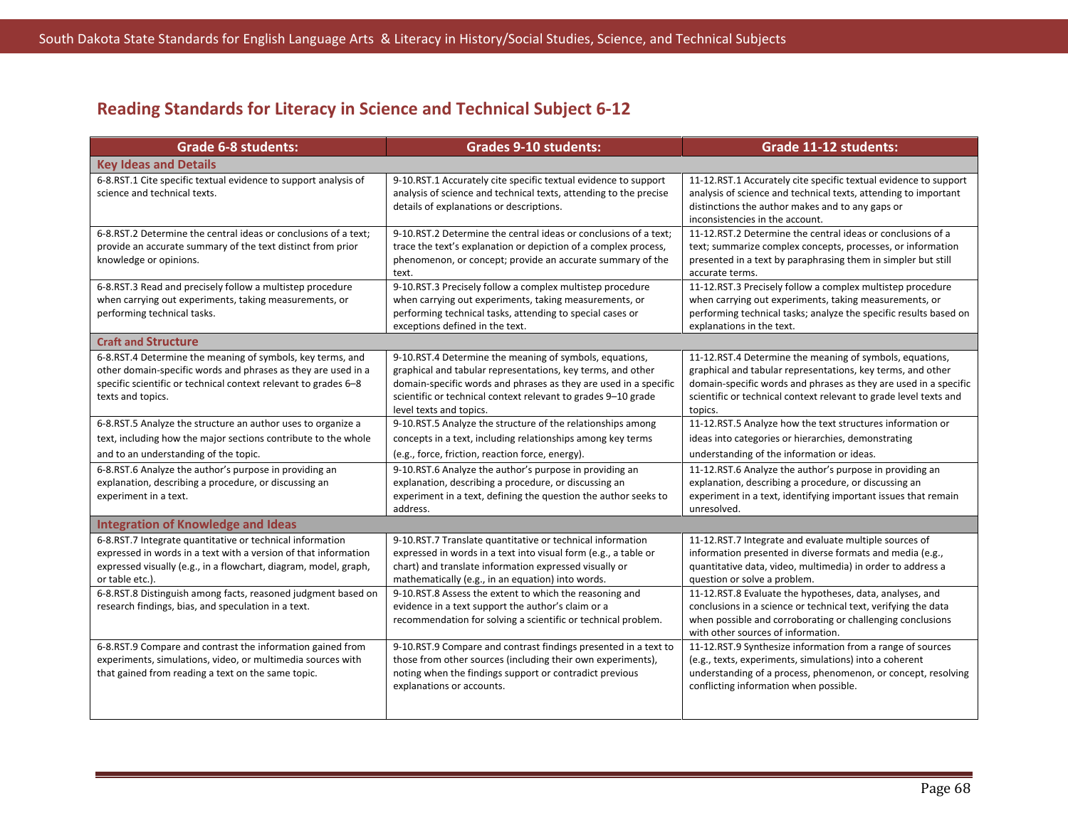## Reading Standards for Literacy in Science and Technical Subject 6-12

| Grade 6-8 students: | Grades 9-10 students: | Grade 11-12 students: |
|---|---|---|
| **Key Ideas and Details** | | |
| 6-8.RST.1 Cite specific textual evidence to support analysis of science and technical texts. | 9-10.RST.1 Accurately cite specific textual evidence to support analysis of science and technical texts, attending to the precise details of explanations or descriptions. | 11-12.RST.1 Accurately cite specific textual evidence to support analysis of science and technical texts, attending to important distinctions the author makes and to any gaps or inconsistencies in the account. |
| 6-8.RST.2 Determine the central ideas or conclusions of a text; provide an accurate summary of the text distinct from prior knowledge or opinions. | 9-10.RST.2 Determine the central ideas or conclusions of a text; trace the text's explanation or depiction of a complex process, phenomenon, or concept; provide an accurate summary of the text. | 11-12.RST.2 Determine the central ideas or conclusions of a text; summarize complex concepts, processes, or information presented in a text by paraphrasing them in simpler but still accurate terms. |
| 6-8.RST.3 Read and precisely follow a multistep procedure when carrying out experiments, taking measurements, or performing technical tasks. | 9-10.RST.3 Precisely follow a complex multistep procedure when carrying out experiments, taking measurements, or performing technical tasks, attending to special cases or exceptions defined in the text. | 11-12.RST.3 Precisely follow a complex multistep procedure when carrying out experiments, taking measurements, or performing technical tasks; analyze the specific results based on explanations in the text. |
| **Craft and Structure** | | |
| 6-8.RST.4 Determine the meaning of symbols, key terms, and other domain-specific words and phrases as they are used in a specific scientific or technical context relevant to grades 6–8 texts and topics. | 9-10.RST.4 Determine the meaning of symbols, equations, graphical and tabular representations, key terms, and other domain-specific words and phrases as they are used in a specific scientific or technical context relevant to grades 9–10 grade level texts and topics. | 11-12.RST.4 Determine the meaning of symbols, equations, graphical and tabular representations, key terms, and other domain-specific words and phrases as they are used in a specific scientific or technical context relevant to grade level texts and topics. |
| 6-8.RST.5 Analyze the structure an author uses to organize a text, including how the major sections contribute to the whole and to an understanding of the topic. | 9-10.RST.5 Analyze the structure of the relationships among concepts in a text, including relationships among key terms (e.g., force, friction, reaction force, energy). | 11-12.RST.5 Analyze how the text structures information or ideas into categories or hierarchies, demonstrating understanding of the information or ideas. |
| 6-8.RST.6 Analyze the author's purpose in providing an explanation, describing a procedure, or discussing an experiment in a text. | 9-10.RST.6 Analyze the author's purpose in providing an explanation, describing a procedure, or discussing an experiment in a text, defining the question the author seeks to address. | 11-12.RST.6 Analyze the author's purpose in providing an explanation, describing a procedure, or discussing an experiment in a text, identifying important issues that remain unresolved. |
| **Integration of Knowledge and Ideas** | | |
| 6-8.RST.7 Integrate quantitative or technical information expressed in words in a text with a version of that information expressed visually (e.g., in a flowchart, diagram, model, graph, or table etc.). | 9-10.RST.7 Translate quantitative or technical information expressed in words in a text into visual form (e.g., a table or chart) and translate information expressed visually or mathematically (e.g., in an equation) into words. | 11-12.RST.7 Integrate and evaluate multiple sources of information presented in diverse formats and media (e.g., quantitative data, video, multimedia) in order to address a question or solve a problem. |
| 6-8.RST.8 Distinguish among facts, reasoned judgment based on research findings, bias, and speculation in a text. | 9-10.RST.8 Assess the extent to which the reasoning and evidence in a text support the author's claim or a recommendation for solving a scientific or technical problem. | 11-12.RST.8 Evaluate the hypotheses, data, analyses, and conclusions in a science or technical text, verifying the data when possible and corroborating or challenging conclusions with other sources of information. |
| 6-8.RST.9 Compare and contrast the information gained from experiments, simulations, video, or multimedia sources with that gained from reading a text on the same topic. | 9-10.RST.9 Compare and contrast findings presented in a text to those from other sources (including their own experiments), noting when the findings support or contradict previous explanations or accounts. | 11-12.RST.9 Synthesize information from a range of sources (e.g., texts, experiments, simulations) into a coherent understanding of a process, phenomenon, or concept, resolving conflicting information when possible. |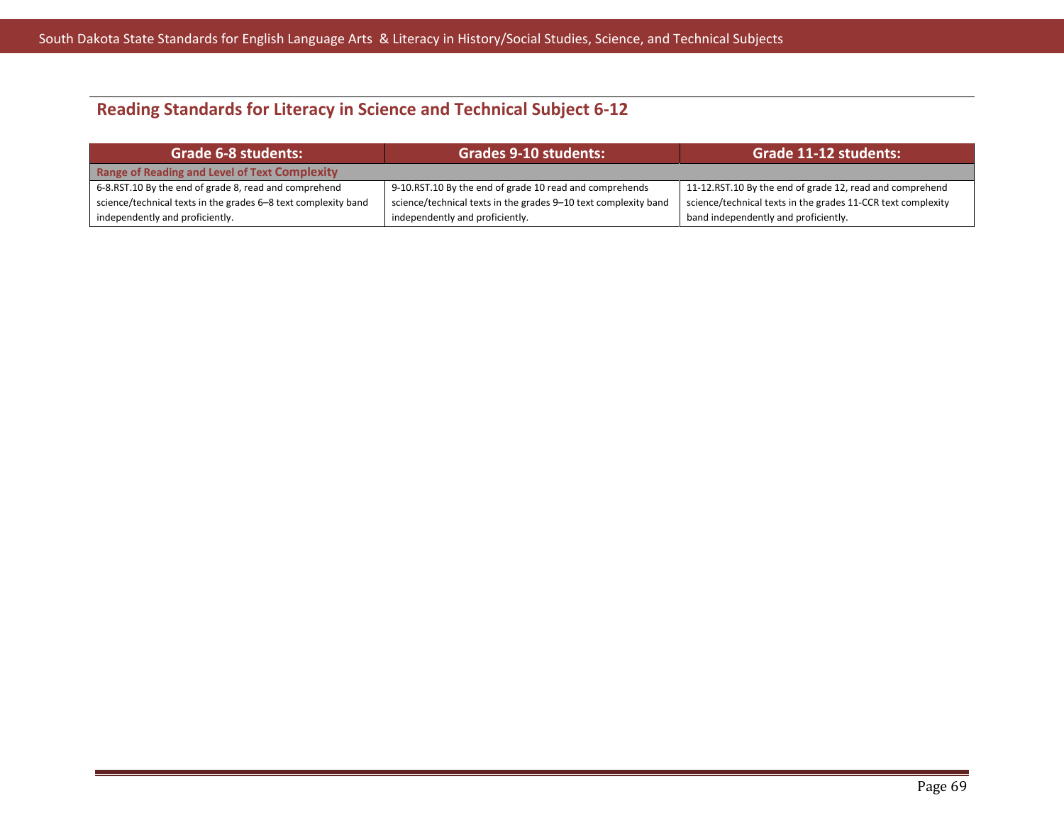## Reading Standards for Literacy in Science and Technical Subject 6-12

| Grade 6-8 students: | Grades 9-10 students: | Grade 11-12 students: |
|---|---|---|
| **Range of Reading and Level of Text Complexity** | | |
| 6-8.RST.10 By the end of grade 8, read and comprehend science/technical texts in the grades 6–8 text complexity band independently and proficiently. | 9-10.RST.10 By the end of grade 10 read and comprehends science/technical texts in the grades 9–10 text complexity band independently and proficiently. | 11-12.RST.10 By the end of grade 12, read and comprehend science/technical texts in the grades 11-CCR text complexity band independently and proficiently. |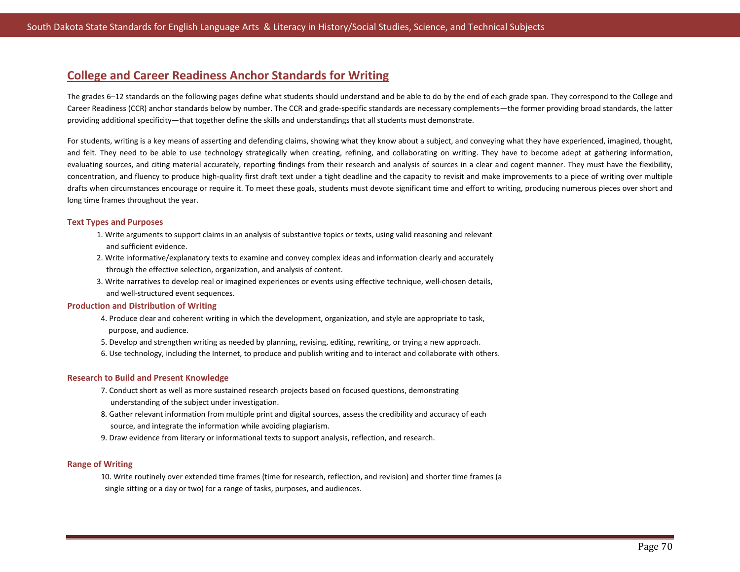## College and Career Readiness Anchor Standards for Writing

The grades 6–12 standards on the following pages define what students should understand and be able to do by the end of each grade span. They correspond to the College and Career Readiness (CCR) anchor standards below by number. The CCR and grade-specific standards are necessary complements—the former providing broad standards, the latter providing additional specificity—that together define the skills and understandings that all students must demonstrate.

For students, writing is a key means of asserting and defending claims, showing what they know about a subject, and conveying what they have experienced, imagined, thought, and felt. They need to be able to use technology strategically when creating, refining, and collaborating on writing. They have to become adept at gathering information, evaluating sources, and citing material accurately, reporting findings from their research and analysis of sources in a clear and cogent manner. They must have the flexibility, concentration, and fluency to produce high-quality first draft text under a tight deadline and the capacity to revisit and make improvements to a piece of writing over multiple drafts when circumstances encourage or require it. To meet these goals, students must devote significant time and effort to writing, producing numerous pieces over short and long time frames throughout the year.

### Text Types and Purposes

1. Write arguments to support claims in an analysis of substantive topics or texts, using valid reasoning and relevant and sufficient evidence.
2. Write informative/explanatory texts to examine and convey complex ideas and information clearly and accurately through the effective selection, organization, and analysis of content.
3. Write narratives to develop real or imagined experiences or events using effective technique, well-chosen details, and well-structured event sequences.

### Production and Distribution of Writing

4. Produce clear and coherent writing in which the development, organization, and style are appropriate to task, purpose, and audience.
5. Develop and strengthen writing as needed by planning, revising, editing, rewriting, or trying a new approach.
6. Use technology, including the Internet, to produce and publish writing and to interact and collaborate with others.

### Research to Build and Present Knowledge

7. Conduct short as well as more sustained research projects based on focused questions, demonstrating understanding of the subject under investigation.
8. Gather relevant information from multiple print and digital sources, assess the credibility and accuracy of each source, and integrate the information while avoiding plagiarism.
9. Draw evidence from literary or informational texts to support analysis, reflection, and research.

### Range of Writing

10. Write routinely over extended time frames (time for research, reflection, and revision) and shorter time frames (a single sitting or a day or two) for a range of tasks, purposes, and audiences.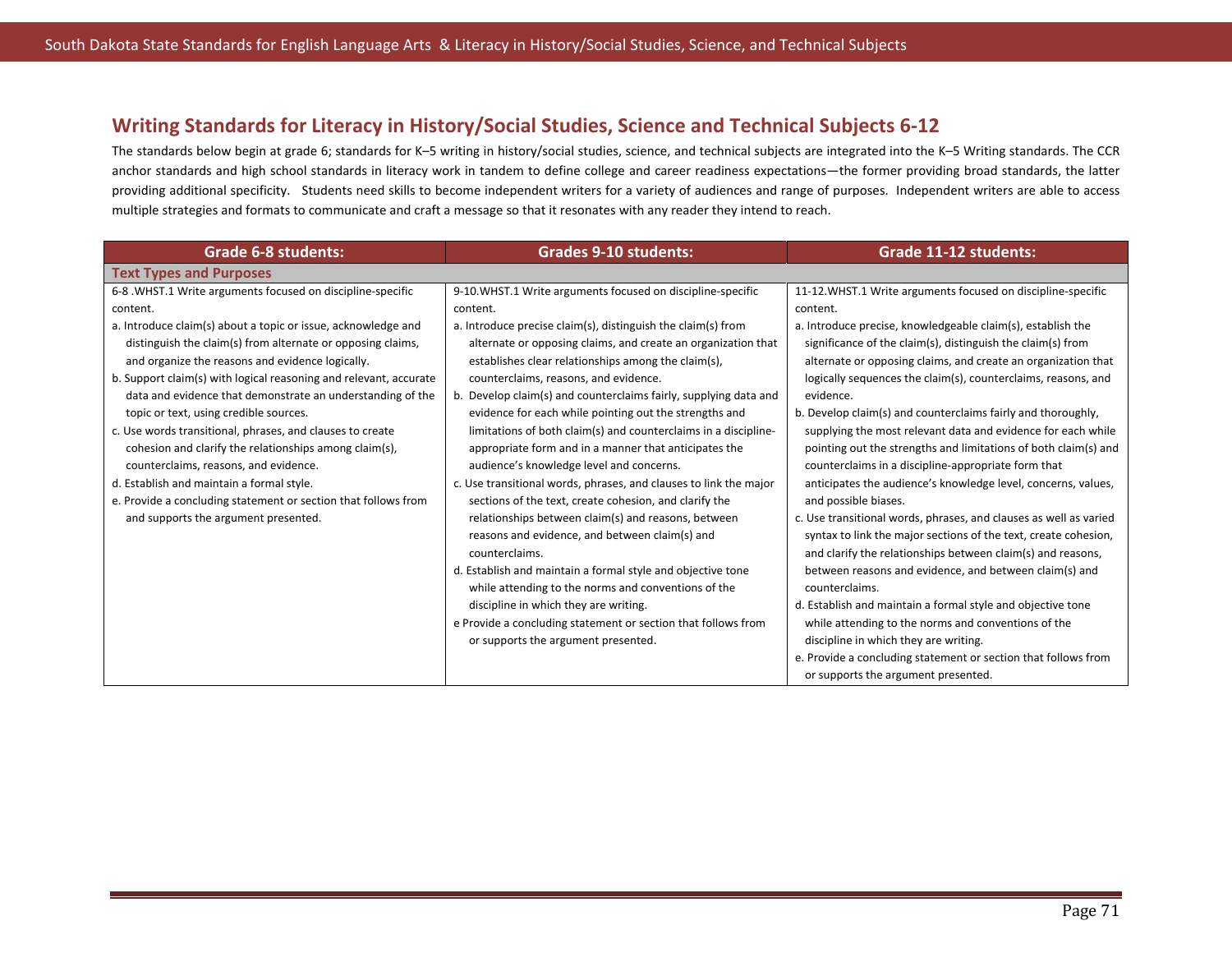## Writing Standards for Literacy in History/Social Studies, Science and Technical Subjects 6-12

The standards below begin at grade 6; standards for K–5 writing in history/social studies, science, and technical subjects are integrated into the K–5 Writing standards. The CCR anchor standards and high school standards in literacy work in tandem to define college and career readiness expectations—the former providing broad standards, the latter providing additional specificity. Students need skills to become independent writers for a variety of audiences and range of purposes. Independent writers are able to access multiple strategies and formats to communicate and craft a message so that it resonates with any reader they intend to reach.

| Grade 6-8 students: | Grades 9-10 students: | Grade 11-12 students: |
|---|---|---|
| **Text Types and Purposes** | | |
| 6-8 .WHST.1 Write arguments focused on discipline-specific content.<br>a. Introduce claim(s) about a topic or issue, acknowledge and distinguish the claim(s) from alternate or opposing claims, and organize the reasons and evidence logically.<br>b. Support claim(s) with logical reasoning and relevant, accurate data and evidence that demonstrate an understanding of the topic or text, using credible sources.<br>c. Use words transitional, phrases, and clauses to create cohesion and clarify the relationships among claim(s), counterclaims, reasons, and evidence.<br>d. Establish and maintain a formal style.<br>e. Provide a concluding statement or section that follows from and supports the argument presented. | 9-10.WHST.1 Write arguments focused on discipline-specific content.<br>a. Introduce precise claim(s), distinguish the claim(s) from alternate or opposing claims, and create an organization that establishes clear relationships among the claim(s), counterclaims, reasons, and evidence.<br>b. Develop claim(s) and counterclaims fairly, supplying data and evidence for each while pointing out the strengths and limitations of both claim(s) and counterclaims in a discipline-appropriate form and in a manner that anticipates the audience's knowledge level and concerns.<br>c. Use transitional words, phrases, and clauses to link the major sections of the text, create cohesion, and clarify the relationships between claim(s) and reasons, between reasons and evidence, and between claim(s) and counterclaims.<br>d. Establish and maintain a formal style and objective tone while attending to the norms and conventions of the discipline in which they are writing.<br>e Provide a concluding statement or section that follows from or supports the argument presented. | 11-12.WHST.1 Write arguments focused on discipline-specific content.<br>a. Introduce precise, knowledgeable claim(s), establish the significance of the claim(s), distinguish the claim(s) from alternate or opposing claims, and create an organization that logically sequences the claim(s), counterclaims, reasons, and evidence.<br>b. Develop claim(s) and counterclaims fairly and thoroughly, supplying the most relevant data and evidence for each while pointing out the strengths and limitations of both claim(s) and counterclaims in a discipline-appropriate form that anticipates the audience's knowledge level, concerns, values, and possible biases.<br>c. Use transitional words, phrases, and clauses as well as varied syntax to link the major sections of the text, create cohesion, and clarify the relationships between claim(s) and reasons, between reasons and evidence, and between claim(s) and counterclaims.<br>d. Establish and maintain a formal style and objective tone while attending to the norms and conventions of the discipline in which they are writing.<br>e. Provide a concluding statement or section that follows from or supports the argument presented. |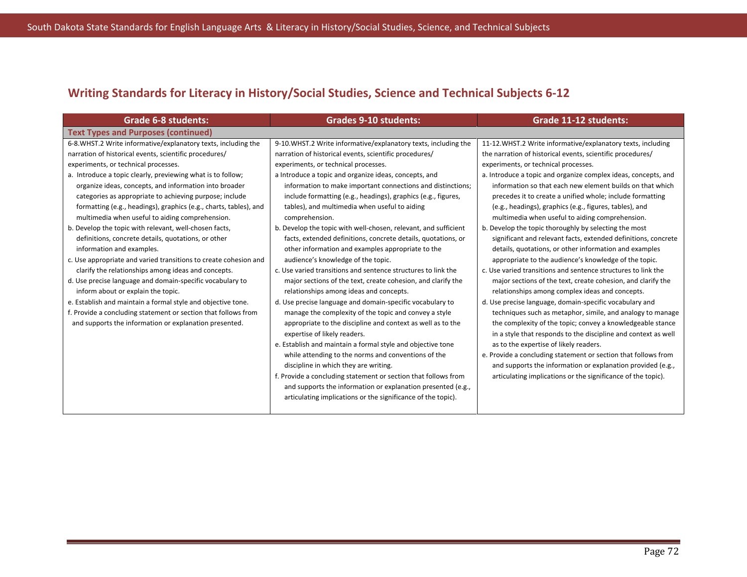## Writing Standards for Literacy in History/Social Studies, Science and Technical Subjects 6-12

| Grade 6-8 students: | Grades 9-10 students: | Grade 11-12 students: |
|---|---|---|
| **Text Types and Purposes (continued)** | | |
| 6-8.WHST.2 Write informative/explanatory texts, including the narration of historical events, scientific procedures/ experiments, or technical processes.<br>a. Introduce a topic clearly, previewing what is to follow; organize ideas, concepts, and information into broader categories as appropriate to achieving purpose; include formatting (e.g., headings), graphics (e.g., charts, tables), and multimedia when useful to aiding comprehension.<br>b. Develop the topic with relevant, well-chosen facts, definitions, concrete details, quotations, or other information and examples.<br>c. Use appropriate and varied transitions to create cohesion and clarify the relationships among ideas and concepts.<br>d. Use precise language and domain-specific vocabulary to inform about or explain the topic.<br>e. Establish and maintain a formal style and objective tone.<br>f. Provide a concluding statement or section that follows from and supports the information or explanation presented. | 9-10.WHST.2 Write informative/explanatory texts, including the narration of historical events, scientific procedures/ experiments, or technical processes.<br>a Introduce a topic and organize ideas, concepts, and information to make important connections and distinctions; include formatting (e.g., headings), graphics (e.g., figures, tables), and multimedia when useful to aiding comprehension.<br>b. Develop the topic with well-chosen, relevant, and sufficient facts, extended definitions, concrete details, quotations, or other information and examples appropriate to the audience's knowledge of the topic.<br>c. Use varied transitions and sentence structures to link the major sections of the text, create cohesion, and clarify the relationships among ideas and concepts.<br>d. Use precise language and domain-specific vocabulary to manage the complexity of the topic and convey a style appropriate to the discipline and context as well as to the expertise of likely readers.<br>e. Establish and maintain a formal style and objective tone while attending to the norms and conventions of the discipline in which they are writing.<br>f. Provide a concluding statement or section that follows from and supports the information or explanation presented (e.g., articulating implications or the significance of the topic). | 11-12.WHST.2 Write informative/explanatory texts, including the narration of historical events, scientific procedures/ experiments, or technical processes.<br>a. Introduce a topic and organize complex ideas, concepts, and information so that each new element builds on that which precedes it to create a unified whole; include formatting (e.g., headings), graphics (e.g., figures, tables), and multimedia when useful to aiding comprehension.<br>b. Develop the topic thoroughly by selecting the most significant and relevant facts, extended definitions, concrete details, quotations, or other information and examples appropriate to the audience's knowledge of the topic.<br>c. Use varied transitions and sentence structures to link the major sections of the text, create cohesion, and clarify the relationships among complex ideas and concepts.<br>d. Use precise language, domain-specific vocabulary and techniques such as metaphor, simile, and analogy to manage the complexity of the topic; convey a knowledgeable stance in a style that responds to the discipline and context as well as to the expertise of likely readers.<br>e. Provide a concluding statement or section that follows from and supports the information or explanation provided (e.g., articulating implications or the significance of the topic). |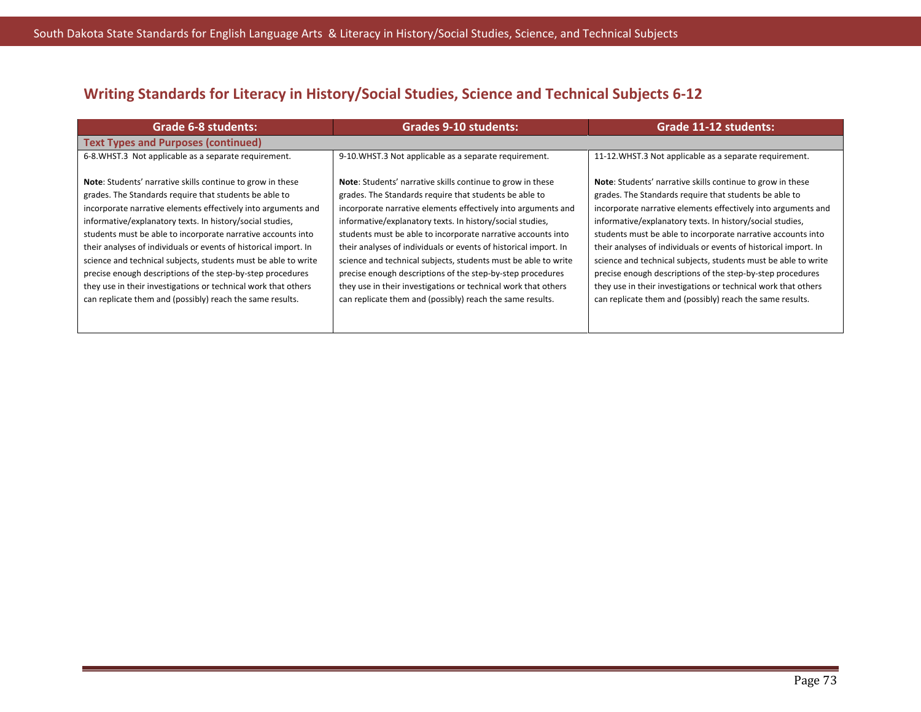## Writing Standards for Literacy in History/Social Studies, Science and Technical Subjects 6-12

| Grade 6-8 students: | Grades 9-10 students: | Grade 11-12 students: |
|---|---|---|
| **Text Types and Purposes (continued)** | | |
| 6-8.WHST.3 Not applicable as a separate requirement.<br><br>**Note**: Students' narrative skills continue to grow in these grades. The Standards require that students be able to incorporate narrative elements effectively into arguments and informative/explanatory texts. In history/social studies, students must be able to incorporate narrative accounts into their analyses of individuals or events of historical import. In science and technical subjects, students must be able to write precise enough descriptions of the step-by-step procedures they use in their investigations or technical work that others can replicate them and (possibly) reach the same results. | 9-10.WHST.3 Not applicable as a separate requirement.<br><br>**Note**: Students' narrative skills continue to grow in these grades. The Standards require that students be able to incorporate narrative elements effectively into arguments and informative/explanatory texts. In history/social studies, students must be able to incorporate narrative accounts into their analyses of individuals or events of historical import. In science and technical subjects, students must be able to write precise enough descriptions of the step-by-step procedures they use in their investigations or technical work that others can replicate them and (possibly) reach the same results. | 11-12.WHST.3 Not applicable as a separate requirement.<br><br>**Note**: Students' narrative skills continue to grow in these grades. The Standards require that students be able to incorporate narrative elements effectively into arguments and informative/explanatory texts. In history/social studies, students must be able to incorporate narrative accounts into their analyses of individuals or events of historical import. In science and technical subjects, students must be able to write precise enough descriptions of the step-by-step procedures they use in their investigations or technical work that others can replicate them and (possibly) reach the same results. |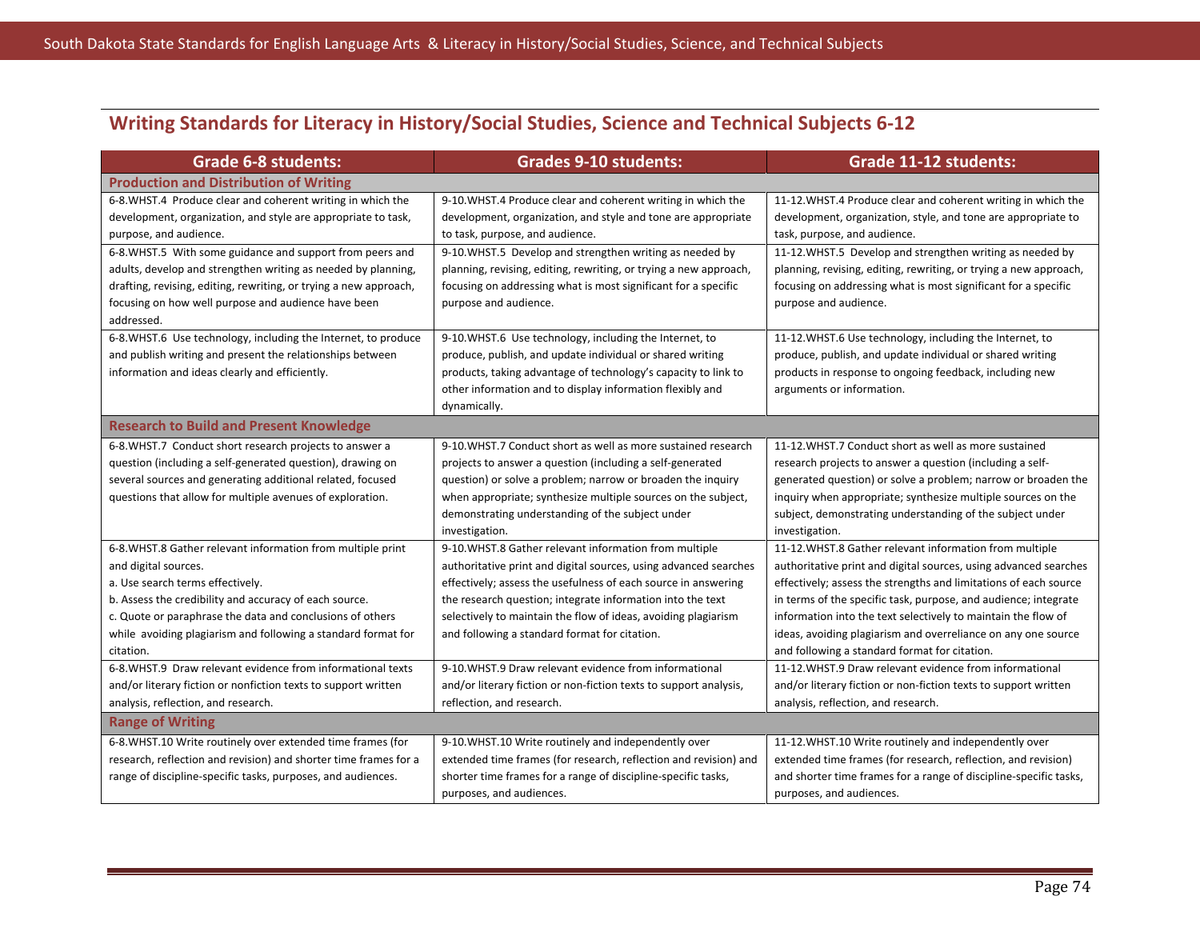## Writing Standards for Literacy in History/Social Studies, Science and Technical Subjects 6-12

| Grade 6-8 students: | Grades 9-10 students: | Grade 11-12 students: |
|---|---|---|
| **Production and Distribution of Writing** | | |
| 6-8.WHST.4 Produce clear and coherent writing in which the development, organization, and style are appropriate to task, purpose, and audience. | 9-10.WHST.4 Produce clear and coherent writing in which the development, organization, and style and tone are appropriate to task, purpose, and audience. | 11-12.WHST.4 Produce clear and coherent writing in which the development, organization, style, and tone are appropriate to task, purpose, and audience. |
| 6-8.WHST.5 With some guidance and support from peers and adults, develop and strengthen writing as needed by planning, drafting, revising, editing, rewriting, or trying a new approach, focusing on how well purpose and audience have been addressed. | 9-10.WHST.5 Develop and strengthen writing as needed by planning, revising, editing, rewriting, or trying a new approach, focusing on addressing what is most significant for a specific purpose and audience. | 11-12.WHST.5 Develop and strengthen writing as needed by planning, revising, editing, rewriting, or trying a new approach, focusing on addressing what is most significant for a specific purpose and audience. |
| 6-8.WHST.6 Use technology, including the Internet, to produce and publish writing and present the relationships between information and ideas clearly and efficiently. | 9-10.WHST.6 Use technology, including the Internet, to produce, publish, and update individual or shared writing products, taking advantage of technology's capacity to link to other information and to display information flexibly and dynamically. | 11-12.WHST.6 Use technology, including the Internet, to produce, publish, and update individual or shared writing products in response to ongoing feedback, including new arguments or information. |
| **Research to Build and Present Knowledge** | | |
| 6-8.WHST.7 Conduct short research projects to answer a question (including a self-generated question), drawing on several sources and generating additional related, focused questions that allow for multiple avenues of exploration. | 9-10.WHST.7 Conduct short as well as more sustained research projects to answer a question (including a self-generated question) or solve a problem; narrow or broaden the inquiry when appropriate; synthesize multiple sources on the subject, demonstrating understanding of the subject under investigation. | 11-12.WHST.7 Conduct short as well as more sustained research projects to answer a question (including a self-generated question) or solve a problem; narrow or broaden the inquiry when appropriate; synthesize multiple sources on the subject, demonstrating understanding of the subject under investigation. |
| 6-8.WHST.8 Gather relevant information from multiple print and digital sources.<br>a. Use search terms effectively.<br>b. Assess the credibility and accuracy of each source.<br>c. Quote or paraphrase the data and conclusions of others while avoiding plagiarism and following a standard format for citation. | 9-10.WHST.8 Gather relevant information from multiple authoritative print and digital sources, using advanced searches effectively; assess the usefulness of each source in answering the research question; integrate information into the text selectively to maintain the flow of ideas, avoiding plagiarism and following a standard format for citation. | 11-12.WHST.8 Gather relevant information from multiple authoritative print and digital sources, using advanced searches effectively; assess the strengths and limitations of each source in terms of the specific task, purpose, and audience; integrate information into the text selectively to maintain the flow of ideas, avoiding plagiarism and overreliance on any one source and following a standard format for citation. |
| 6-8.WHST.9 Draw relevant evidence from informational texts and/or literary fiction or nonfiction texts to support written analysis, reflection, and research. | 9-10.WHST.9 Draw relevant evidence from informational and/or literary fiction or non-fiction texts to support analysis, reflection, and research. | 11-12.WHST.9 Draw relevant evidence from informational and/or literary fiction or non-fiction texts to support written analysis, reflection, and research. |
| **Range of Writing** | | |
| 6-8.WHST.10 Write routinely over extended time frames (for research, reflection and revision) and shorter time frames for a range of discipline-specific tasks, purposes, and audiences. | 9-10.WHST.10 Write routinely and independently over extended time frames (for research, reflection and revision) and shorter time frames for a range of discipline-specific tasks, purposes, and audiences. | 11-12.WHST.10 Write routinely and independently over extended time frames (for research, reflection, and revision) and shorter time frames for a range of discipline-specific tasks, purposes, and audiences. |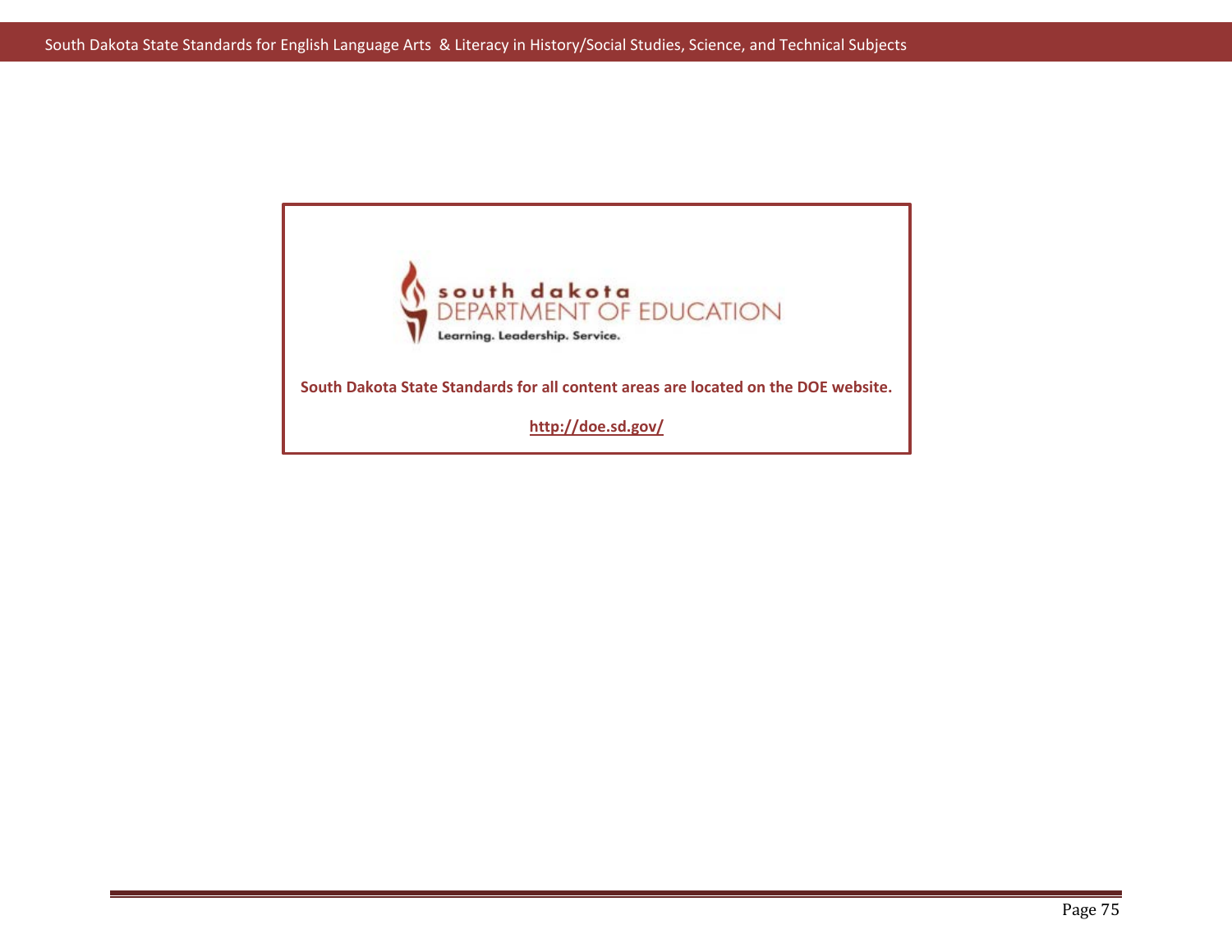south dakota
DEPARTMENT OF EDUCATION
Learning. Leadership. Service.

**South Dakota State Standards for all content areas are located on the DOE website.**

**http://doe.sd.gov/**